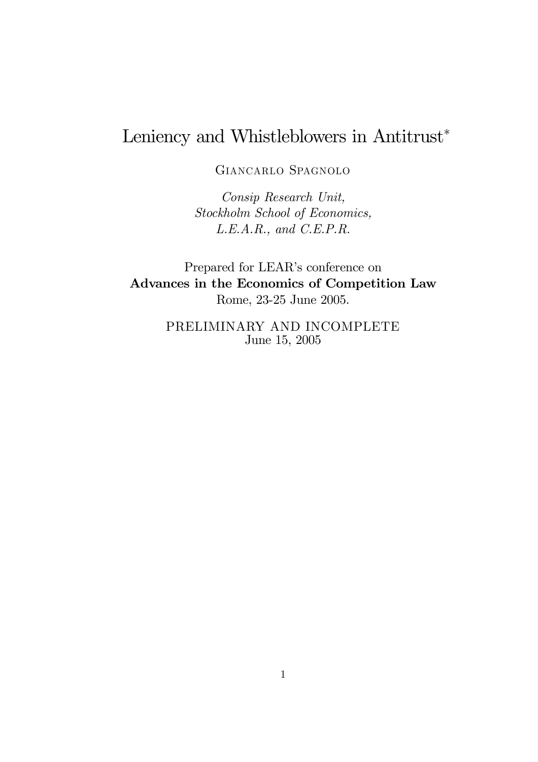# Leniency and Whistleblowers in Antitrust*

Giancarlo Spagnolo

*Consip Research Unit,*
*Stockholm School of Economics,*
*L.E.A.R., and C.E.P.R.*

Prepared for LEAR's conference on
**Advances in the Economics of Competition Law**
Rome, 23-25 June 2005.

PRELIMINARY AND INCOMPLETE
June 15, 2005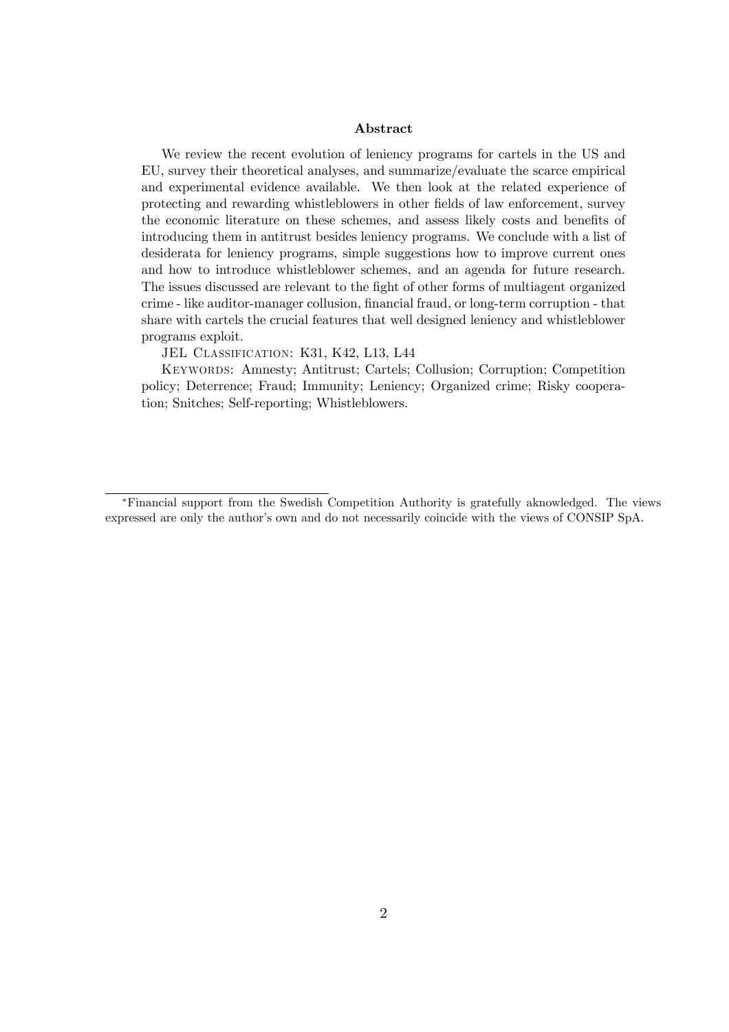**Abstract**

We review the recent evolution of leniency programs for cartels in the US and EU, survey their theoretical analyses, and summarize/evaluate the scarce empirical and experimental evidence available. We then look at the related experience of protecting and rewarding whistleblowers in other fields of law enforcement, survey the economic literature on these schemes, and assess likely costs and benefits of introducing them in antitrust besides leniency programs. We conclude with a list of desiderata for leniency programs, simple suggestions how to improve current ones and how to introduce whistleblower schemes, and an agenda for future research. The issues discussed are relevant to the fight of other forms of multiagent organized crime - like auditor-manager collusion, financial fraud, or long-term corruption - that share with cartels the crucial features that well designed leniency and whistleblower programs exploit.

JEL Classification: K31, K42, L13, L44

Keywords: Amnesty; Antitrust; Cartels; Collusion; Corruption; Competition policy; Deterrence; Fraud; Immunity; Leniency; Organized crime; Risky cooperation; Snitches; Self-reporting; Whistleblowers.

---

*Financial support from the Swedish Competition Authority is gratefully aknowledged. The views expressed are only the author's own and do not necessarily coincide with the views of CONSIP SpA.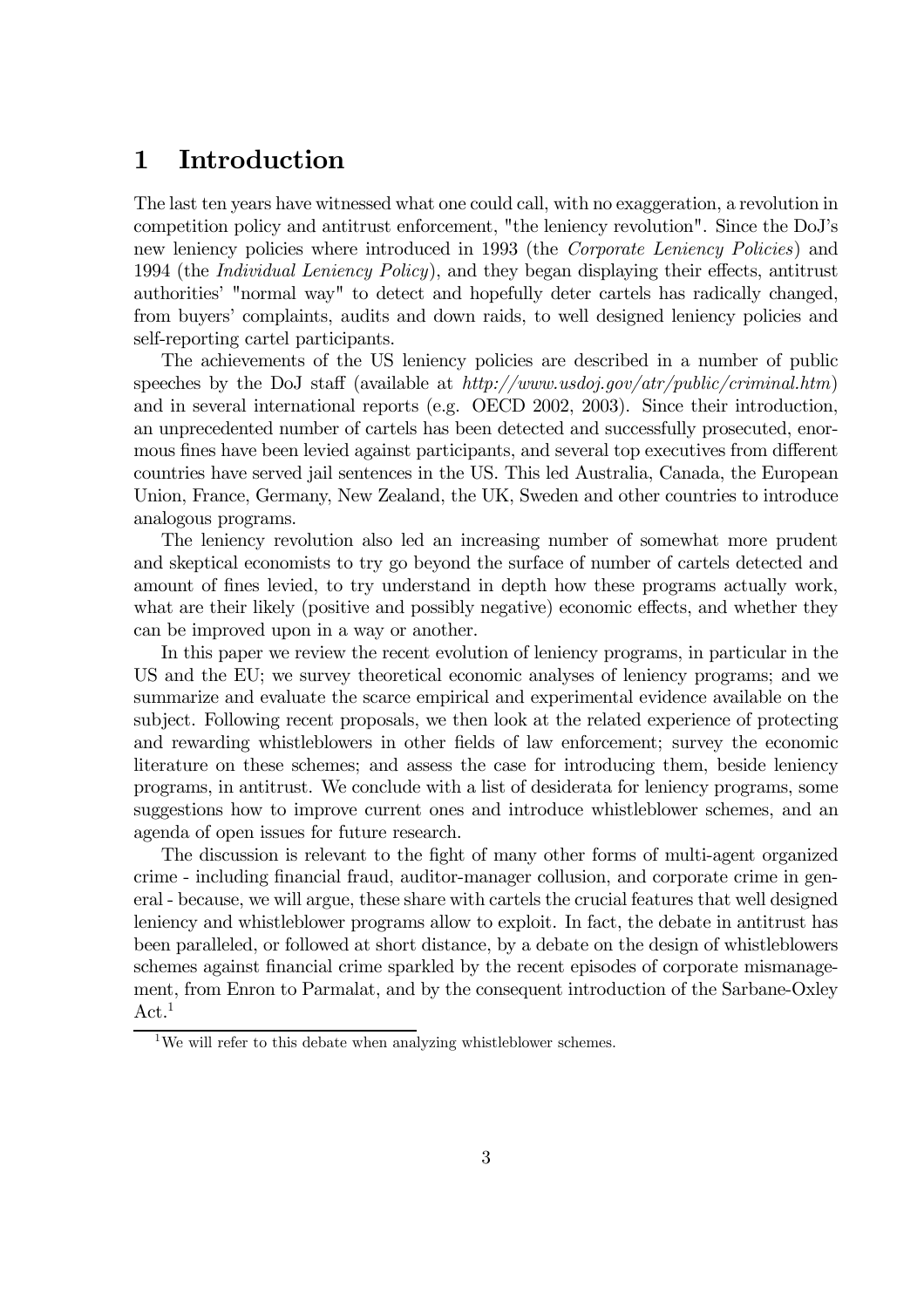# 1 Introduction

The last ten years have witnessed what one could call, with no exaggeration, a revolution in competition policy and antitrust enforcement, "the leniency revolution". Since the DoJ's new leniency policies where introduced in 1993 (the *Corporate Leniency Policies*) and 1994 (the *Individual Leniency Policy*), and they began displaying their effects, antitrust authorities' "normal way" to detect and hopefully deter cartels has radically changed, from buyers' complaints, audits and down raids, to well designed leniency policies and self-reporting cartel participants.

The achievements of the US leniency policies are described in a number of public speeches by the DoJ staff (available at *http://www.usdoj.gov/atr/public/criminal.htm*) and in several international reports (e.g. OECD 2002, 2003). Since their introduction, an unprecedented number of cartels has been detected and successfully prosecuted, enormous fines have been levied against participants, and several top executives from different countries have served jail sentences in the US. This led Australia, Canada, the European Union, France, Germany, New Zealand, the UK, Sweden and other countries to introduce analogous programs.

The leniency revolution also led an increasing number of somewhat more prudent and skeptical economists to try go beyond the surface of number of cartels detected and amount of fines levied, to try understand in depth how these programs actually work, what are their likely (positive and possibly negative) economic effects, and whether they can be improved upon in a way or another.

In this paper we review the recent evolution of leniency programs, in particular in the US and the EU; we survey theoretical economic analyses of leniency programs; and we summarize and evaluate the scarce empirical and experimental evidence available on the subject. Following recent proposals, we then look at the related experience of protecting and rewarding whistleblowers in other fields of law enforcement; survey the economic literature on these schemes; and assess the case for introducing them, beside leniency programs, in antitrust. We conclude with a list of desiderata for leniency programs, some suggestions how to improve current ones and introduce whistleblower schemes, and an agenda of open issues for future research.

The discussion is relevant to the fight of many other forms of multi-agent organized crime - including financial fraud, auditor-manager collusion, and corporate crime in general - because, we will argue, these share with cartels the crucial features that well designed leniency and whistleblower programs allow to exploit. In fact, the debate in antitrust has been paralleled, or followed at short distance, by a debate on the design of whistleblowers schemes against financial crime sparkled by the recent episodes of corporate mismanagement, from Enron to Parmalat, and by the consequent introduction of the Sarbane-Oxley Act.[1]

[1] We will refer to this debate when analyzing whistleblower schemes.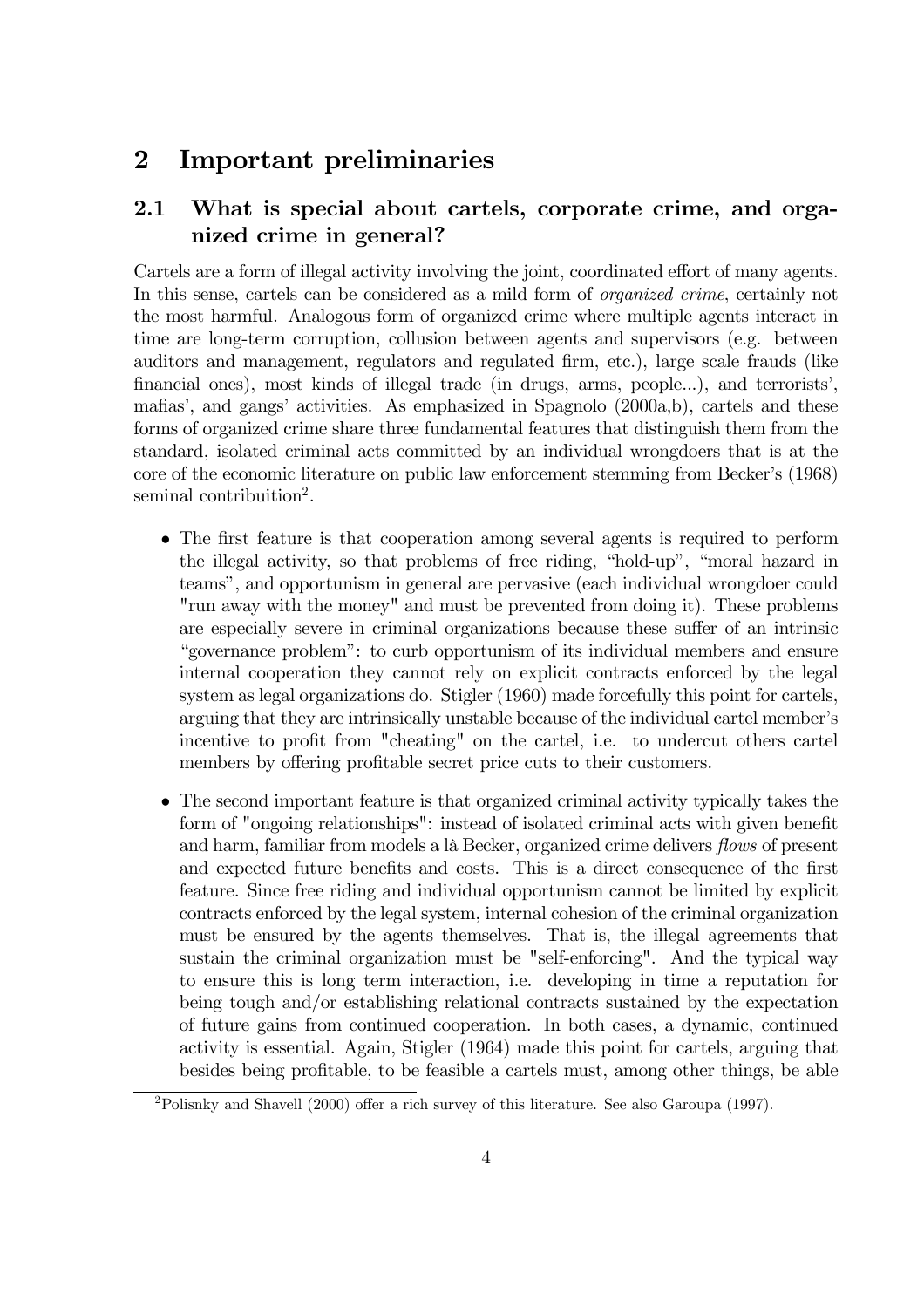# 2 Important preliminaries

## 2.1 What is special about cartels, corporate crime, and organized crime in general?

Cartels are a form of illegal activity involving the joint, coordinated effort of many agents. In this sense, cartels can be considered as a mild form of *organized crime*, certainly not the most harmful. Analogous form of organized crime where multiple agents interact in time are long-term corruption, collusion between agents and supervisors (e.g. between auditors and management, regulators and regulated firm, etc.), large scale frauds (like financial ones), most kinds of illegal trade (in drugs, arms, people...), and terrorists', mafias', and gangs' activities. As emphasized in Spagnolo (2000a,b), cartels and these forms of organized crime share three fundamental features that distinguish them from the standard, isolated criminal acts committed by an individual wrongdoers that is at the core of the economic literature on public law enforcement stemming from Becker's (1968) seminal contribuition[2].

- The first feature is that cooperation among several agents is required to perform the illegal activity, so that problems of free riding, "hold-up", "moral hazard in teams", and opportunism in general are pervasive (each individual wrongdoer could "run away with the money" and must be prevented from doing it). These problems are especially severe in criminal organizations because these suffer of an intrinsic "governance problem": to curb opportunism of its individual members and ensure internal cooperation they cannot rely on explicit contracts enforced by the legal system as legal organizations do. Stigler (1960) made forcefully this point for cartels, arguing that they are intrinsically unstable because of the individual cartel member's incentive to profit from "cheating" on the cartel, i.e. to undercut others cartel members by offering profitable secret price cuts to their customers.

- The second important feature is that organized criminal activity typically takes the form of "ongoing relationships": instead of isolated criminal acts with given benefit and harm, familiar from models a là Becker, organized crime delivers *flows* of present and expected future benefits and costs. This is a direct consequence of the first feature. Since free riding and individual opportunism cannot be limited by explicit contracts enforced by the legal system, internal cohesion of the criminal organization must be ensured by the agents themselves. That is, the illegal agreements that sustain the criminal organization must be "self-enforcing". And the typical way to ensure this is long term interaction, i.e. developing in time a reputation for being tough and/or establishing relational contracts sustained by the expectation of future gains from continued cooperation. In both cases, a dynamic, continued activity is essential. Again, Stigler (1964) made this point for cartels, arguing that besides being profitable, to be feasible a cartels must, among other things, be able

[2] Polisnky and Shavell (2000) offer a rich survey of this literature. See also Garoupa (1997).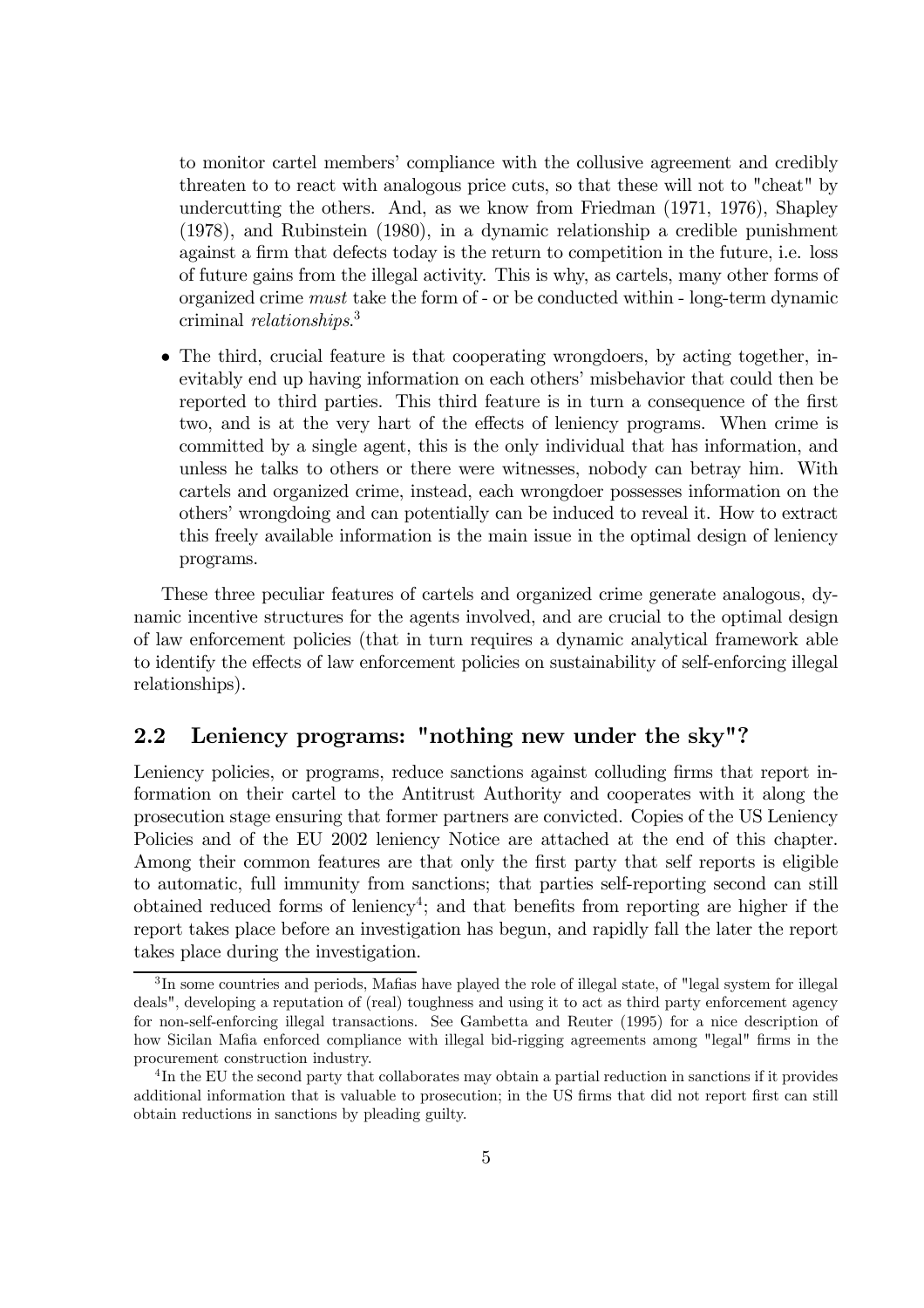to monitor cartel members' compliance with the collusive agreement and credibly threaten to to react with analogous price cuts, so that these will not to "cheat" by undercutting the others. And, as we know from Friedman (1971, 1976), Shapley (1978), and Rubinstein (1980), in a dynamic relationship a credible punishment against a firm that defects today is the return to competition in the future, i.e. loss of future gains from the illegal activity. This is why, as cartels, many other forms of organized crime *must* take the form of - or be conducted within - long-term dynamic criminal *relationships*.[3]

- The third, crucial feature is that cooperating wrongdoers, by acting together, inevitably end up having information on each others' misbehavior that could then be reported to third parties. This third feature is in turn a consequence of the first two, and is at the very hart of the effects of leniency programs. When crime is committed by a single agent, this is the only individual that has information, and unless he talks to others or there were witnesses, nobody can betray him. With cartels and organized crime, instead, each wrongdoer possesses information on the others' wrongdoing and can potentially can be induced to reveal it. How to extract this freely available information is the main issue in the optimal design of leniency programs.

These three peculiar features of cartels and organized crime generate analogous, dynamic incentive structures for the agents involved, and are crucial to the optimal design of law enforcement policies (that in turn requires a dynamic analytical framework able to identify the effects of law enforcement policies on sustainability of self-enforcing illegal relationships).

## 2.2 Leniency programs: "nothing new under the sky"?

Leniency policies, or programs, reduce sanctions against colluding firms that report information on their cartel to the Antitrust Authority and cooperates with it along the prosecution stage ensuring that former partners are convicted. Copies of the US Leniency Policies and of the EU 2002 leniency Notice are attached at the end of this chapter. Among their common features are that only the first party that self reports is eligible to automatic, full immunity from sanctions; that parties self-reporting second can still obtained reduced forms of leniency[4]; and that benefits from reporting are higher if the report takes place before an investigation has begun, and rapidly fall the later the report takes place during the investigation.

[3] In some countries and periods, Mafias have played the role of illegal state, of "legal system for illegal deals", developing a reputation of (real) toughness and using it to act as third party enforcement agency for non-self-enforcing illegal transactions. See Gambetta and Reuter (1995) for a nice description of how Sicilan Mafia enforced compliance with illegal bid-rigging agreements among "legal" firms in the procurement construction industry.

[4] In the EU the second party that collaborates may obtain a partial reduction in sanctions if it provides additional information that is valuable to prosecution; in the US firms that did not report first can still obtain reductions in sanctions by pleading guilty.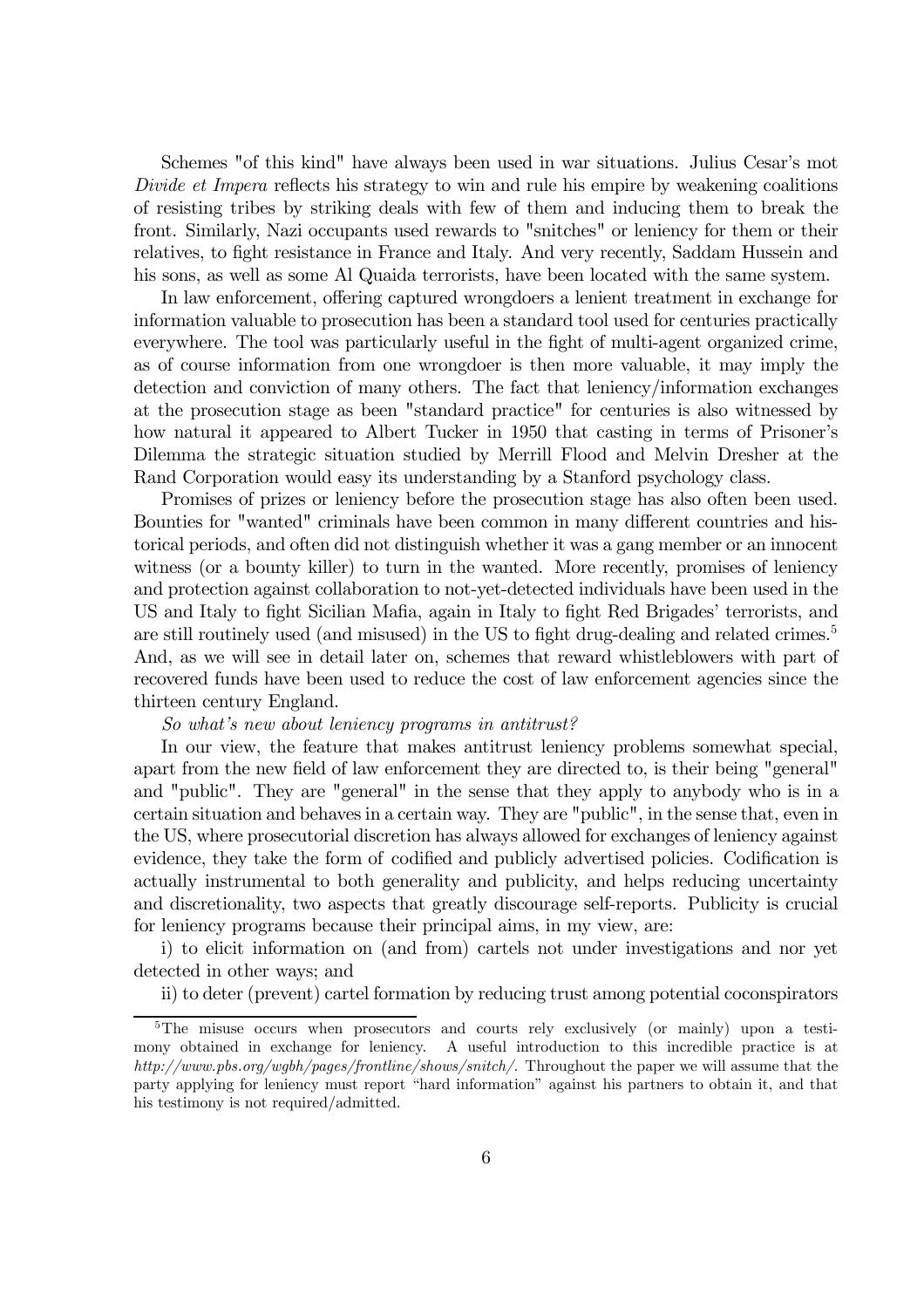Schemes "of this kind" have always been used in war situations. Julius Cesar's mot *Divide et Impera* reflects his strategy to win and rule his empire by weakening coalitions of resisting tribes by striking deals with few of them and inducing them to break the front. Similarly, Nazi occupants used rewards to "snitches" or leniency for them or their relatives, to fight resistance in France and Italy. And very recently, Saddam Hussein and his sons, as well as some Al Quaida terrorists, have been located with the same system.

In law enforcement, offering captured wrongdoers a lenient treatment in exchange for information valuable to prosecution has been a standard tool used for centuries practically everywhere. The tool was particularly useful in the fight of multi-agent organized crime, as of course information from one wrongdoer is then more valuable, it may imply the detection and conviction of many others. The fact that leniency/information exchanges at the prosecution stage as been "standard practice" for centuries is also witnessed by how natural it appeared to Albert Tucker in 1950 that casting in terms of Prisoner's Dilemma the strategic situation studied by Merrill Flood and Melvin Dresher at the Rand Corporation would easy its understanding by a Stanford psychology class.

Promises of prizes or leniency before the prosecution stage has also often been used. Bounties for "wanted" criminals have been common in many different countries and historical periods, and often did not distinguish whether it was a gang member or an innocent witness (or a bounty killer) to turn in the wanted. More recently, promises of leniency and protection against collaboration to not-yet-detected individuals have been used in the US and Italy to fight Sicilian Mafia, again in Italy to fight Red Brigades' terrorists, and are still routinely used (and misused) in the US to fight drug-dealing and related crimes.[5] And, as we will see in detail later on, schemes that reward whistleblowers with part of recovered funds have been used to reduce the cost of law enforcement agencies since the thirteen century England.

*So what's new about leniency programs in antitrust?*

In our view, the feature that makes antitrust leniency problems somewhat special, apart from the new field of law enforcement they are directed to, is their being "general" and "public". They are "general" in the sense that they apply to anybody who is in a certain situation and behaves in a certain way. They are "public", in the sense that, even in the US, where prosecutorial discretion has always allowed for exchanges of leniency against evidence, they take the form of codified and publicly advertised policies. Codification is actually instrumental to both generality and publicity, and helps reducing uncertainty and discretionality, two aspects that greatly discourage self-reports. Publicity is crucial for leniency programs because their principal aims, in my view, are:

i) to elicit information on (and from) cartels not under investigations and nor yet detected in other ways; and

ii) to deter (prevent) cartel formation by reducing trust among potential coconspirators

[5] The misuse occurs when prosecutors and courts rely exclusively (or mainly) upon a testimony obtained in exchange for leniency. A useful introduction to this incredible practice is at *http://www.pbs.org/wgbh/pages/frontline/shows/snitch/.* Throughout the paper we will assume that the party applying for leniency must report "hard information" against his partners to obtain it, and that his testimony is not required/admitted.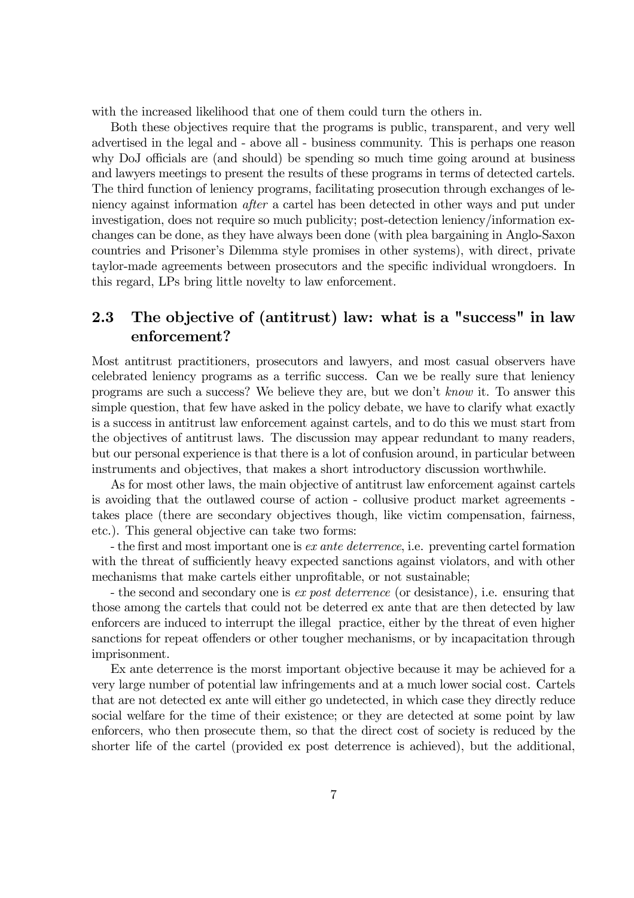with the increased likelihood that one of them could turn the others in.

Both these objectives require that the programs is public, transparent, and very well advertised in the legal and - above all - business community. This is perhaps one reason why DoJ officials are (and should) be spending so much time going around at business and lawyers meetings to present the results of these programs in terms of detected cartels. The third function of leniency programs, facilitating prosecution through exchanges of leniency against information *after* a cartel has been detected in other ways and put under investigation, does not require so much publicity; post-detection leniency/information exchanges can be done, as they have always been done (with plea bargaining in Anglo-Saxon countries and Prisoner's Dilemma style promises in other systems), with direct, private taylor-made agreements between prosecutors and the specific individual wrongdoers. In this regard, LPs bring little novelty to law enforcement.

## 2.3 The objective of (antitrust) law: what is a "success" in law enforcement?

Most antitrust practitioners, prosecutors and lawyers, and most casual observers have celebrated leniency programs as a terrific success. Can we be really sure that leniency programs are such a success? We believe they are, but we don't *know* it. To answer this simple question, that few have asked in the policy debate, we have to clarify what exactly is a success in antitrust law enforcement against cartels, and to do this we must start from the objectives of antitrust laws. The discussion may appear redundant to many readers, but our personal experience is that there is a lot of confusion around, in particular between instruments and objectives, that makes a short introductory discussion worthwhile.

As for most other laws, the main objective of antitrust law enforcement against cartels is avoiding that the outlawed course of action - collusive product market agreements - takes place (there are secondary objectives though, like victim compensation, fairness, etc.). This general objective can take two forms:

- the first and most important one is *ex ante deterrence*, i.e. preventing cartel formation with the threat of sufficiently heavy expected sanctions against violators, and with other mechanisms that make cartels either unprofitable, or not sustainable;

- the second and secondary one is *ex post deterrence* (or desistance), i.e. ensuring that those among the cartels that could not be deterred ex ante that are then detected by law enforcers are induced to interrupt the illegal practice, either by the threat of even higher sanctions for repeat offenders or other tougher mechanisms, or by incapacitation through imprisonment.

Ex ante deterrence is the morst important objective because it may be achieved for a very large number of potential law infringements and at a much lower social cost. Cartels that are not detected ex ante will either go undetected, in which case they directly reduce social welfare for the time of their existence; or they are detected at some point by law enforcers, who then prosecute them, so that the direct cost of society is reduced by the shorter life of the cartel (provided ex post deterrence is achieved), but the additional,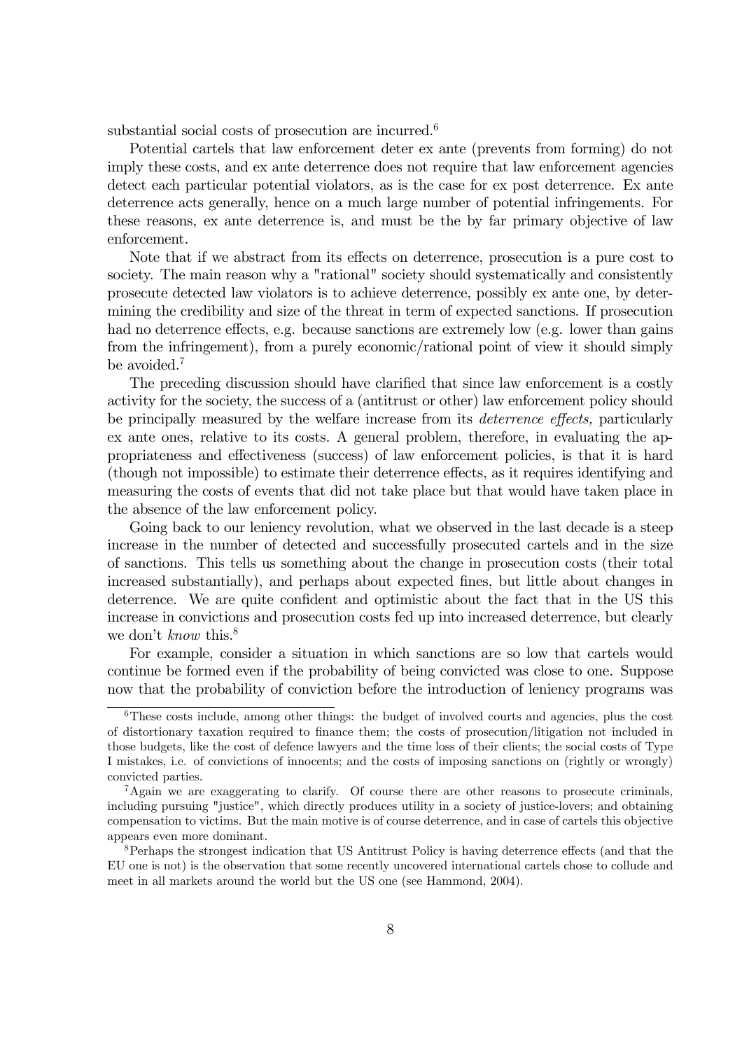substantial social costs of prosecution are incurred.[6]

Potential cartels that law enforcement deter ex ante (prevents from forming) do not imply these costs, and ex ante deterrence does not require that law enforcement agencies detect each particular potential violators, as is the case for ex post deterrence. Ex ante deterrence acts generally, hence on a much large number of potential infringements. For these reasons, ex ante deterrence is, and must be the by far primary objective of law enforcement.

Note that if we abstract from its effects on deterrence, prosecution is a pure cost to society. The main reason why a "rational" society should systematically and consistently prosecute detected law violators is to achieve deterrence, possibly ex ante one, by determining the credibility and size of the threat in term of expected sanctions. If prosecution had no deterrence effects, e.g. because sanctions are extremely low (e.g. lower than gains from the infringement), from a purely economic/rational point of view it should simply be avoided.[7]

The preceding discussion should have clarified that since law enforcement is a costly activity for the society, the success of a (antitrust or other) law enforcement policy should be principally measured by the welfare increase from its *deterrence effects,* particularly ex ante ones, relative to its costs. A general problem, therefore, in evaluating the appropriateness and effectiveness (success) of law enforcement policies, is that it is hard (though not impossible) to estimate their deterrence effects, as it requires identifying and measuring the costs of events that did not take place but that would have taken place in the absence of the law enforcement policy.

Going back to our leniency revolution, what we observed in the last decade is a steep increase in the number of detected and successfully prosecuted cartels and in the size of sanctions. This tells us something about the change in prosecution costs (their total increased substantially), and perhaps about expected fines, but little about changes in deterrence. We are quite confident and optimistic about the fact that in the US this increase in convictions and prosecution costs fed up into increased deterrence, but clearly we don't *know* this.[8]

For example, consider a situation in which sanctions are so low that cartels would continue be formed even if the probability of being convicted was close to one. Suppose now that the probability of conviction before the introduction of leniency programs was

---

[6] These costs include, among other things: the budget of involved courts and agencies, plus the cost of distortionary taxation required to finance them; the costs of prosecution/litigation not included in those budgets, like the cost of defence lawyers and the time loss of their clients; the social costs of Type I mistakes, i.e. of convictions of innocents; and the costs of imposing sanctions on (rightly or wrongly) convicted parties.

[7] Again we are exaggerating to clarify. Of course there are other reasons to prosecute criminals, including pursuing "justice", which directly produces utility in a society of justice-lovers; and obtaining compensation to victims. But the main motive is of course deterrence, and in case of cartels this objective appears even more dominant.

[8] Perhaps the strongest indication that US Antitrust Policy is having deterrence effects (and that the EU one is not) is the observation that some recently uncovered international cartels chose to collude and meet in all markets around the world but the US one (see Hammond, 2004).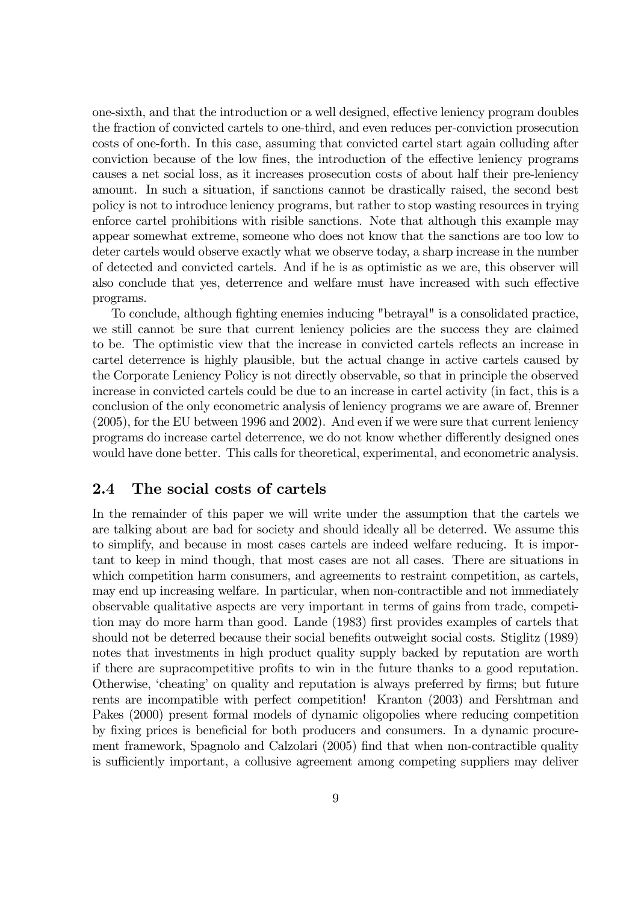one-sixth, and that the introduction or a well designed, effective leniency program doubles the fraction of convicted cartels to one-third, and even reduces per-conviction prosecution costs of one-forth. In this case, assuming that convicted cartel start again colluding after conviction because of the low fines, the introduction of the effective leniency programs causes a net social loss, as it increases prosecution costs of about half their pre-leniency amount. In such a situation, if sanctions cannot be drastically raised, the second best policy is not to introduce leniency programs, but rather to stop wasting resources in trying enforce cartel prohibitions with risible sanctions. Note that although this example may appear somewhat extreme, someone who does not know that the sanctions are too low to deter cartels would observe exactly what we observe today, a sharp increase in the number of detected and convicted cartels. And if he is as optimistic as we are, this observer will also conclude that yes, deterrence and welfare must have increased with such effective programs.

To conclude, although fighting enemies inducing "betrayal" is a consolidated practice, we still cannot be sure that current leniency policies are the success they are claimed to be. The optimistic view that the increase in convicted cartels reflects an increase in cartel deterrence is highly plausible, but the actual change in active cartels caused by the Corporate Leniency Policy is not directly observable, so that in principle the observed increase in convicted cartels could be due to an increase in cartel activity (in fact, this is a conclusion of the only econometric analysis of leniency programs we are aware of, Brenner (2005), for the EU between 1996 and 2002). And even if we were sure that current leniency programs do increase cartel deterrence, we do not know whether differently designed ones would have done better. This calls for theoretical, experimental, and econometric analysis.

## 2.4 The social costs of cartels

In the remainder of this paper we will write under the assumption that the cartels we are talking about are bad for society and should ideally all be deterred. We assume this to simplify, and because in most cases cartels are indeed welfare reducing. It is important to keep in mind though, that most cases are not all cases. There are situations in which competition harm consumers, and agreements to restraint competition, as cartels, may end up increasing welfare. In particular, when non-contractible and not immediately observable qualitative aspects are very important in terms of gains from trade, competition may do more harm than good. Lande (1983) first provides examples of cartels that should not be deterred because their social benefits outweight social costs. Stiglitz (1989) notes that investments in high product quality supply backed by reputation are worth if there are supracompetitive profits to win in the future thanks to a good reputation. Otherwise, 'cheating' on quality and reputation is always preferred by firms; but future rents are incompatible with perfect competition! Kranton (2003) and Fershtman and Pakes (2000) present formal models of dynamic oligopolies where reducing competition by fixing prices is beneficial for both producers and consumers. In a dynamic procurement framework, Spagnolo and Calzolari (2005) find that when non-contractible quality is sufficiently important, a collusive agreement among competing suppliers may deliver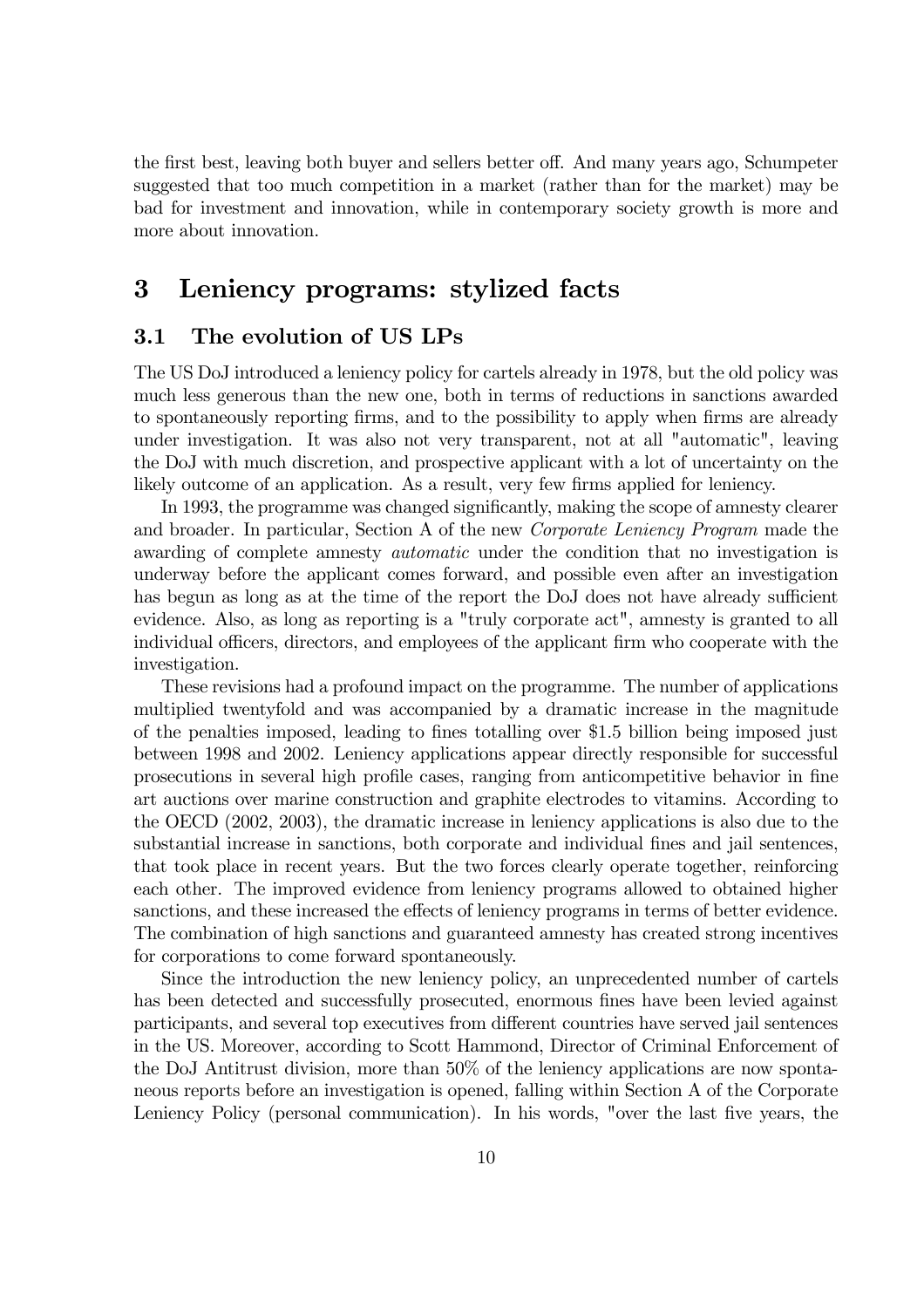the first best, leaving both buyer and sellers better off. And many years ago, Schumpeter suggested that too much competition in a market (rather than for the market) may be bad for investment and innovation, while in contemporary society growth is more and more about innovation.

# 3 Leniency programs: stylized facts

## 3.1 The evolution of US LPs

The US DoJ introduced a leniency policy for cartels already in 1978, but the old policy was much less generous than the new one, both in terms of reductions in sanctions awarded to spontaneously reporting firms, and to the possibility to apply when firms are already under investigation. It was also not very transparent, not at all "automatic", leaving the DoJ with much discretion, and prospective applicant with a lot of uncertainty on the likely outcome of an application. As a result, very few firms applied for leniency.

In 1993, the programme was changed significantly, making the scope of amnesty clearer and broader. In particular, Section A of the new *Corporate Leniency Program* made the awarding of complete amnesty *automatic* under the condition that no investigation is underway before the applicant comes forward, and possible even after an investigation has begun as long as at the time of the report the DoJ does not have already sufficient evidence. Also, as long as reporting is a "truly corporate act", amnesty is granted to all individual officers, directors, and employees of the applicant firm who cooperate with the investigation.

These revisions had a profound impact on the programme. The number of applications multiplied twentyfold and was accompanied by a dramatic increase in the magnitude of the penalties imposed, leading to fines totalling over \$1.5 billion being imposed just between 1998 and 2002. Leniency applications appear directly responsible for successful prosecutions in several high profile cases, ranging from anticompetitive behavior in fine art auctions over marine construction and graphite electrodes to vitamins. According to the OECD (2002, 2003), the dramatic increase in leniency applications is also due to the substantial increase in sanctions, both corporate and individual fines and jail sentences, that took place in recent years. But the two forces clearly operate together, reinforcing each other. The improved evidence from leniency programs allowed to obtained higher sanctions, and these increased the effects of leniency programs in terms of better evidence. The combination of high sanctions and guaranteed amnesty has created strong incentives for corporations to come forward spontaneously.

Since the introduction the new leniency policy, an unprecedented number of cartels has been detected and successfully prosecuted, enormous fines have been levied against participants, and several top executives from different countries have served jail sentences in the US. Moreover, according to Scott Hammond, Director of Criminal Enforcement of the DoJ Antitrust division, more than 50% of the leniency applications are now spontaneous reports before an investigation is opened, falling within Section A of the Corporate Leniency Policy (personal communication). In his words, "over the last five years, the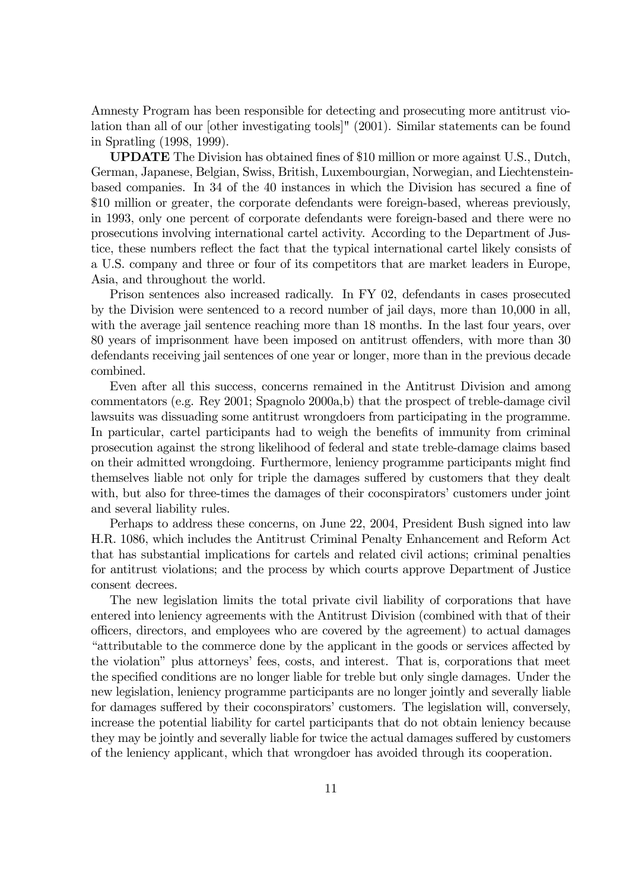Amnesty Program has been responsible for detecting and prosecuting more antitrust violation than all of our [other investigating tools]" (2001). Similar statements can be found in Spratling (1998, 1999).

**UPDATE** The Division has obtained fines of $10 million or more against U.S., Dutch, German, Japanese, Belgian, Swiss, British, Luxembourgian, Norwegian, and Liechtenstein-based companies. In 34 of the 40 instances in which the Division has secured a fine of $10 million or greater, the corporate defendants were foreign-based, whereas previously, in 1993, only one percent of corporate defendants were foreign-based and there were no prosecutions involving international cartel activity. According to the Department of Justice, these numbers reflect the fact that the typical international cartel likely consists of a U.S. company and three or four of its competitors that are market leaders in Europe, Asia, and throughout the world.

Prison sentences also increased radically. In FY 02, defendants in cases prosecuted by the Division were sentenced to a record number of jail days, more than 10,000 in all, with the average jail sentence reaching more than 18 months. In the last four years, over 80 years of imprisonment have been imposed on antitrust offenders, with more than 30 defendants receiving jail sentences of one year or longer, more than in the previous decade combined.

Even after all this success, concerns remained in the Antitrust Division and among commentators (e.g. Rey 2001; Spagnolo 2000a,b) that the prospect of treble-damage civil lawsuits was dissuading some antitrust wrongdoers from participating in the programme. In particular, cartel participants had to weigh the benefits of immunity from criminal prosecution against the strong likelihood of federal and state treble-damage claims based on their admitted wrongdoing. Furthermore, leniency programme participants might find themselves liable not only for triple the damages suffered by customers that they dealt with, but also for three-times the damages of their coconspirators' customers under joint and several liability rules.

Perhaps to address these concerns, on June 22, 2004, President Bush signed into law H.R. 1086, which includes the Antitrust Criminal Penalty Enhancement and Reform Act that has substantial implications for cartels and related civil actions; criminal penalties for antitrust violations; and the process by which courts approve Department of Justice consent decrees.

The new legislation limits the total private civil liability of corporations that have entered into leniency agreements with the Antitrust Division (combined with that of their officers, directors, and employees who are covered by the agreement) to actual damages "attributable to the commerce done by the applicant in the goods or services affected by the violation" plus attorneys' fees, costs, and interest. That is, corporations that meet the specified conditions are no longer liable for treble but only single damages. Under the new legislation, leniency programme participants are no longer jointly and severally liable for damages suffered by their coconspirators' customers. The legislation will, conversely, increase the potential liability for cartel participants that do not obtain leniency because they may be jointly and severally liable for twice the actual damages suffered by customers of the leniency applicant, which that wrongdoer has avoided through its cooperation.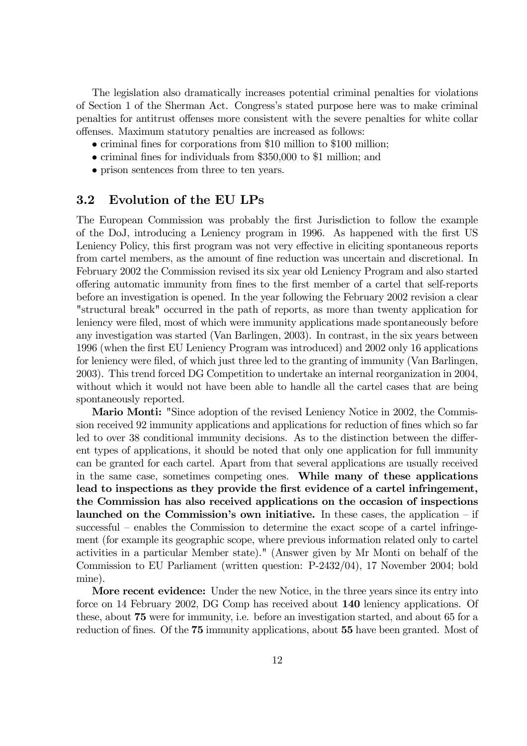The legislation also dramatically increases potential criminal penalties for violations of Section 1 of the Sherman Act. Congress's stated purpose here was to make criminal penalties for antitrust offenses more consistent with the severe penalties for white collar offenses. Maximum statutory penalties are increased as follows:

- criminal fines for corporations from $10 million to $100 million;
- criminal fines for individuals from $350,000 to $1 million; and
- prison sentences from three to ten years.

## 3.2 Evolution of the EU LPs

The European Commission was probably the first Jurisdiction to follow the example of the DoJ, introducing a Leniency program in 1996. As happened with the first US Leniency Policy, this first program was not very effective in eliciting spontaneous reports from cartel members, as the amount of fine reduction was uncertain and discretional. In February 2002 the Commission revised its six year old Leniency Program and also started offering automatic immunity from fines to the first member of a cartel that self-reports before an investigation is opened. In the year following the February 2002 revision a clear "structural break" occurred in the path of reports, as more than twenty application for leniency were filed, most of which were immunity applications made spontaneously before any investigation was started (Van Barlingen, 2003). In contrast, in the six years between 1996 (when the first EU Leniency Program was introduced) and 2002 only 16 applications for leniency were filed, of which just three led to the granting of immunity (Van Barlingen, 2003). This trend forced DG Competition to undertake an internal reorganization in 2004, without which it would not have been able to handle all the cartel cases that are being spontaneously reported.

**Mario Monti:** "Since adoption of the revised Leniency Notice in 2002, the Commission received 92 immunity applications and applications for reduction of fines which so far led to over 38 conditional immunity decisions. As to the distinction between the different types of applications, it should be noted that only one application for full immunity can be granted for each cartel. Apart from that several applications are usually received in the same case, sometimes competing ones. **While many of these applications lead to inspections as they provide the first evidence of a cartel infringement, the Commission has also received applications on the occasion of inspections launched on the Commission's own initiative.** In these cases, the application – if successful – enables the Commission to determine the exact scope of a cartel infringement (for example its geographic scope, where previous information related only to cartel activities in a particular Member state)." (Answer given by Mr Monti on behalf of the Commission to EU Parliament (written question: P-2432/04), 17 November 2004; bold mine).

**More recent evidence:** Under the new Notice, in the three years since its entry into force on 14 February 2002, DG Comp has received about **140** leniency applications. Of these, about **75** were for immunity, i.e. before an investigation started, and about 65 for a reduction of fines. Of the **75** immunity applications, about **55** have been granted. Most of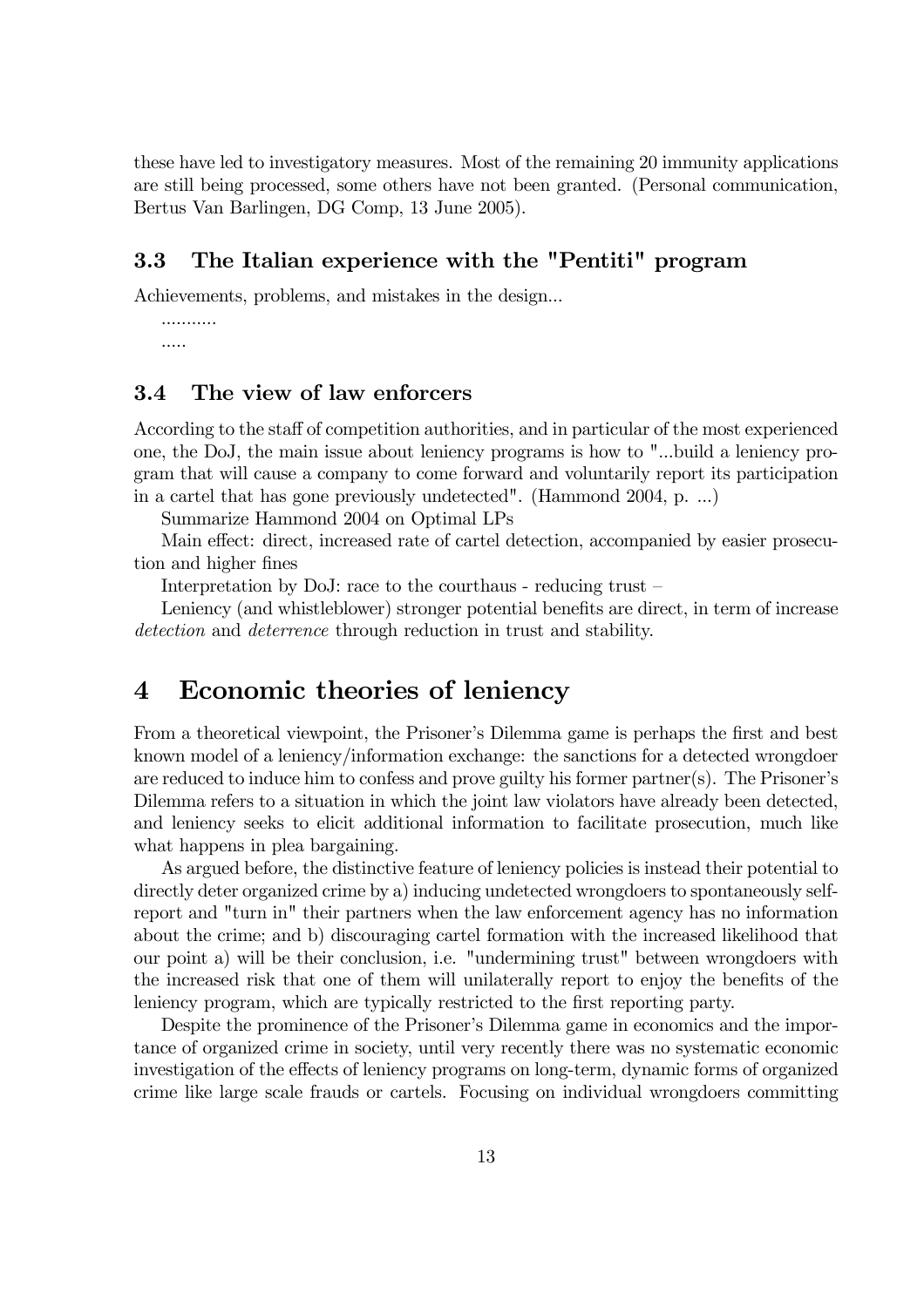these have led to investigatory measures. Most of the remaining 20 immunity applications are still being processed, some others have not been granted. (Personal communication, Bertus Van Barlingen, DG Comp, 13 June 2005).

### 3.3 The Italian experience with the "Pentiti" program

Achievements, problems, and mistakes in the design...

...........

.....

### 3.4 The view of law enforcers

According to the staff of competition authorities, and in particular of the most experienced one, the DoJ, the main issue about leniency programs is how to "...build a leniency program that will cause a company to come forward and voluntarily report its participation in a cartel that has gone previously undetected". (Hammond 2004, p. ...)

Summarize Hammond 2004 on Optimal LPs

Main effect: direct, increased rate of cartel detection, accompanied by easier prosecution and higher fines

Interpretation by DoJ: race to the courthaus - reducing trust –

Leniency (and whistleblower) stronger potential benefits are direct, in term of increase *detection* and *deterrence* through reduction in trust and stability.

## 4 Economic theories of leniency

From a theoretical viewpoint, the Prisoner's Dilemma game is perhaps the first and best known model of a leniency/information exchange: the sanctions for a detected wrongdoer are reduced to induce him to confess and prove guilty his former partner(s). The Prisoner's Dilemma refers to a situation in which the joint law violators have already been detected, and leniency seeks to elicit additional information to facilitate prosecution, much like what happens in plea bargaining.

As argued before, the distinctive feature of leniency policies is instead their potential to directly deter organized crime by a) inducing undetected wrongdoers to spontaneously self-report and "turn in" their partners when the law enforcement agency has no information about the crime; and b) discouraging cartel formation with the increased likelihood that our point a) will be their conclusion, i.e. "undermining trust" between wrongdoers with the increased risk that one of them will unilaterally report to enjoy the benefits of the leniency program, which are typically restricted to the first reporting party.

Despite the prominence of the Prisoner's Dilemma game in economics and the importance of organized crime in society, until very recently there was no systematic economic investigation of the effects of leniency programs on long-term, dynamic forms of organized crime like large scale frauds or cartels. Focusing on individual wrongdoers committing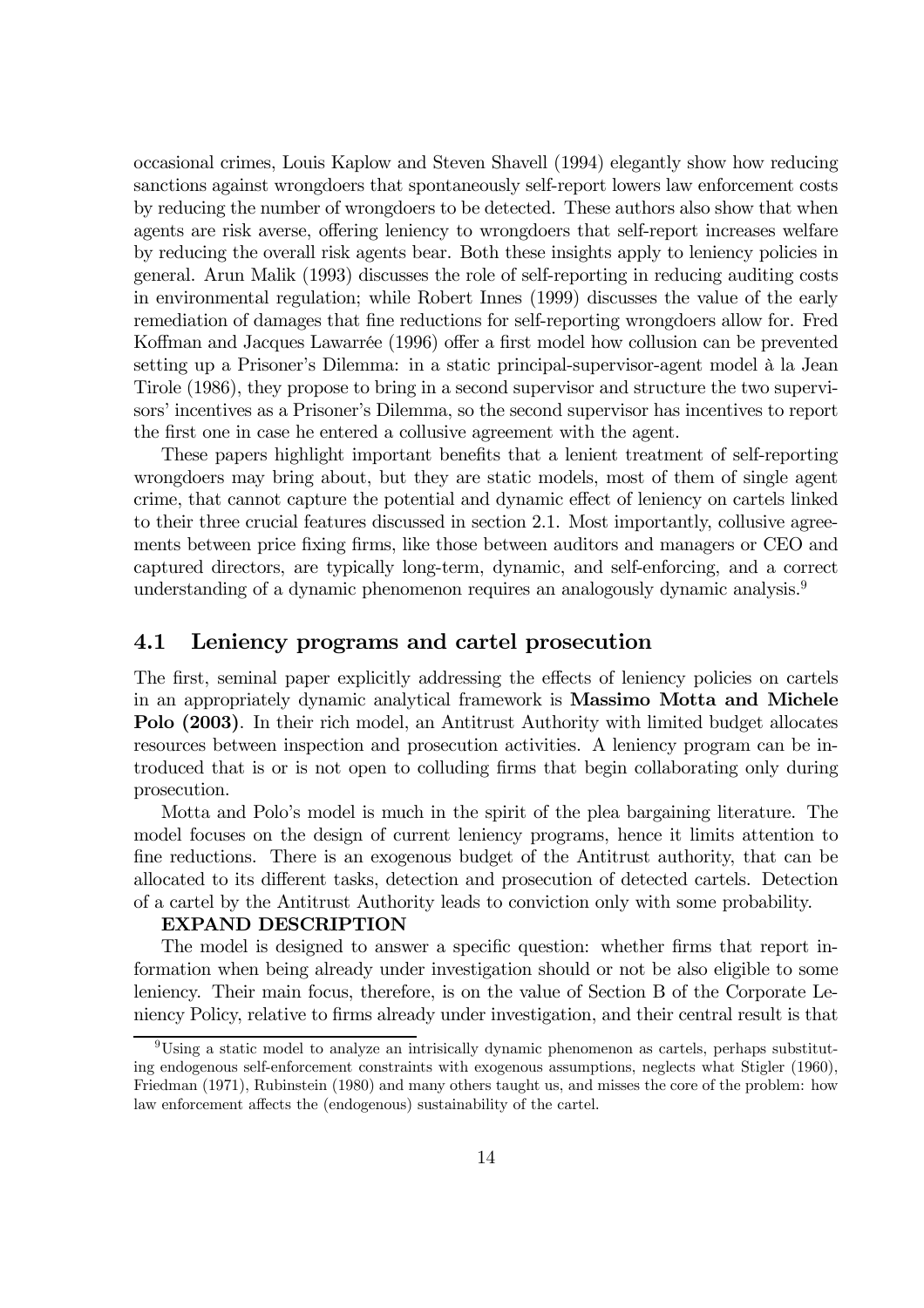occasional crimes, Louis Kaplow and Steven Shavell (1994) elegantly show how reducing sanctions against wrongdoers that spontaneously self-report lowers law enforcement costs by reducing the number of wrongdoers to be detected. These authors also show that when agents are risk averse, offering leniency to wrongdoers that self-report increases welfare by reducing the overall risk agents bear. Both these insights apply to leniency policies in general. Arun Malik (1993) discusses the role of self-reporting in reducing auditing costs in environmental regulation; while Robert Innes (1999) discusses the value of the early remediation of damages that fine reductions for self-reporting wrongdoers allow for. Fred Koffman and Jacques Lawarrée (1996) offer a first model how collusion can be prevented setting up a Prisoner's Dilemma: in a static principal-supervisor-agent model à la Jean Tirole (1986), they propose to bring in a second supervisor and structure the two supervisors' incentives as a Prisoner's Dilemma, so the second supervisor has incentives to report the first one in case he entered a collusive agreement with the agent.

These papers highlight important benefits that a lenient treatment of self-reporting wrongdoers may bring about, but they are static models, most of them of single agent crime, that cannot capture the potential and dynamic effect of leniency on cartels linked to their three crucial features discussed in section 2.1. Most importantly, collusive agreements between price fixing firms, like those between auditors and managers or CEO and captured directors, are typically long-term, dynamic, and self-enforcing, and a correct understanding of a dynamic phenomenon requires an analogously dynamic analysis.[9]

## 4.1 Leniency programs and cartel prosecution

The first, seminal paper explicitly addressing the effects of leniency policies on cartels in an appropriately dynamic analytical framework is **Massimo Motta and Michele Polo (2003)**. In their rich model, an Antitrust Authority with limited budget allocates resources between inspection and prosecution activities. A leniency program can be introduced that is or is not open to colluding firms that begin collaborating only during prosecution.

Motta and Polo's model is much in the spirit of the plea bargaining literature. The model focuses on the design of current leniency programs, hence it limits attention to fine reductions. There is an exogenous budget of the Antitrust authority, that can be allocated to its different tasks, detection and prosecution of detected cartels. Detection of a cartel by the Antitrust Authority leads to conviction only with some probability.

**EXPAND DESCRIPTION**

The model is designed to answer a specific question: whether firms that report information when being already under investigation should or not be also eligible to some leniency. Their main focus, therefore, is on the value of Section B of the Corporate Leniency Policy, relative to firms already under investigation, and their central result is that

[9] Using a static model to analyze an intrisically dynamic phenomenon as cartels, perhaps substituting endogenous self-enforcement constraints with exogenous assumptions, neglects what Stigler (1960), Friedman (1971), Rubinstein (1980) and many others taught us, and misses the core of the problem: how law enforcement affects the (endogenous) sustainability of the cartel.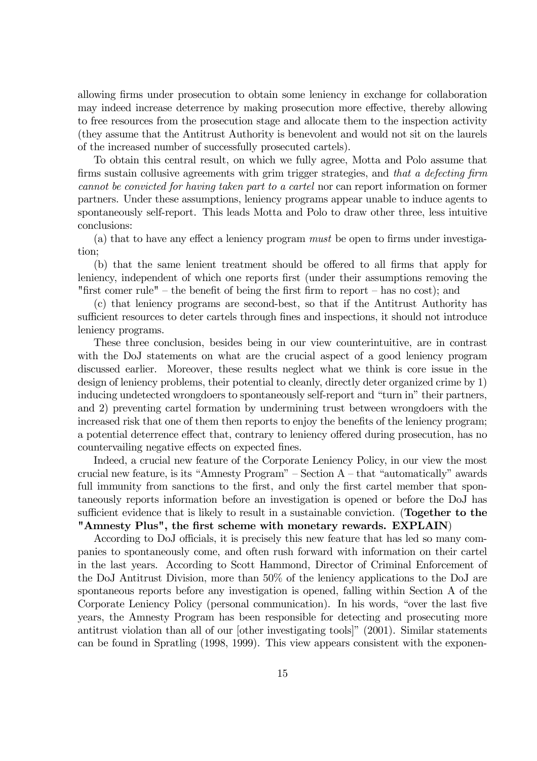allowing firms under prosecution to obtain some leniency in exchange for collaboration may indeed increase deterrence by making prosecution more effective, thereby allowing to free resources from the prosecution stage and allocate them to the inspection activity (they assume that the Antitrust Authority is benevolent and would not sit on the laurels of the increased number of successfully prosecuted cartels).

To obtain this central result, on which we fully agree, Motta and Polo assume that firms sustain collusive agreements with grim trigger strategies, and *that a defecting firm cannot be convicted for having taken part to a cartel* nor can report information on former partners. Under these assumptions, leniency programs appear unable to induce agents to spontaneously self-report. This leads Motta and Polo to draw other three, less intuitive conclusions:

(a) that to have any effect a leniency program *must* be open to firms under investigation;

(b) that the same lenient treatment should be offered to all firms that apply for leniency, independent of which one reports first (under their assumptions removing the "first comer rule" – the benefit of being the first firm to report – has no cost); and

(c) that leniency programs are second-best, so that if the Antitrust Authority has sufficient resources to deter cartels through fines and inspections, it should not introduce leniency programs.

These three conclusion, besides being in our view counterintuitive, are in contrast with the DoJ statements on what are the crucial aspect of a good leniency program discussed earlier. Moreover, these results neglect what we think is core issue in the design of leniency problems, their potential to cleanly, directly deter organized crime by 1) inducing undetected wrongdoers to spontaneously self-report and "turn in" their partners, and 2) preventing cartel formation by undermining trust between wrongdoers with the increased risk that one of them then reports to enjoy the benefits of the leniency program; a potential deterrence effect that, contrary to leniency offered during prosecution, has no countervailing negative effects on expected fines.

Indeed, a crucial new feature of the Corporate Leniency Policy, in our view the most crucial new feature, is its "Amnesty Program" – Section A – that "automatically" awards full immunity from sanctions to the first, and only the first cartel member that spontaneously reports information before an investigation is opened or before the DoJ has sufficient evidence that is likely to result in a sustainable conviction. (**Together to the "Amnesty Plus", the first scheme with monetary rewards. EXPLAIN**)

According to DoJ officials, it is precisely this new feature that has led so many companies to spontaneously come, and often rush forward with information on their cartel in the last years. According to Scott Hammond, Director of Criminal Enforcement of the DoJ Antitrust Division, more than 50% of the leniency applications to the DoJ are spontaneous reports before any investigation is opened, falling within Section A of the Corporate Leniency Policy (personal communication). In his words, "over the last five years, the Amnesty Program has been responsible for detecting and prosecuting more antitrust violation than all of our [other investigating tools]" (2001). Similar statements can be found in Spratling (1998, 1999). This view appears consistent with the exponen-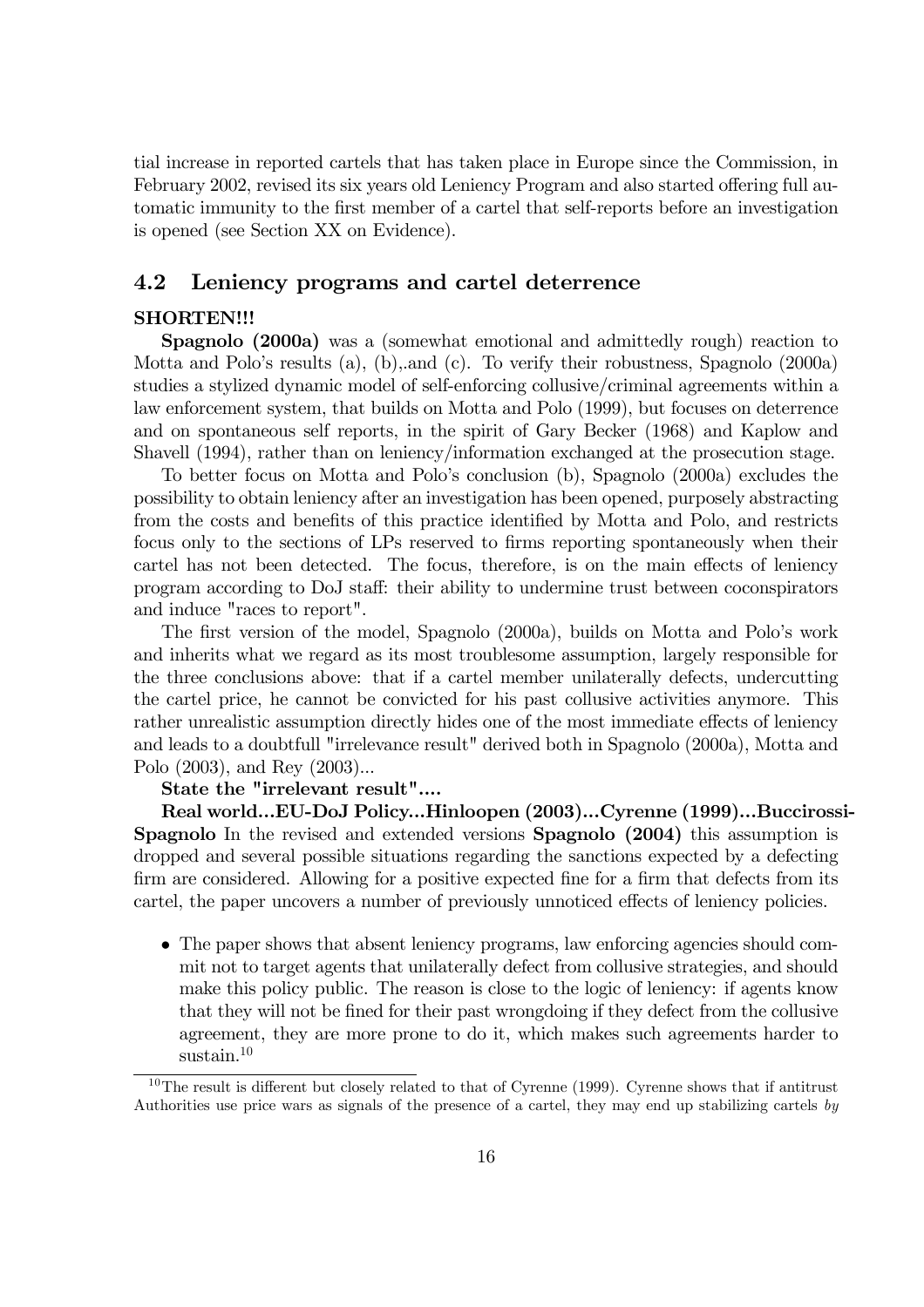tial increase in reported cartels that has taken place in Europe since the Commission, in February 2002, revised its six years old Leniency Program and also started offering full automatic immunity to the first member of a cartel that self-reports before an investigation is opened (see Section XX on Evidence).

## 4.2 Leniency programs and cartel deterrence

**SHORTEN!!!**

**Spagnolo (2000a)** was a (somewhat emotional and admittedly rough) reaction to Motta and Polo's results (a), (b),.and (c). To verify their robustness, Spagnolo (2000a) studies a stylized dynamic model of self-enforcing collusive/criminal agreements within a law enforcement system, that builds on Motta and Polo (1999), but focuses on deterrence and on spontaneous self reports, in the spirit of Gary Becker (1968) and Kaplow and Shavell (1994), rather than on leniency/information exchanged at the prosecution stage.

To better focus on Motta and Polo's conclusion (b), Spagnolo (2000a) excludes the possibility to obtain leniency after an investigation has been opened, purposely abstracting from the costs and benefits of this practice identified by Motta and Polo, and restricts focus only to the sections of LPs reserved to firms reporting spontaneously when their cartel has not been detected. The focus, therefore, is on the main effects of leniency program according to DoJ staff: their ability to undermine trust between coconspirators and induce "races to report".

The first version of the model, Spagnolo (2000a), builds on Motta and Polo's work and inherits what we regard as its most troublesome assumption, largely responsible for the three conclusions above: that if a cartel member unilaterally defects, undercutting the cartel price, he cannot be convicted for his past collusive activities anymore. This rather unrealistic assumption directly hides one of the most immediate effects of leniency and leads to a doubtfull "irrelevance result" derived both in Spagnolo (2000a), Motta and Polo (2003), and Rey (2003)...

**State the "irrelevant result"....**

**Real world...EU-DoJ Policy...Hinloopen (2003)...Cyrenne (1999)...Buccirossi-Spagnolo** In the revised and extended versions **Spagnolo (2004)** this assumption is dropped and several possible situations regarding the sanctions expected by a defecting firm are considered. Allowing for a positive expected fine for a firm that defects from its cartel, the paper uncovers a number of previously unnoticed effects of leniency policies.

- The paper shows that absent leniency programs, law enforcing agencies should commit not to target agents that unilaterally defect from collusive strategies, and should make this policy public. The reason is close to the logic of leniency: if agents know that they will not be fined for their past wrongdoing if they defect from the collusive agreement, they are more prone to do it, which makes such agreements harder to sustain.[10]

[10] The result is different but closely related to that of Cyrenne (1999). Cyrenne shows that if antitrust Authorities use price wars as signals of the presence of a cartel, they may end up stabilizing cartels *by*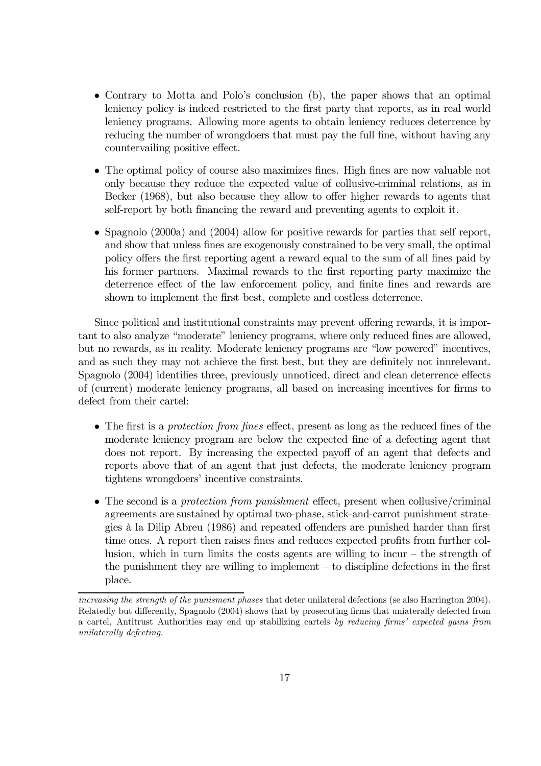- Contrary to Motta and Polo's conclusion (b), the paper shows that an optimal leniency policy is indeed restricted to the first party that reports, as in real world leniency programs. Allowing more agents to obtain leniency reduces deterrence by reducing the number of wrongdoers that must pay the full fine, without having any countervailing positive effect.

- The optimal policy of course also maximizes fines. High fines are now valuable not only because they reduce the expected value of collusive-criminal relations, as in Becker (1968), but also because they allow to offer higher rewards to agents that self-report by both financing the reward and preventing agents to exploit it.

- Spagnolo (2000a) and (2004) allow for positive rewards for parties that self report, and show that unless fines are exogenously constrained to be very small, the optimal policy offers the first reporting agent a reward equal to the sum of all fines paid by his former partners. Maximal rewards to the first reporting party maximize the deterrence effect of the law enforcement policy, and finite fines and rewards are shown to implement the first best, complete and costless deterrence.

Since political and institutional constraints may prevent offering rewards, it is important to also analyze "moderate" leniency programs, where only reduced fines are allowed, but no rewards, as in reality. Moderate leniency programs are "low powered" incentives, and as such they may not achieve the first best, but they are definitely not innrelevant. Spagnolo (2004) identifies three, previously unnoticed, direct and clean deterrence effects of (current) moderate leniency programs, all based on increasing incentives for firms to defect from their cartel:

- The first is a *protection from fines* effect, present as long as the reduced fines of the moderate leniency program are below the expected fine of a defecting agent that does not report. By increasing the expected payoff of an agent that defects and reports above that of an agent that just defects, the moderate leniency program tightens wrongdoers' incentive constraints.

- The second is a *protection from punishment* effect, present when collusive/criminal agreements are sustained by optimal two-phase, stick-and-carrot punishment strategies à la Dilip Abreu (1986) and repeated offenders are punished harder than first time ones. A report then raises fines and reduces expected profits from further collusion, which in turn limits the costs agents are willing to incur – the strength of the punishment they are willing to implement – to discipline defections in the first place.

*increasing the strength of the punisment phases* that deter unilateral defections (se also Harrington 2004). Relatedly but differently, Spagnolo (2004) shows that by prosecuting firms that uniaterally defected from a cartel, Antitrust Authorities may end up stabilizing cartels *by reducing firms' expected gains from unilaterally defecting.*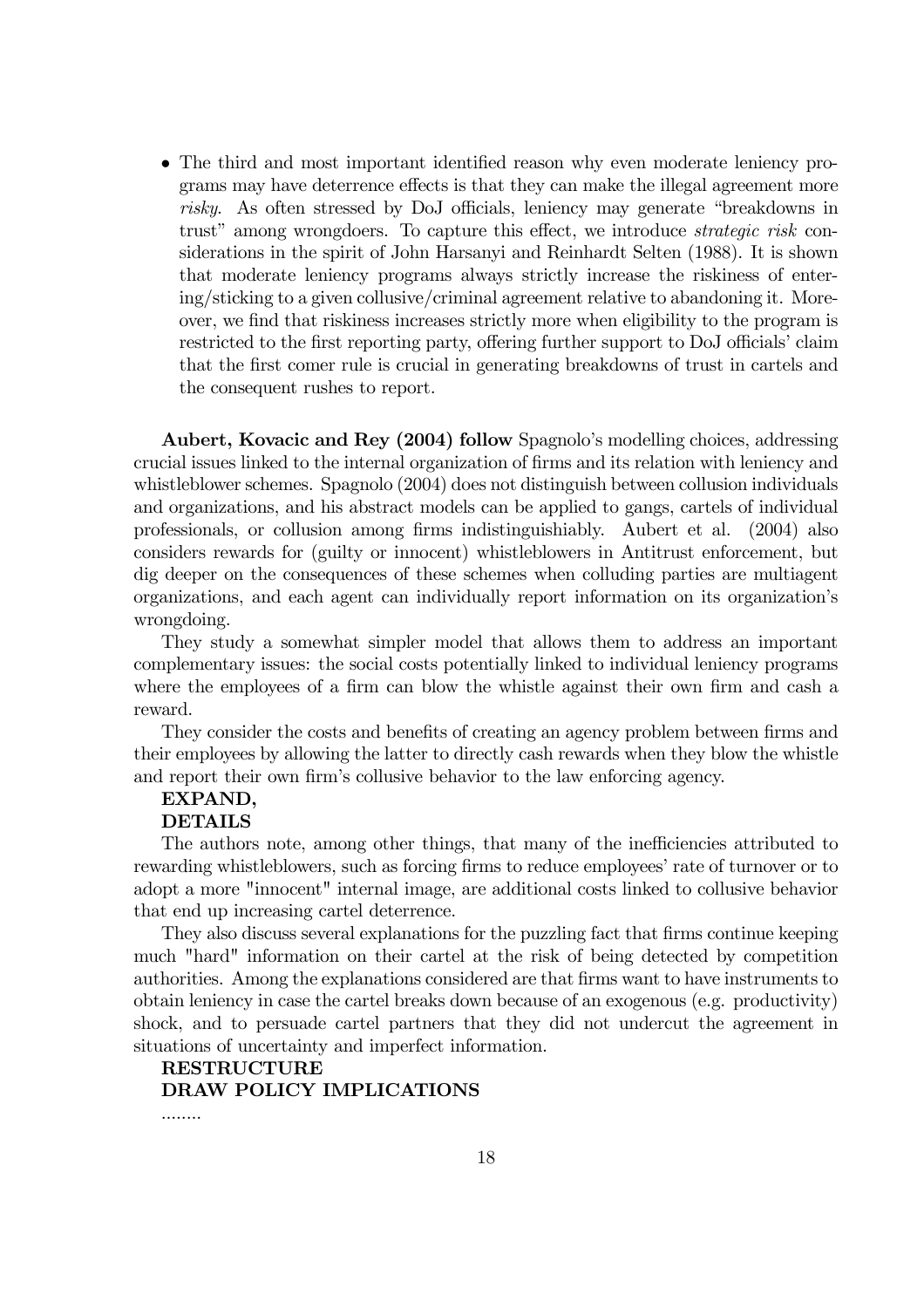- The third and most important identified reason why even moderate leniency programs may have deterrence effects is that they can make the illegal agreement more *risky*. As often stressed by DoJ officials, leniency may generate "breakdowns in trust" among wrongdoers. To capture this effect, we introduce *strategic risk* considerations in the spirit of John Harsanyi and Reinhardt Selten (1988). It is shown that moderate leniency programs always strictly increase the riskiness of entering/sticking to a given collusive/criminal agreement relative to abandoning it. Moreover, we find that riskiness increases strictly more when eligibility to the program is restricted to the first reporting party, offering further support to DoJ officials' claim that the first comer rule is crucial in generating breakdowns of trust in cartels and the consequent rushes to report.

**Aubert, Kovacic and Rey (2004) follow** Spagnolo's modelling choices, addressing crucial issues linked to the internal organization of firms and its relation with leniency and whistleblower schemes. Spagnolo (2004) does not distinguish between collusion individuals and organizations, and his abstract models can be applied to gangs, cartels of individual professionals, or collusion among firms indistinguishiably. Aubert et al. (2004) also considers rewards for (guilty or innocent) whistleblowers in Antitrust enforcement, but dig deeper on the consequences of these schemes when colluding parties are multiagent organizations, and each agent can individually report information on its organization's wrongdoing.

They study a somewhat simpler model that allows them to address an important complementary issues: the social costs potentially linked to individual leniency programs where the employees of a firm can blow the whistle against their own firm and cash a reward.

They consider the costs and benefits of creating an agency problem between firms and their employees by allowing the latter to directly cash rewards when they blow the whistle and report their own firm's collusive behavior to the law enforcing agency.

**EXPAND,**
**DETAILS**

The authors note, among other things, that many of the inefficiencies attributed to rewarding whistleblowers, such as forcing firms to reduce employees' rate of turnover or to adopt a more "innocent" internal image, are additional costs linked to collusive behavior that end up increasing cartel deterrence.

They also discuss several explanations for the puzzling fact that firms continue keeping much "hard" information on their cartel at the risk of being detected by competition authorities. Among the explanations considered are that firms want to have instruments to obtain leniency in case the cartel breaks down because of an exogenous (e.g. productivity) shock, and to persuade cartel partners that they did not undercut the agreement in situations of uncertainty and imperfect information.

**RESTRUCTURE**
**DRAW POLICY IMPLICATIONS**

........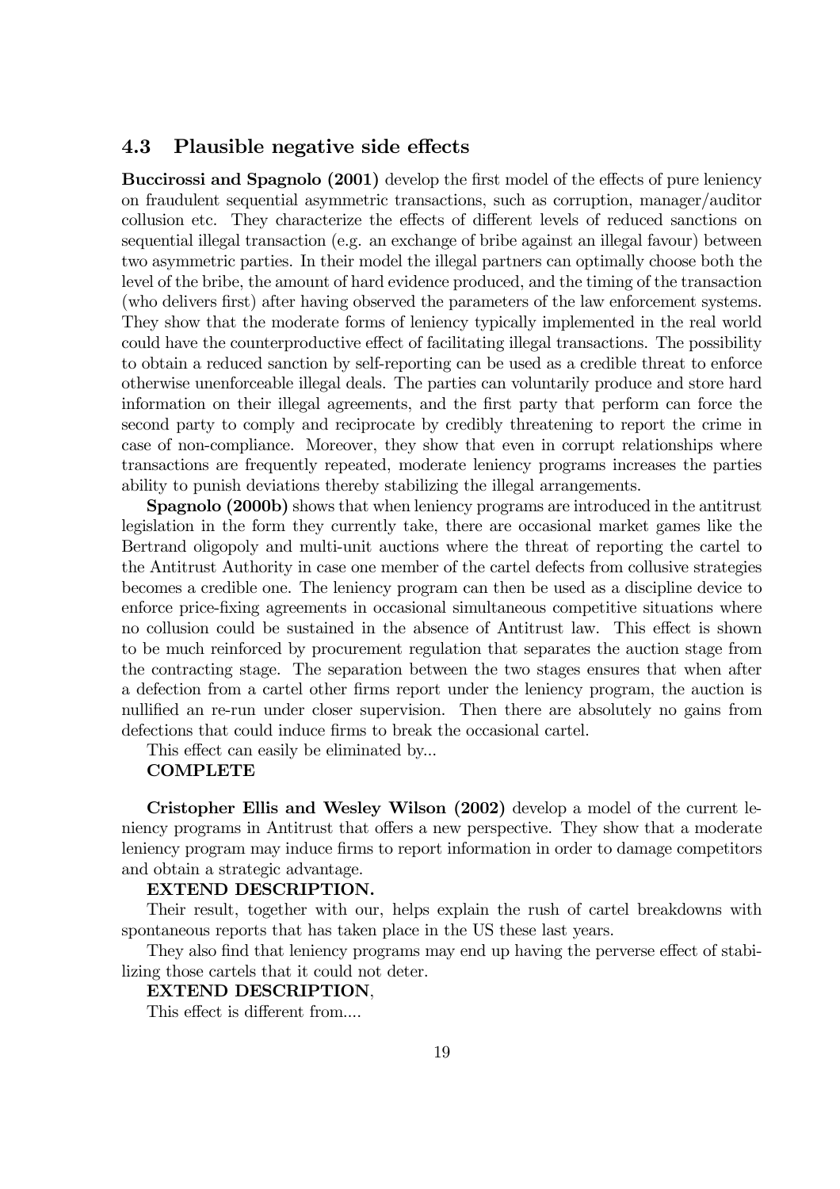### 4.3 Plausible negative side effects

**Buccirossi and Spagnolo (2001)** develop the first model of the effects of pure leniency on fraudulent sequential asymmetric transactions, such as corruption, manager/auditor collusion etc. They characterize the effects of different levels of reduced sanctions on sequential illegal transaction (e.g. an exchange of bribe against an illegal favour) between two asymmetric parties. In their model the illegal partners can optimally choose both the level of the bribe, the amount of hard evidence produced, and the timing of the transaction (who delivers first) after having observed the parameters of the law enforcement systems. They show that the moderate forms of leniency typically implemented in the real world could have the counterproductive effect of facilitating illegal transactions. The possibility to obtain a reduced sanction by self-reporting can be used as a credible threat to enforce otherwise unenforceable illegal deals. The parties can voluntarily produce and store hard information on their illegal agreements, and the first party that perform can force the second party to comply and reciprocate by credibly threatening to report the crime in case of non-compliance. Moreover, they show that even in corrupt relationships where transactions are frequently repeated, moderate leniency programs increases the parties ability to punish deviations thereby stabilizing the illegal arrangements.

**Spagnolo (2000b)** shows that when leniency programs are introduced in the antitrust legislation in the form they currently take, there are occasional market games like the Bertrand oligopoly and multi-unit auctions where the threat of reporting the cartel to the Antitrust Authority in case one member of the cartel defects from collusive strategies becomes a credible one. The leniency program can then be used as a discipline device to enforce price-fixing agreements in occasional simultaneous competitive situations where no collusion could be sustained in the absence of Antitrust law. This effect is shown to be much reinforced by procurement regulation that separates the auction stage from the contracting stage. The separation between the two stages ensures that when after a defection from a cartel other firms report under the leniency program, the auction is nullified an re-run under closer supervision. Then there are absolutely no gains from defections that could induce firms to break the occasional cartel.

This effect can easily be eliminated by...

**COMPLETE**

**Cristopher Ellis and Wesley Wilson (2002)** develop a model of the current leniency programs in Antitrust that offers a new perspective. They show that a moderate leniency program may induce firms to report information in order to damage competitors and obtain a strategic advantage.

**EXTEND DESCRIPTION.**

Their result, together with our, helps explain the rush of cartel breakdowns with spontaneous reports that has taken place in the US these last years.

They also find that leniency programs may end up having the perverse effect of stabilizing those cartels that it could not deter.

**EXTEND DESCRIPTION**,

This effect is different from....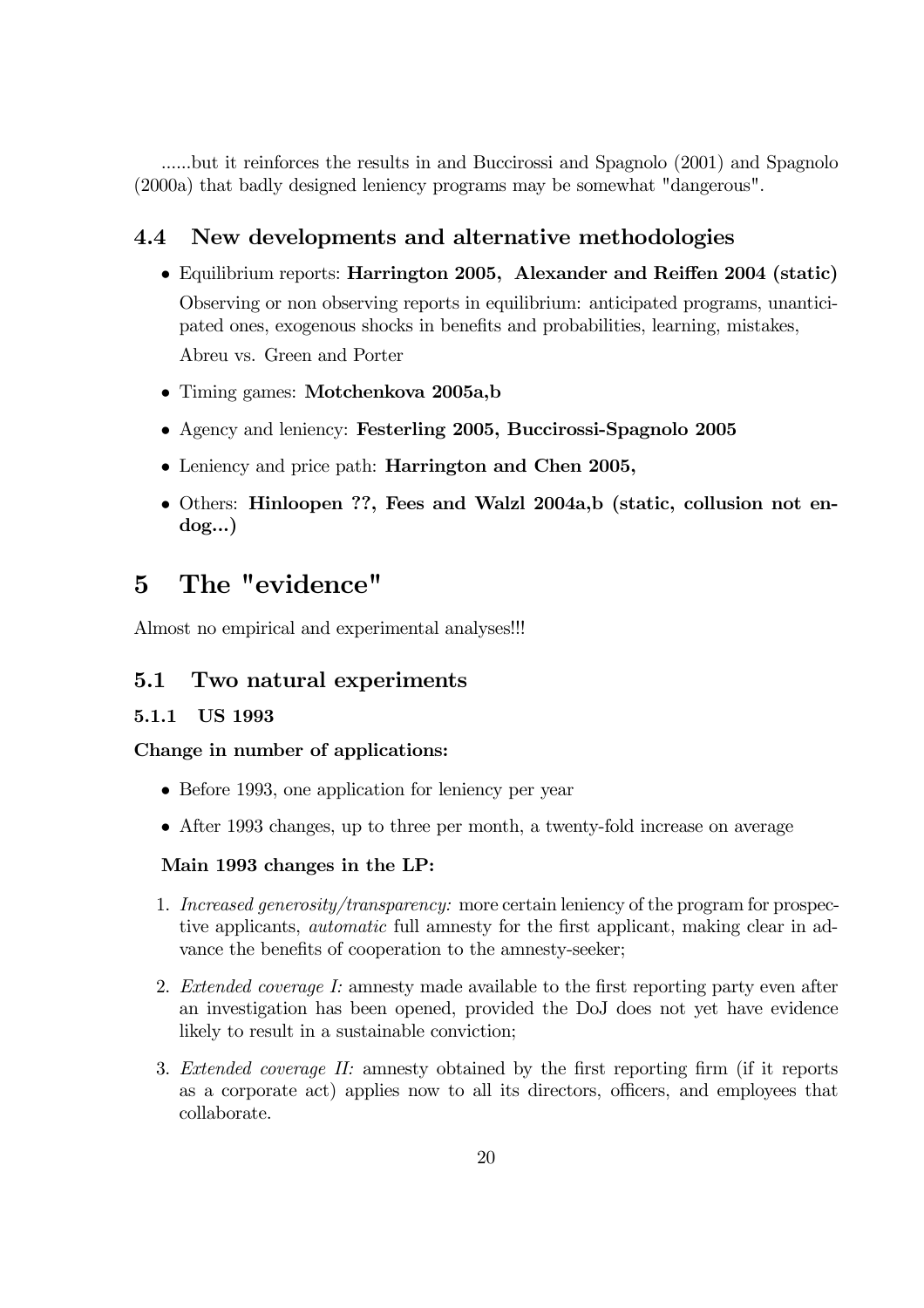......but it reinforces the results in and Buccirossi and Spagnolo (2001) and Spagnolo (2000a) that badly designed leniency programs may be somewhat "dangerous".

### 4.4 New developments and alternative methodologies

- Equilibrium reports: **Harrington 2005, Alexander and Reiffen 2004 (static)**

  Observing or non observing reports in equilibrium: anticipated programs, unanticipated ones, exogenous shocks in benefits and probabilities, learning, mistakes,

  Abreu vs. Green and Porter
- Timing games: **Motchenkova 2005a,b**
- Agency and leniency: **Festerling 2005, Buccirossi-Spagnolo 2005**
- Leniency and price path: **Harrington and Chen 2005,**
- Others: **Hinloopen ??, Fees and Walzl 2004a,b (static, collusion not endog...)**

## 5 The "evidence"

Almost no empirical and experimental analyses!!!

### 5.1 Two natural experiments

#### 5.1.1 US 1993

**Change in number of applications:**

- Before 1993, one application for leniency per year
- After 1993 changes, up to three per month, a twenty-fold increase on average

**Main 1993 changes in the LP:**

1. *Increased generosity/transparency:* more certain leniency of the program for prospective applicants, *automatic* full amnesty for the first applicant, making clear in advance the benefits of cooperation to the amnesty-seeker;
2. *Extended coverage I:* amnesty made available to the first reporting party even after an investigation has been opened, provided the DoJ does not yet have evidence likely to result in a sustainable conviction;
3. *Extended coverage II:* amnesty obtained by the first reporting firm (if it reports as a corporate act) applies now to all its directors, officers, and employees that collaborate.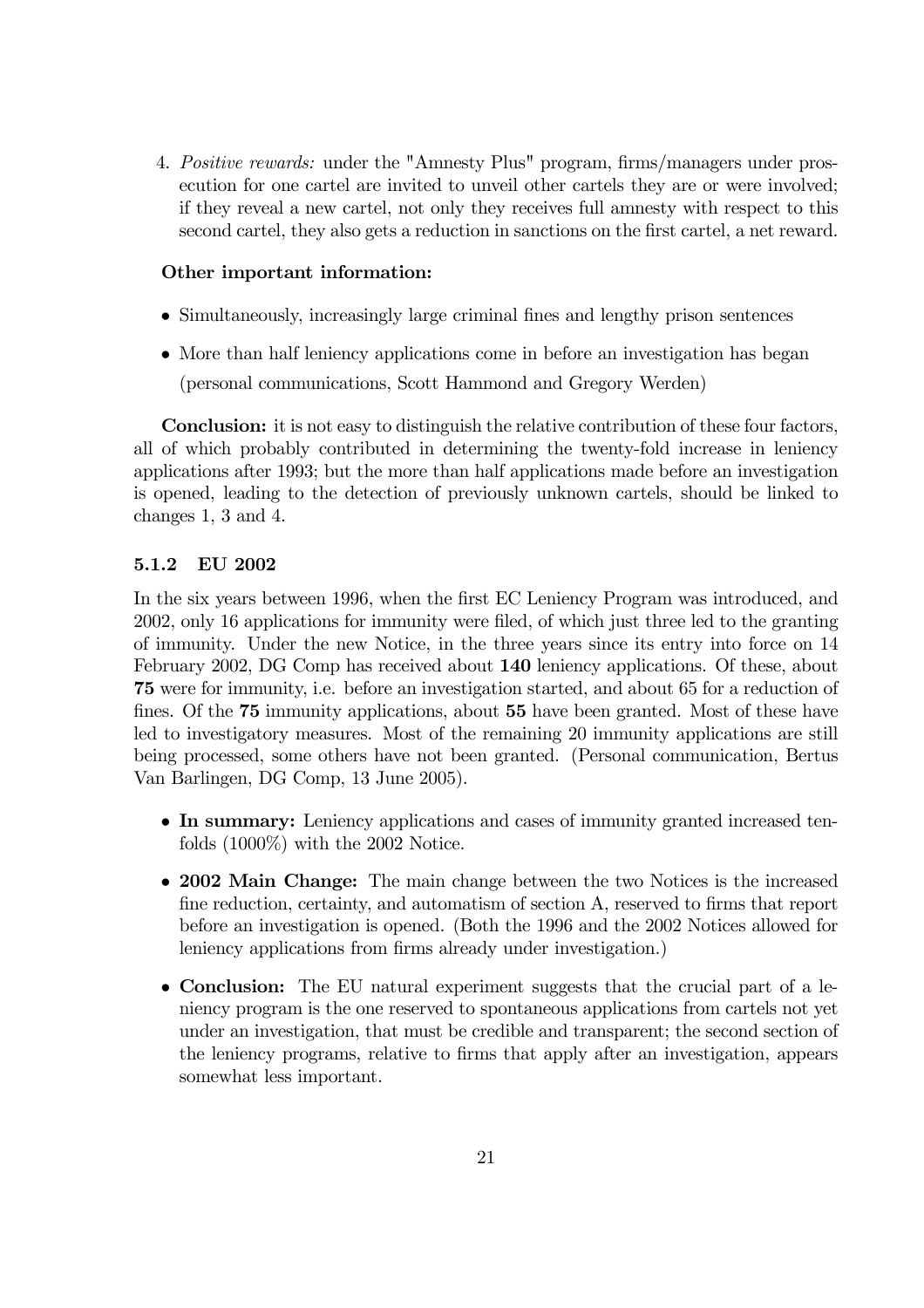4. *Positive rewards:* under the "Amnesty Plus" program, firms/managers under prosecution for one cartel are invited to unveil other cartels they are or were involved; if they reveal a new cartel, not only they receives full amnesty with respect to this second cartel, they also gets a reduction in sanctions on the first cartel, a net reward.

**Other important information:**

- Simultaneously, increasingly large criminal fines and lengthy prison sentences
- More than half leniency applications come in before an investigation has began (personal communications, Scott Hammond and Gregory Werden)

**Conclusion:** it is not easy to distinguish the relative contribution of these four factors, all of which probably contributed in determining the twenty-fold increase in leniency applications after 1993; but the more than half applications made before an investigation is opened, leading to the detection of previously unknown cartels, should be linked to changes 1, 3 and 4.

### 5.1.2 EU 2002

In the six years between 1996, when the first EC Leniency Program was introduced, and 2002, only 16 applications for immunity were filed, of which just three led to the granting of immunity. Under the new Notice, in the three years since its entry into force on 14 February 2002, DG Comp has received about **140** leniency applications. Of these, about **75** were for immunity, i.e. before an investigation started, and about 65 for a reduction of fines. Of the **75** immunity applications, about **55** have been granted. Most of these have led to investigatory measures. Most of the remaining 20 immunity applications are still being processed, some others have not been granted. (Personal communication, Bertus Van Barlingen, DG Comp, 13 June 2005).

- **In summary:** Leniency applications and cases of immunity granted increased tenfolds (1000%) with the 2002 Notice.
- **2002 Main Change:** The main change between the two Notices is the increased fine reduction, certainty, and automatism of section A, reserved to firms that report before an investigation is opened. (Both the 1996 and the 2002 Notices allowed for leniency applications from firms already under investigation.)
- **Conclusion:** The EU natural experiment suggests that the crucial part of a leniency program is the one reserved to spontaneous applications from cartels not yet under an investigation, that must be credible and transparent; the second section of the leniency programs, relative to firms that apply after an investigation, appears somewhat less important.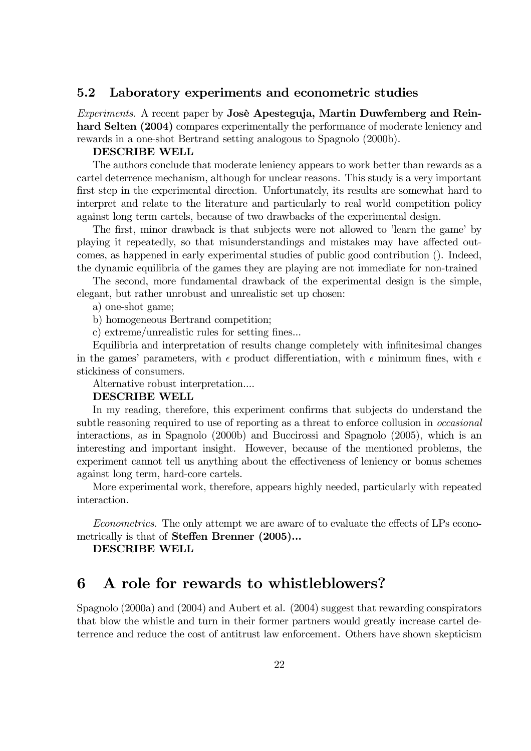### 5.2 Laboratory experiments and econometric studies

*Experiments.* A recent paper by **Josè Apesteguja, Martin Duwfemberg and Reinhard Selten (2004)** compares experimentally the performance of moderate leniency and rewards in a one-shot Bertrand setting analogous to Spagnolo (2000b).

**DESCRIBE WELL**

The authors conclude that moderate leniency appears to work better than rewards as a cartel deterrence mechanism, although for unclear reasons. This study is a very important first step in the experimental direction. Unfortunately, its results are somewhat hard to interpret and relate to the literature and particularly to real world competition policy against long term cartels, because of two drawbacks of the experimental design.

The first, minor drawback is that subjects were not allowed to 'learn the game' by playing it repeatedly, so that misunderstandings and mistakes may have affected outcomes, as happened in early experimental studies of public good contribution (). Indeed, the dynamic equilibria of the games they are playing are not immediate for non-trained

The second, more fundamental drawback of the experimental design is the simple, elegant, but rather unrobust and unrealistic set up chosen:

a) one-shot game;

b) homogeneous Bertrand competition;

c) extreme/unrealistic rules for setting fines...

Equilibria and interpretation of results change completely with infinitesimal changes in the games' parameters, with $\epsilon$ product differentiation, with $\epsilon$ minimum fines, with $\epsilon$ stickiness of consumers.

Alternative robust interpretation....

**DESCRIBE WELL**

In my reading, therefore, this experiment confirms that subjects do understand the subtle reasoning required to use of reporting as a threat to enforce collusion in *occasional* interactions, as in Spagnolo (2000b) and Buccirossi and Spagnolo (2005), which is an interesting and important insight. However, because of the mentioned problems, the experiment cannot tell us anything about the effectiveness of leniency or bonus schemes against long term, hard-core cartels.

More experimental work, therefore, appears highly needed, particularly with repeated interaction.

*Econometrics.* The only attempt we are aware of to evaluate the effects of LPs econometrically is that of **Steffen Brenner (2005)...**

**DESCRIBE WELL**

# 6 A role for rewards to whistleblowers?

Spagnolo (2000a) and (2004) and Aubert et al. (2004) suggest that rewarding conspirators that blow the whistle and turn in their former partners would greatly increase cartel deterrence and reduce the cost of antitrust law enforcement. Others have shown skepticism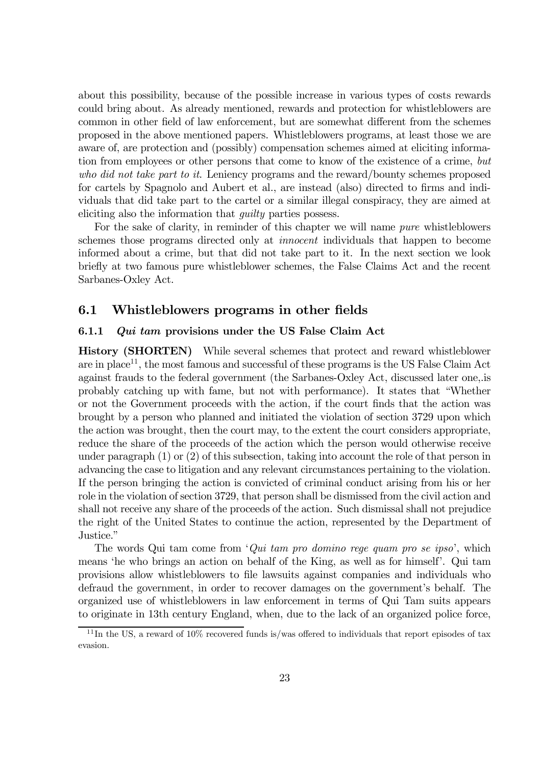about this possibility, because of the possible increase in various types of costs rewards could bring about. As already mentioned, rewards and protection for whistleblowers are common in other field of law enforcement, but are somewhat different from the schemes proposed in the above mentioned papers. Whistleblowers programs, at least those we are aware of, are protection and (possibly) compensation schemes aimed at eliciting information from employees or other persons that come to know of the existence of a crime, *but who did not take part to it*. Leniency programs and the reward/bounty schemes proposed for cartels by Spagnolo and Aubert et al., are instead (also) directed to firms and individuals that did take part to the cartel or a similar illegal conspiracy, they are aimed at eliciting also the information that *guilty* parties possess.

For the sake of clarity, in reminder of this chapter we will name *pure* whistleblowers schemes those programs directed only at *innocent* individuals that happen to become informed about a crime, but that did not take part to it. In the next section we look briefly at two famous pure whistleblower schemes, the False Claims Act and the recent Sarbanes-Oxley Act.

## 6.1 Whistleblowers programs in other fields

### 6.1.1 *Qui tam* provisions under the US False Claim Act

**History (SHORTEN)** While several schemes that protect and reward whistleblower are in place[11], the most famous and successful of these programs is the US False Claim Act against frauds to the federal government (the Sarbanes-Oxley Act, discussed later one,.is probably catching up with fame, but not with performance). It states that "Whether or not the Government proceeds with the action, if the court finds that the action was brought by a person who planned and initiated the violation of section 3729 upon which the action was brought, then the court may, to the extent the court considers appropriate, reduce the share of the proceeds of the action which the person would otherwise receive under paragraph (1) or (2) of this subsection, taking into account the role of that person in advancing the case to litigation and any relevant circumstances pertaining to the violation. If the person bringing the action is convicted of criminal conduct arising from his or her role in the violation of section 3729, that person shall be dismissed from the civil action and shall not receive any share of the proceeds of the action. Such dismissal shall not prejudice the right of the United States to continue the action, represented by the Department of Justice."

The words Qui tam come from '*Qui tam pro domino rege quam pro se ipso*', which means 'he who brings an action on behalf of the King, as well as for himself'. Qui tam provisions allow whistleblowers to file lawsuits against companies and individuals who defraud the government, in order to recover damages on the government's behalf. The organized use of whistleblowers in law enforcement in terms of Qui Tam suits appears to originate in 13th century England, when, due to the lack of an organized police force,

[11] In the US, a reward of 10% recovered funds is/was offered to individuals that report episodes of tax evasion.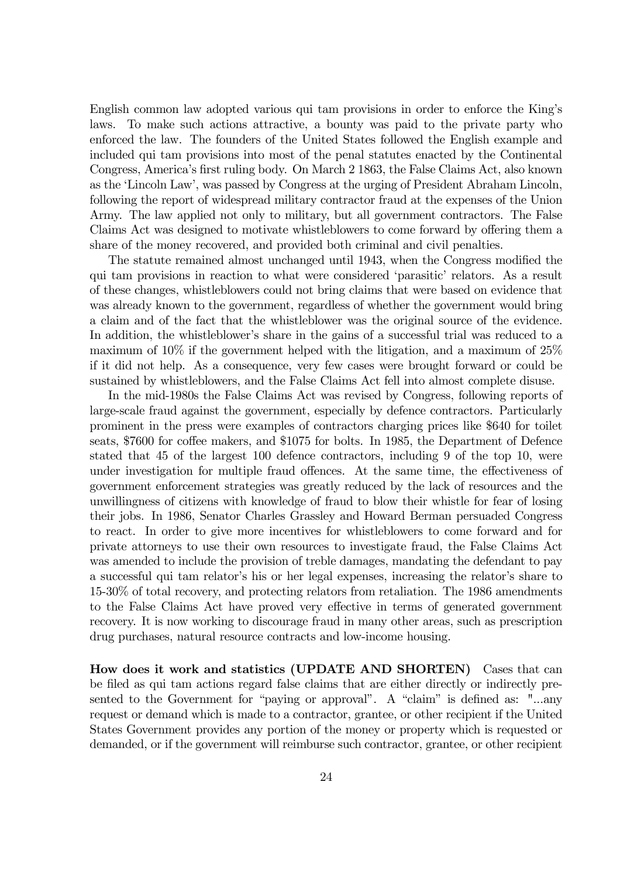English common law adopted various qui tam provisions in order to enforce the King's laws. To make such actions attractive, a bounty was paid to the private party who enforced the law. The founders of the United States followed the English example and included qui tam provisions into most of the penal statutes enacted by the Continental Congress, America's first ruling body. On March 2 1863, the False Claims Act, also known as the 'Lincoln Law', was passed by Congress at the urging of President Abraham Lincoln, following the report of widespread military contractor fraud at the expenses of the Union Army. The law applied not only to military, but all government contractors. The False Claims Act was designed to motivate whistleblowers to come forward by offering them a share of the money recovered, and provided both criminal and civil penalties.

The statute remained almost unchanged until 1943, when the Congress modified the qui tam provisions in reaction to what were considered 'parasitic' relators. As a result of these changes, whistleblowers could not bring claims that were based on evidence that was already known to the government, regardless of whether the government would bring a claim and of the fact that the whistleblower was the original source of the evidence. In addition, the whistleblower's share in the gains of a successful trial was reduced to a maximum of 10% if the government helped with the litigation, and a maximum of 25% if it did not help. As a consequence, very few cases were brought forward or could be sustained by whistleblowers, and the False Claims Act fell into almost complete disuse.

In the mid-1980s the False Claims Act was revised by Congress, following reports of large-scale fraud against the government, especially by defence contractors. Particularly prominent in the press were examples of contractors charging prices like $640 for toilet seats, $7600 for coffee makers, and $1075 for bolts. In 1985, the Department of Defence stated that 45 of the largest 100 defence contractors, including 9 of the top 10, were under investigation for multiple fraud offences. At the same time, the effectiveness of government enforcement strategies was greatly reduced by the lack of resources and the unwillingness of citizens with knowledge of fraud to blow their whistle for fear of losing their jobs. In 1986, Senator Charles Grassley and Howard Berman persuaded Congress to react. In order to give more incentives for whistleblowers to come forward and for private attorneys to use their own resources to investigate fraud, the False Claims Act was amended to include the provision of treble damages, mandating the defendant to pay a successful qui tam relator's his or her legal expenses, increasing the relator's share to 15-30% of total recovery, and protecting relators from retaliation. The 1986 amendments to the False Claims Act have proved very effective in terms of generated government recovery. It is now working to discourage fraud in many other areas, such as prescription drug purchases, natural resource contracts and low-income housing.

**How does it work and statistics (UPDATE AND SHORTEN)** Cases that can be filed as qui tam actions regard false claims that are either directly or indirectly presented to the Government for "paying or approval". A "claim" is defined as: "...any request or demand which is made to a contractor, grantee, or other recipient if the United States Government provides any portion of the money or property which is requested or demanded, or if the government will reimburse such contractor, grantee, or other recipient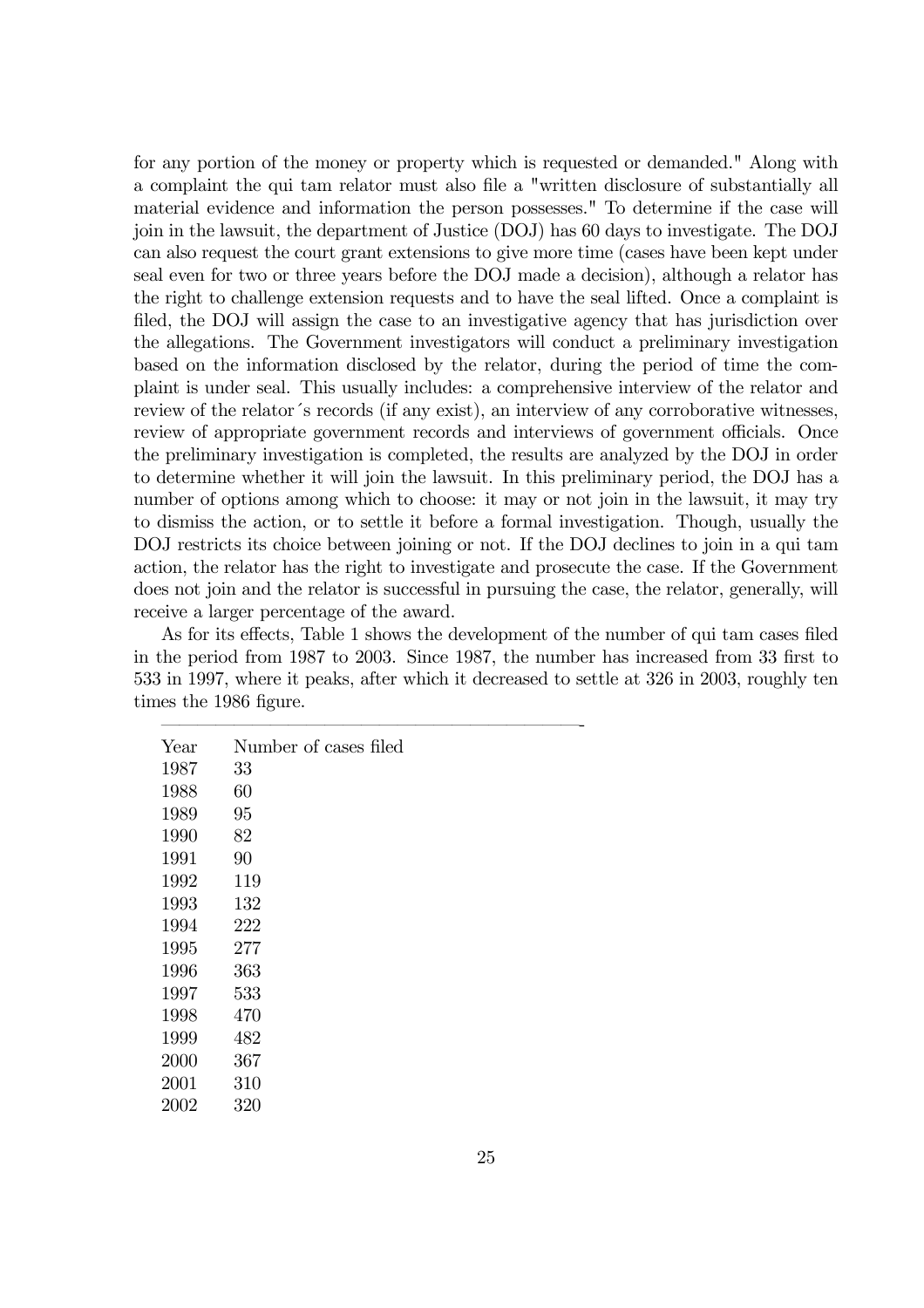for any portion of the money or property which is requested or demanded." Along with a complaint the qui tam relator must also file a "written disclosure of substantially all material evidence and information the person possesses." To determine if the case will join in the lawsuit, the department of Justice (DOJ) has 60 days to investigate. The DOJ can also request the court grant extensions to give more time (cases have been kept under seal even for two or three years before the DOJ made a decision), although a relator has the right to challenge extension requests and to have the seal lifted. Once a complaint is filed, the DOJ will assign the case to an investigative agency that has jurisdiction over the allegations. The Government investigators will conduct a preliminary investigation based on the information disclosed by the relator, during the period of time the complaint is under seal. This usually includes: a comprehensive interview of the relator and review of the relator´s records (if any exist), an interview of any corroborative witnesses, review of appropriate government records and interviews of government officials. Once the preliminary investigation is completed, the results are analyzed by the DOJ in order to determine whether it will join the lawsuit. In this preliminary period, the DOJ has a number of options among which to choose: it may or not join in the lawsuit, it may try to dismiss the action, or to settle it before a formal investigation. Though, usually the DOJ restricts its choice between joining or not. If the DOJ declines to join in a qui tam action, the relator has the right to investigate and prosecute the case. If the Government does not join and the relator is successful in pursuing the case, the relator, generally, will receive a larger percentage of the award.

As for its effects, Table 1 shows the development of the number of qui tam cases filed in the period from 1987 to 2003. Since 1987, the number has increased from 33 first to 533 in 1997, where it peaks, after which it decreased to settle at 326 in 2003, roughly ten times the 1986 figure.

| Year | Number of cases filed |
|---|---|
| 1987 | 33 |
| 1988 | 60 |
| 1989 | 95 |
| 1990 | 82 |
| 1991 | 90 |
| 1992 | 119 |
| 1993 | 132 |
| 1994 | 222 |
| 1995 | 277 |
| 1996 | 363 |
| 1997 | 533 |
| 1998 | 470 |
| 1999 | 482 |
| 2000 | 367 |
| 2001 | 310 |
| 2002 | 320 |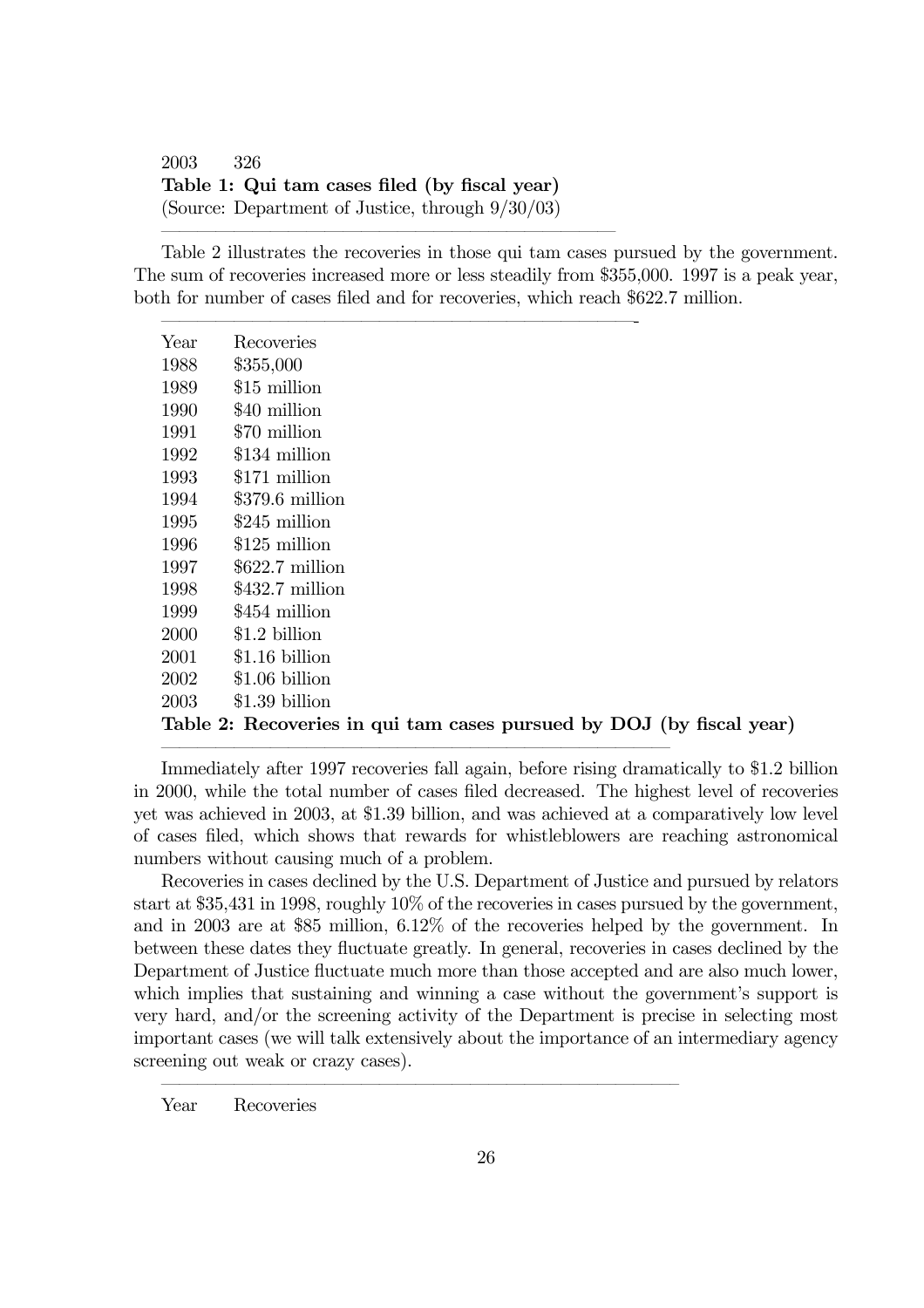| Year | Cases |
|---|---|
| 2003 | 326 |

**Table 1: Qui tam cases filed (by fiscal year)**
(Source: Department of Justice, through 9/30/03)

Table 2 illustrates the recoveries in those qui tam cases pursued by the government. The sum of recoveries increased more or less steadily from $355,000. 1997 is a peak year, both for number of cases filed and for recoveries, which reach $622.7 million.

| Year | Recoveries |
|---|---|
| 1988 | $355,000 |
| 1989 | $15 million |
| 1990 | $40 million |
| 1991 | $70 million |
| 1992 | $134 million |
| 1993 | $171 million |
| 1994 | $379.6 million |
| 1995 | $245 million |
| 1996 | $125 million |
| 1997 | $622.7 million |
| 1998 | $432.7 million |
| 1999 | $454 million |
| 2000 | $1.2 billion |
| 2001 | $1.16 billion |
| 2002 | $1.06 billion |
| 2003 | $1.39 billion |

**Table 2: Recoveries in qui tam cases pursued by DOJ (by fiscal year)**

Immediately after 1997 recoveries fall again, before rising dramatically to $1.2 billion in 2000, while the total number of cases filed decreased. The highest level of recoveries yet was achieved in 2003, at $1.39 billion, and was achieved at a comparatively low level of cases filed, which shows that rewards for whistleblowers are reaching astronomical numbers without causing much of a problem.

Recoveries in cases declined by the U.S. Department of Justice and pursued by relators start at $35,431 in 1998, roughly 10% of the recoveries in cases pursued by the government, and in 2003 are at $85 million, 6.12% of the recoveries helped by the government. In between these dates they fluctuate greatly. In general, recoveries in cases declined by the Department of Justice fluctuate much more than those accepted and are also much lower, which implies that sustaining and winning a case without the government's support is very hard, and/or the screening activity of the Department is precise in selecting most important cases (we will talk extensively about the importance of an intermediary agency screening out weak or crazy cases).

| Year | Recoveries |
|---|---|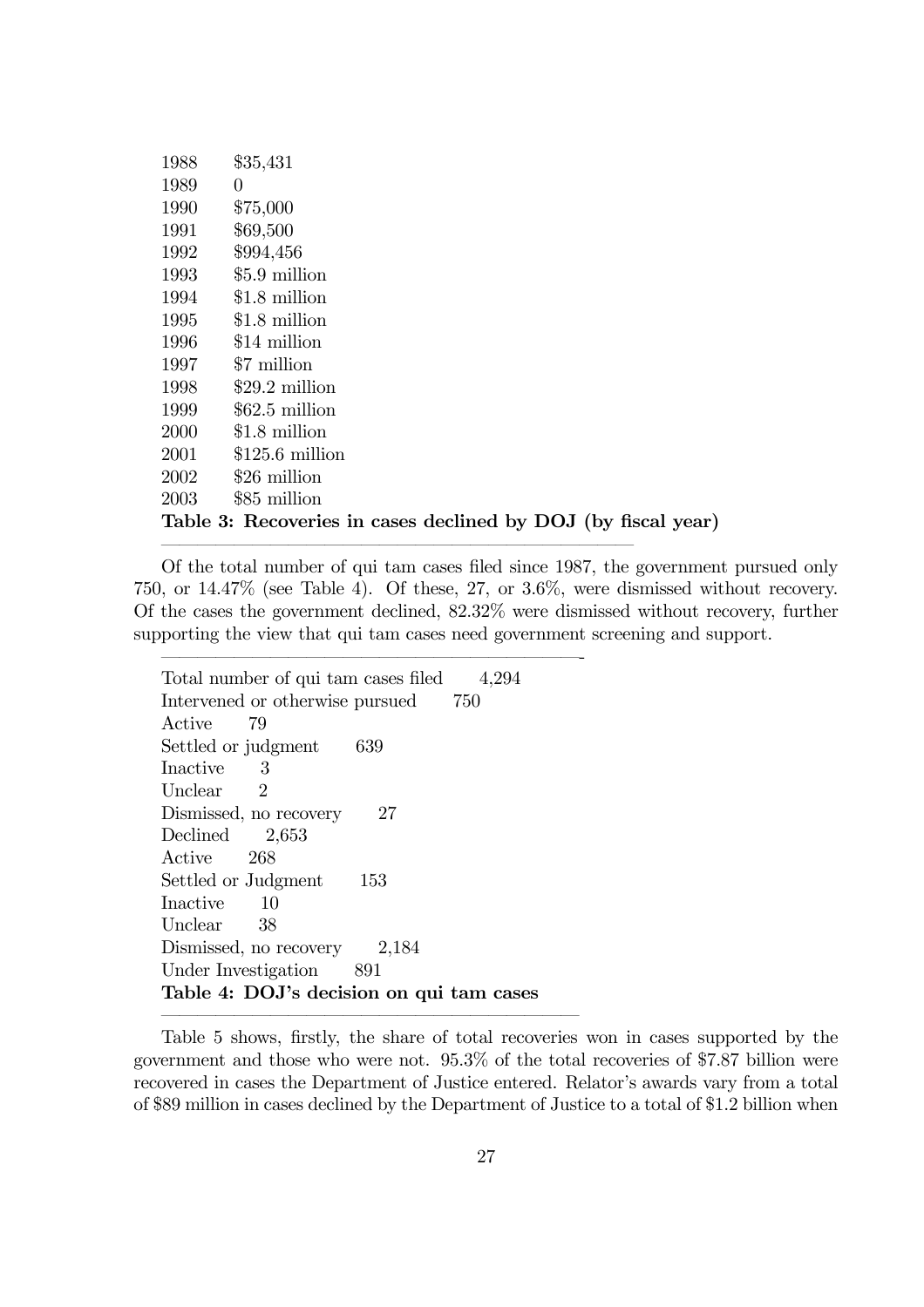| Year | Recovery |
|---|---|
| 1988 | $35,431 |
| 1989 | 0 |
| 1990 | $75,000 |
| 1991 | $69,500 |
| 1992 | $994,456 |
| 1993 | $5.9 million |
| 1994 | $1.8 million |
| 1995 | $1.8 million |
| 1996 | $14 million |
| 1997 | $7 million |
| 1998 | $29.2 million |
| 1999 | $62.5 million |
| 2000 | $1.8 million |
| 2001 | $125.6 million |
| 2002 | $26 million |
| 2003 | $85 million |

**Table 3: Recoveries in cases declined by DOJ (by fiscal year)**

Of the total number of qui tam cases filed since 1987, the government pursued only 750, or 14.47% (see Table 4). Of these, 27, or 3.6%, were dismissed without recovery. Of the cases the government declined, 82.32% were dismissed without recovery, further supporting the view that qui tam cases need government screening and support.

| Category | Number |
|---|---|
| Total number of qui tam cases filed | 4,294 |
| Intervened or otherwise pursued | 750 |
| Active | 79 |
| Settled or judgment | 639 |
| Inactive | 3 |
| Unclear | 2 |
| Dismissed, no recovery | 27 |
| Declined | 2,653 |
| Active | 268 |
| Settled or Judgment | 153 |
| Inactive | 10 |
| Unclear | 38 |
| Dismissed, no recovery | 2,184 |
| Under Investigation | 891 |

**Table 4: DOJ's decision on qui tam cases**

Table 5 shows, firstly, the share of total recoveries won in cases supported by the government and those who were not. 95.3% of the total recoveries of $7.87 billion were recovered in cases the Department of Justice entered. Relator's awards vary from a total of $89 million in cases declined by the Department of Justice to a total of $1.2 billion when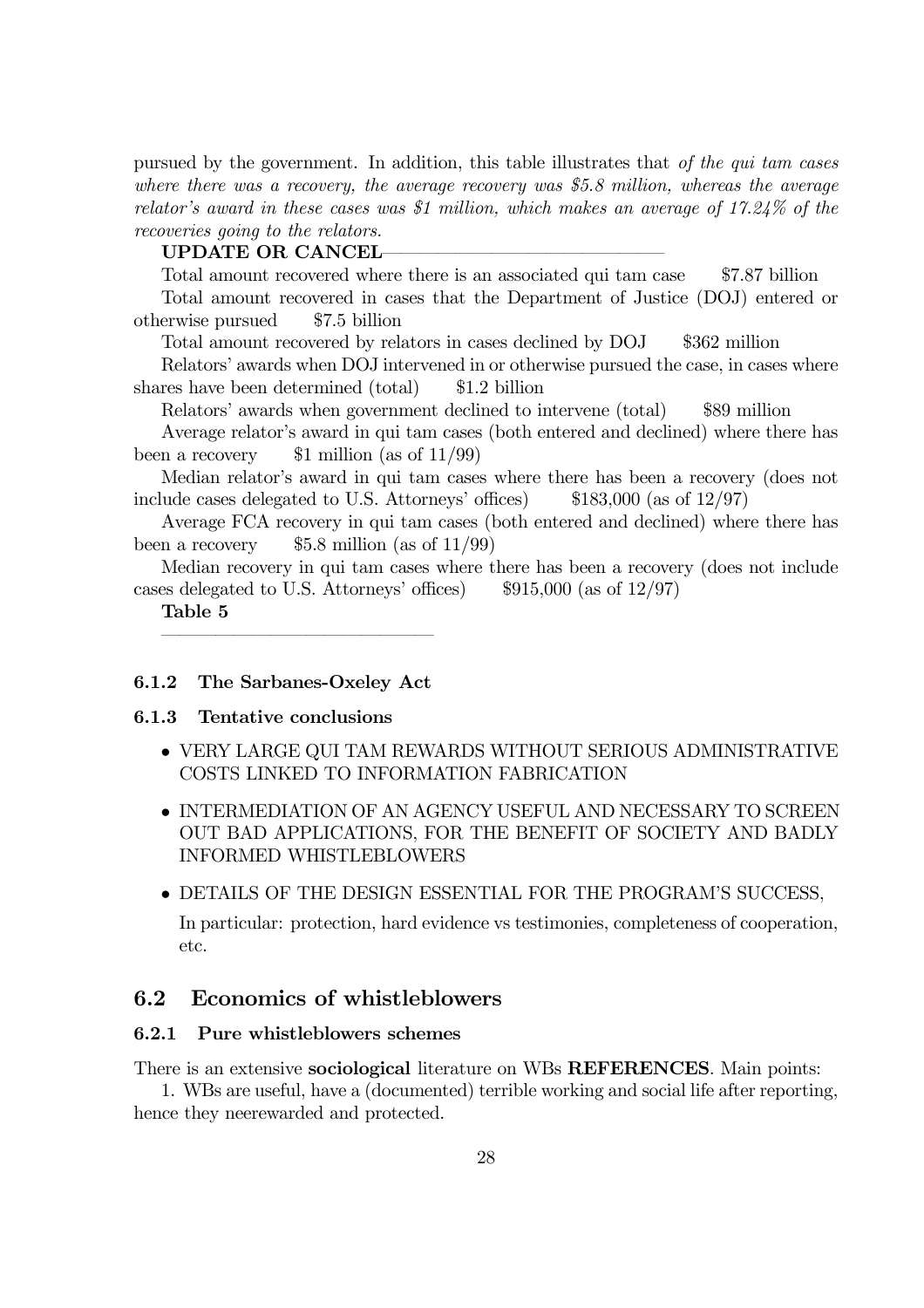pursued by the government. In addition, this table illustrates that *of the qui tam cases where there was a recovery, the average recovery was $5.8 million, whereas the average relator's award in these cases was $1 million, which makes an average of 17.24% of the recoveries going to the relators.*

**UPDATE OR CANCEL**————————————————

| | |
|---|---|
| Total amount recovered where there is an associated qui tam case | $7.87 billion |
| Total amount recovered in cases that the Department of Justice (DOJ) entered or otherwise pursued | $7.5 billion |
| Total amount recovered by relators in cases declined by DOJ | $362 million |
| Relators' awards when DOJ intervened in or otherwise pursued the case, in cases where shares have been determined (total) | $1.2 billion |
| Relators' awards when government declined to intervene (total) | $89 million |
| Average relator's award in qui tam cases (both entered and declined) where there has been a recovery | $1 million (as of 11/99) |
| Median relator's award in qui tam cases where there has been a recovery (does not include cases delegated to U.S. Attorneys' offices) | $183,000 (as of 12/97) |
| Average FCA recovery in qui tam cases (both entered and declined) where there has been a recovery | $5.8 million (as of 11/99) |
| Median recovery in qui tam cases where there has been a recovery (does not include cases delegated to U.S. Attorneys' offices) | $915,000 (as of 12/97) |

**Table 5**

————————————————

#### 6.1.2 The Sarbanes-Oxeley Act

#### 6.1.3 Tentative conclusions

- VERY LARGE QUI TAM REWARDS WITHOUT SERIOUS ADMINISTRATIVE COSTS LINKED TO INFORMATION FABRICATION
- INTERMEDIATION OF AN AGENCY USEFUL AND NECESSARY TO SCREEN OUT BAD APPLICATIONS, FOR THE BENEFIT OF SOCIETY AND BADLY INFORMED WHISTLEBLOWERS
- DETAILS OF THE DESIGN ESSENTIAL FOR THE PROGRAM'S SUCCESS,

  In particular: protection, hard evidence vs testimonies, completeness of cooperation, etc.

### 6.2 Economics of whistleblowers

#### 6.2.1 Pure whistleblowers schemes

There is an extensive **sociological** literature on WBs **REFERENCES**. Main points:

1. WBs are useful, have a (documented) terrible working and social life after reporting, hence they neerewarded and protected.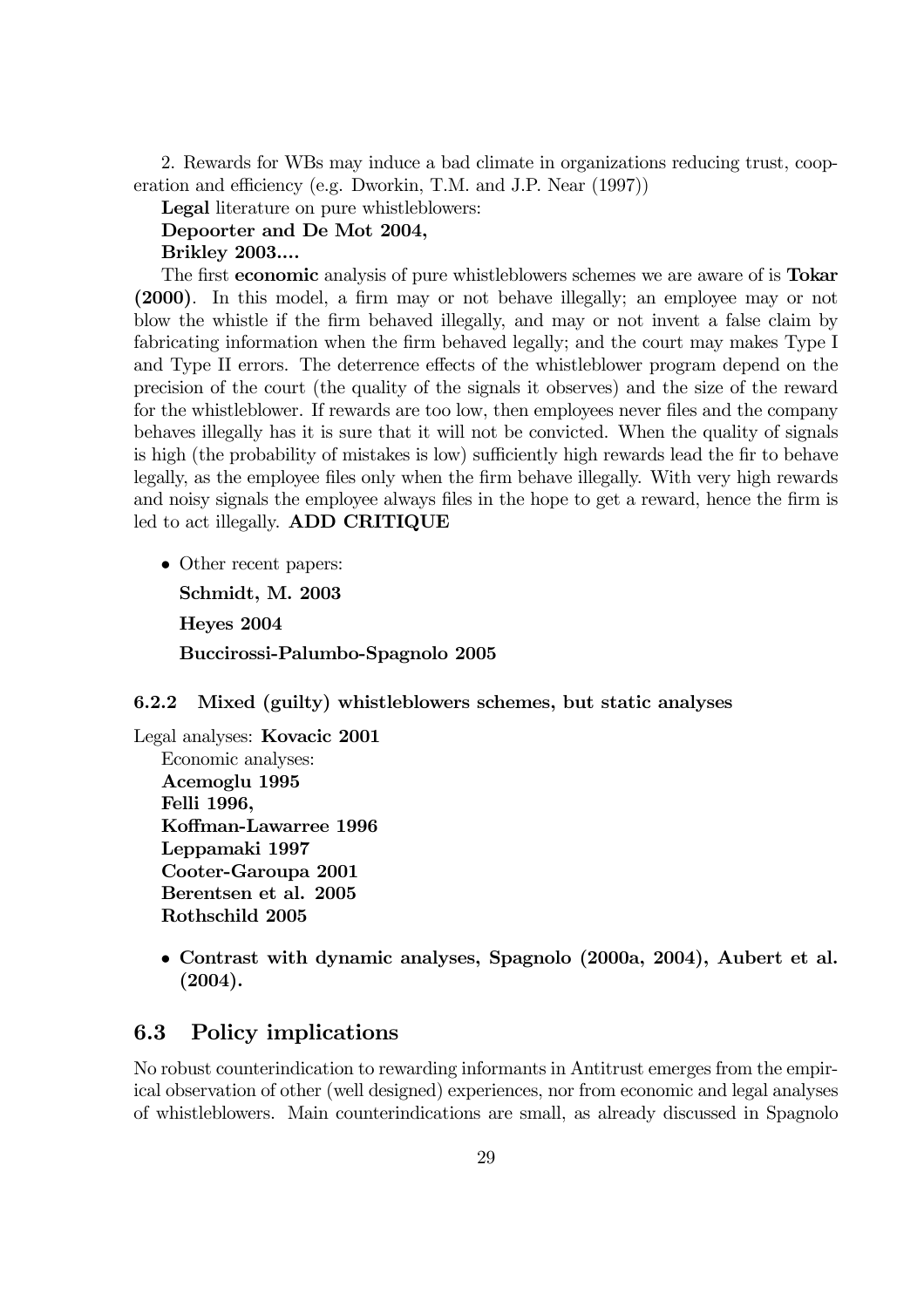2. Rewards for WBs may induce a bad climate in organizations reducing trust, cooperation and efficiency (e.g. Dworkin, T.M. and J.P. Near (1997))

**Legal** literature on pure whistleblowers:

**Depoorter and De Mot 2004,**

**Brikley 2003....**

The first **economic** analysis of pure whistleblowers schemes we are aware of is **Tokar (2000)**. In this model, a firm may or not behave illegally; an employee may or not blow the whistle if the firm behaved illegally, and may or not invent a false claim by fabricating information when the firm behaved legally; and the court may makes Type I and Type II errors. The deterrence effects of the whistleblower program depend on the precision of the court (the quality of the signals it observes) and the size of the reward for the whistleblower. If rewards are too low, then employees never files and the company behaves illegally has it is sure that it will not be convicted. When the quality of signals is high (the probability of mistakes is low) sufficiently high rewards lead the fir to behave legally, as the employee files only when the firm behave illegally. With very high rewards and noisy signals the employee always files in the hope to get a reward, hence the firm is led to act illegally. **ADD CRITIQUE**

- Other recent papers:

  **Schmidt, M. 2003**

  **Heyes 2004**

  **Buccirossi-Palumbo-Spagnolo 2005**

#### 6.2.2 Mixed (guilty) whistleblowers schemes, but static analyses

Legal analyses: **Kovacic 2001**

Economic analyses:

**Acemoglu 1995**

**Felli 1996,**

**Koffman-Lawarree 1996**

**Leppamaki 1997**

**Cooter-Garoupa 2001**

**Berentsen et al. 2005**

**Rothschild 2005**

- **Contrast with dynamic analyses, Spagnolo (2000a, 2004), Aubert et al. (2004).**

### 6.3 Policy implications

No robust counterindication to rewarding informants in Antitrust emerges from the empirical observation of other (well designed) experiences, nor from economic and legal analyses of whistleblowers. Main counterindications are small, as already discussed in Spagnolo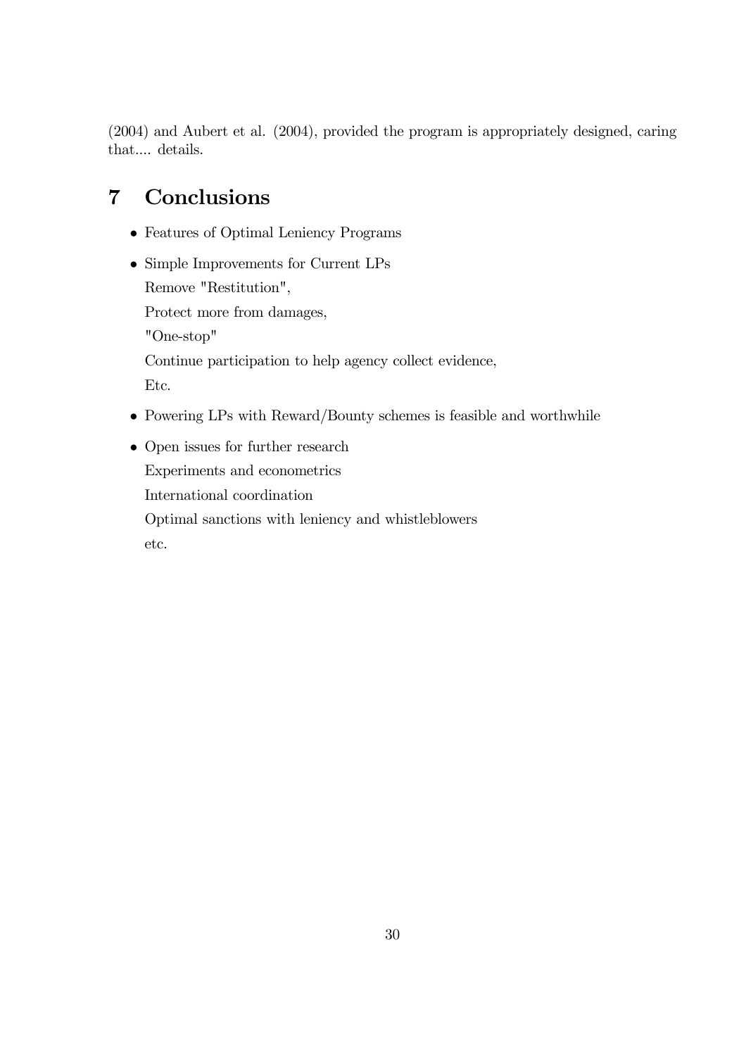(2004) and Aubert et al. (2004), provided the program is appropriately designed, caring that.... details.

# 7 Conclusions

- Features of Optimal Leniency Programs
- Simple Improvements for Current LPs

  Remove "Restitution",

  Protect more from damages,

  "One-stop"

  Continue participation to help agency collect evidence,

  Etc.
- Powering LPs with Reward/Bounty schemes is feasible and worthwhile
- Open issues for further research

  Experiments and econometrics

  International coordination

  Optimal sanctions with leniency and whistleblowers

  etc.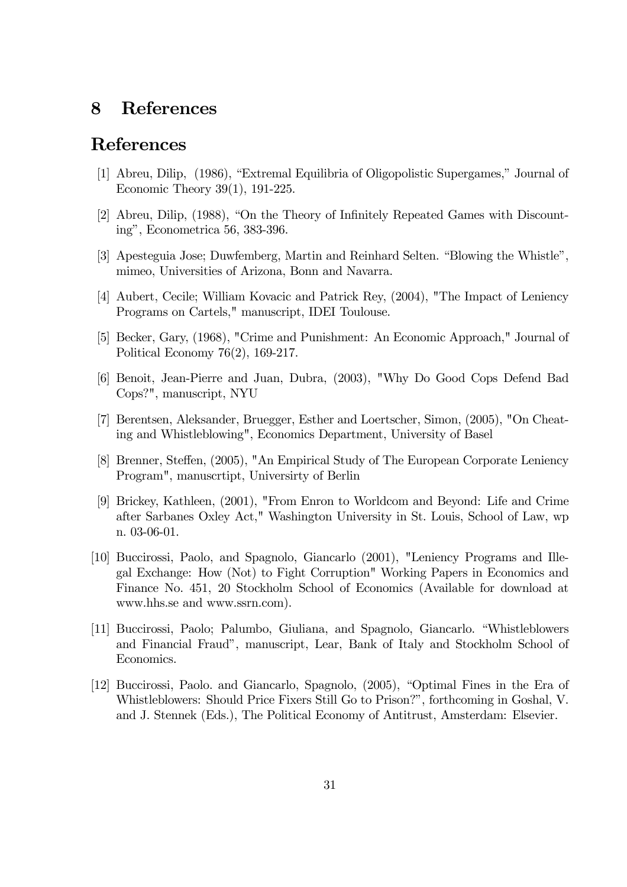# 8 References

# References

[1] Abreu, Dilip, (1986), "Extremal Equilibria of Oligopolistic Supergames," Journal of Economic Theory 39(1), 191-225.

[2] Abreu, Dilip, (1988), "On the Theory of Infinitely Repeated Games with Discounting", Econometrica 56, 383-396.

[3] Apesteguia Jose; Duwfemberg, Martin and Reinhard Selten. "Blowing the Whistle", mimeo, Universities of Arizona, Bonn and Navarra.

[4] Aubert, Cecile; William Kovacic and Patrick Rey, (2004), "The Impact of Leniency Programs on Cartels," manuscript, IDEI Toulouse.

[5] Becker, Gary, (1968), "Crime and Punishment: An Economic Approach," Journal of Political Economy 76(2), 169-217.

[6] Benoit, Jean-Pierre and Juan, Dubra, (2003), "Why Do Good Cops Defend Bad Cops?", manuscript, NYU

[7] Berentsen, Aleksander, Bruegger, Esther and Loertscher, Simon, (2005), "On Cheating and Whistleblowing", Economics Department, University of Basel

[8] Brenner, Steffen, (2005), "An Empirical Study of The European Corporate Leniency Program", manuscrtipt, Universirty of Berlin

[9] Brickey, Kathleen, (2001), "From Enron to Worldcom and Beyond: Life and Crime after Sarbanes Oxley Act," Washington University in St. Louis, School of Law, wp n. 03-06-01.

[10] Buccirossi, Paolo, and Spagnolo, Giancarlo (2001), "Leniency Programs and Illegal Exchange: How (Not) to Fight Corruption" Working Papers in Economics and Finance No. 451, 20 Stockholm School of Economics (Available for download at www.hhs.se and www.ssrn.com).

[11] Buccirossi, Paolo; Palumbo, Giuliana, and Spagnolo, Giancarlo. "Whistleblowers and Financial Fraud", manuscript, Lear, Bank of Italy and Stockholm School of Economics.

[12] Buccirossi, Paolo. and Giancarlo, Spagnolo, (2005), "Optimal Fines in the Era of Whistleblowers: Should Price Fixers Still Go to Prison?", forthcoming in Goshal, V. and J. Stennek (Eds.), The Political Economy of Antitrust, Amsterdam: Elsevier.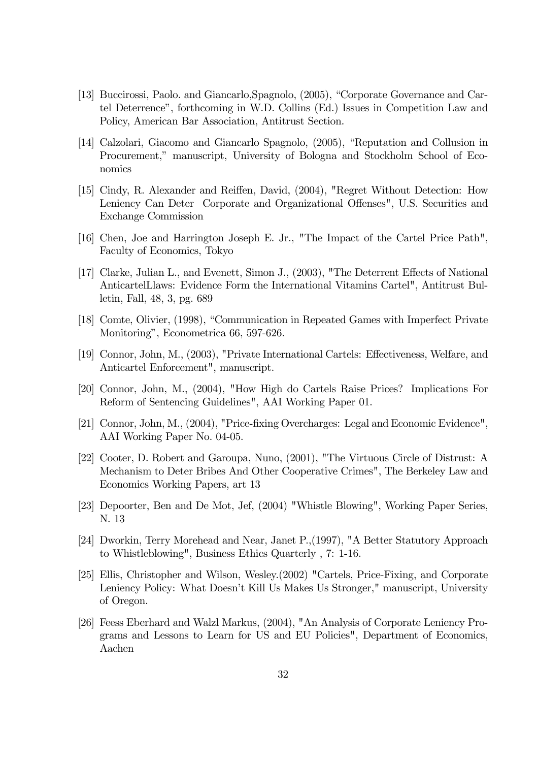[13] Buccirossi, Paolo. and Giancarlo,Spagnolo, (2005), "Corporate Governance and Cartel Deterrence", forthcoming in W.D. Collins (Ed.) Issues in Competition Law and Policy, American Bar Association, Antitrust Section.

[14] Calzolari, Giacomo and Giancarlo Spagnolo, (2005), "Reputation and Collusion in Procurement," manuscript, University of Bologna and Stockholm School of Economics

[15] Cindy, R. Alexander and Reiffen, David, (2004), "Regret Without Detection: How Leniency Can Deter Corporate and Organizational Offenses", U.S. Securities and Exchange Commission

[16] Chen, Joe and Harrington Joseph E. Jr., "The Impact of the Cartel Price Path", Faculty of Economics, Tokyo

[17] Clarke, Julian L., and Evenett, Simon J., (2003), "The Deterrent Effects of National AnticartelLlaws: Evidence Form the International Vitamins Cartel", Antitrust Bulletin, Fall, 48, 3, pg. 689

[18] Comte, Olivier, (1998), "Communication in Repeated Games with Imperfect Private Monitoring", Econometrica 66, 597-626.

[19] Connor, John, M., (2003), "Private International Cartels: Effectiveness, Welfare, and Anticartel Enforcement", manuscript.

[20] Connor, John, M., (2004), "How High do Cartels Raise Prices? Implications For Reform of Sentencing Guidelines", AAI Working Paper 01.

[21] Connor, John, M., (2004), "Price-fixing Overcharges: Legal and Economic Evidence", AAI Working Paper No. 04-05.

[22] Cooter, D. Robert and Garoupa, Nuno, (2001), "The Virtuous Circle of Distrust: A Mechanism to Deter Bribes And Other Cooperative Crimes", The Berkeley Law and Economics Working Papers, art 13

[23] Depoorter, Ben and De Mot, Jef, (2004) "Whistle Blowing", Working Paper Series, N. 13

[24] Dworkin, Terry Morehead and Near, Janet P.,(1997), "A Better Statutory Approach to Whistleblowing", Business Ethics Quarterly , 7: 1-16.

[25] Ellis, Christopher and Wilson, Wesley.(2002) "Cartels, Price-Fixing, and Corporate Leniency Policy: What Doesn't Kill Us Makes Us Stronger," manuscript, University of Oregon.

[26] Feess Eberhard and Walzl Markus, (2004), "An Analysis of Corporate Leniency Programs and Lessons to Learn for US and EU Policies", Department of Economics, Aachen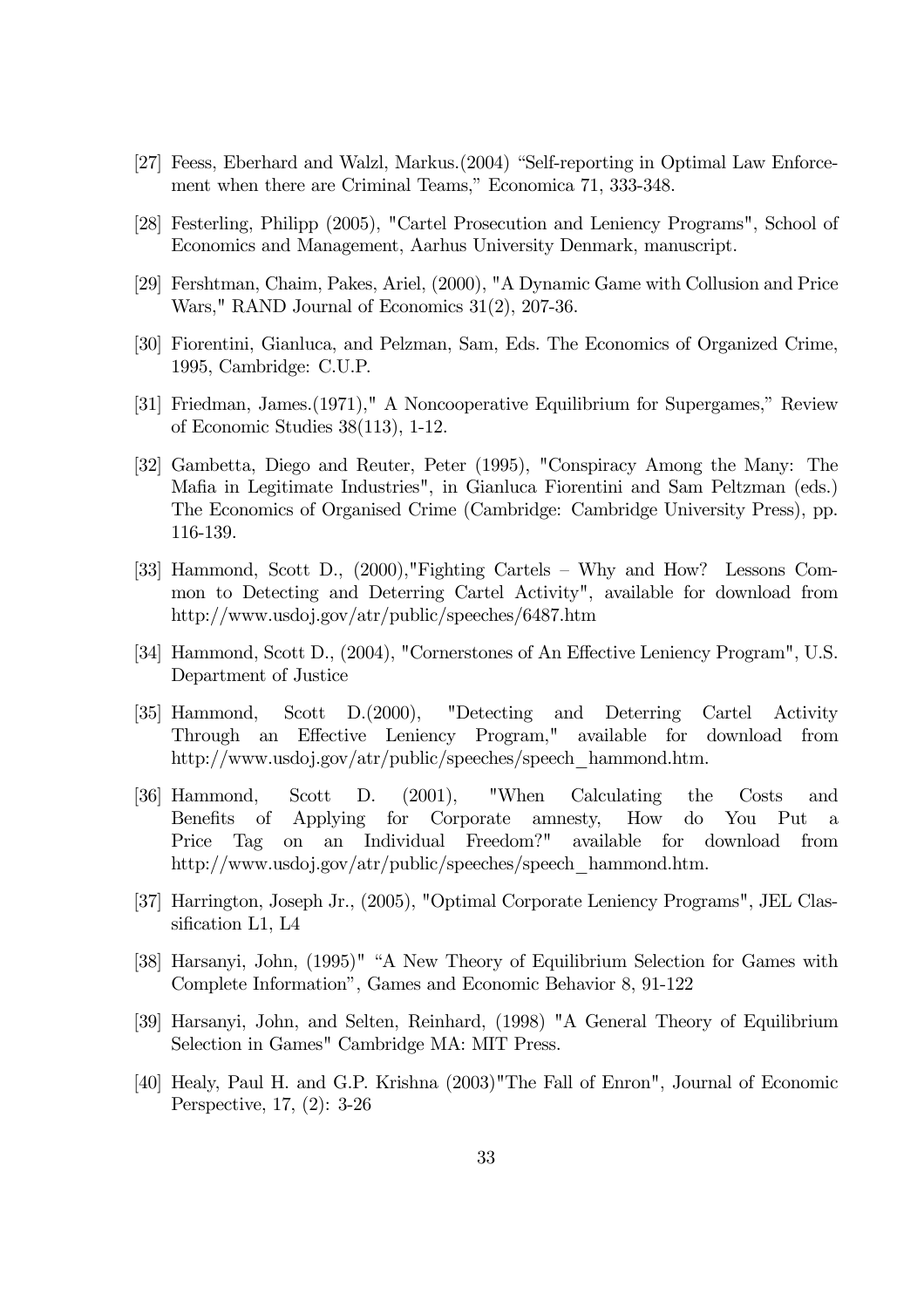[27] Feess, Eberhard and Walzl, Markus.(2004) “Self-reporting in Optimal Law Enforcement when there are Criminal Teams,” Economica 71, 333-348.

[28] Festerling, Philipp (2005), "Cartel Prosecution and Leniency Programs", School of Economics and Management, Aarhus University Denmark, manuscript.

[29] Fershtman, Chaim, Pakes, Ariel, (2000), "A Dynamic Game with Collusion and Price Wars," RAND Journal of Economics 31(2), 207-36.

[30] Fiorentini, Gianluca, and Pelzman, Sam, Eds. The Economics of Organized Crime, 1995, Cambridge: C.U.P.

[31] Friedman, James.(1971)," A Noncooperative Equilibrium for Supergames,” Review of Economic Studies 38(113), 1-12.

[32] Gambetta, Diego and Reuter, Peter (1995), "Conspiracy Among the Many: The Mafia in Legitimate Industries", in Gianluca Fiorentini and Sam Peltzman (eds.) The Economics of Organised Crime (Cambridge: Cambridge University Press), pp. 116-139.

[33] Hammond, Scott D., (2000),"Fighting Cartels – Why and How? Lessons Common to Detecting and Deterring Cartel Activity", available for download from http://www.usdoj.gov/atr/public/speeches/6487.htm

[34] Hammond, Scott D., (2004), "Cornerstones of An Effective Leniency Program", U.S. Department of Justice

[35] Hammond, Scott D.(2000), "Detecting and Deterring Cartel Activity Through an Effective Leniency Program," available for download from http://www.usdoj.gov/atr/public/speeches/speech_hammond.htm.

[36] Hammond, Scott D. (2001), "When Calculating the Costs and Benefits of Applying for Corporate amnesty, How do You Put a Price Tag on an Individual Freedom?" available for download from http://www.usdoj.gov/atr/public/speeches/speech_hammond.htm.

[37] Harrington, Joseph Jr., (2005), "Optimal Corporate Leniency Programs", JEL Classification L1, L4

[38] Harsanyi, John, (1995)" “A New Theory of Equilibrium Selection for Games with Complete Information”, Games and Economic Behavior 8, 91-122

[39] Harsanyi, John, and Selten, Reinhard, (1998) "A General Theory of Equilibrium Selection in Games" Cambridge MA: MIT Press.

[40] Healy, Paul H. and G.P. Krishna (2003)"The Fall of Enron", Journal of Economic Perspective, 17, (2): 3-26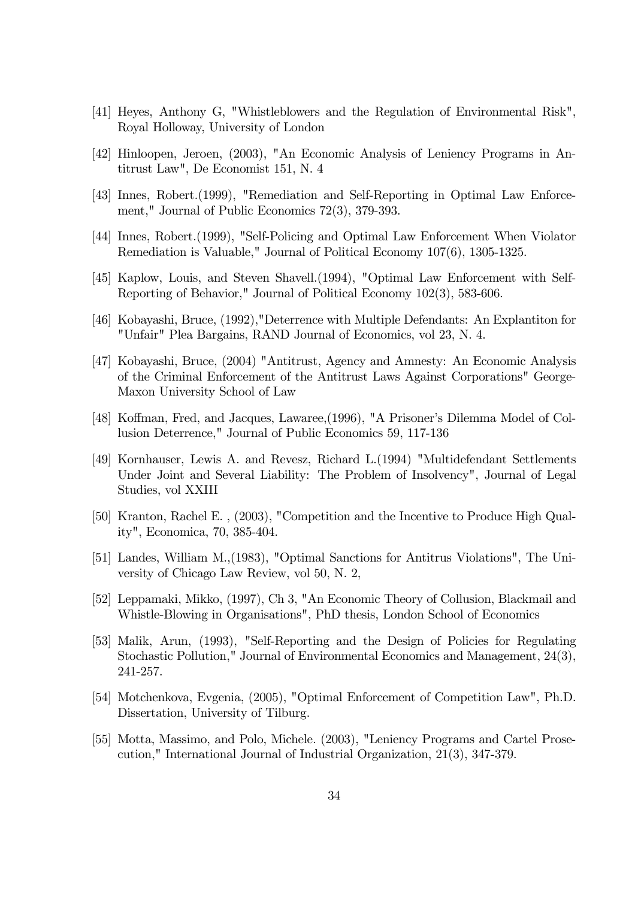[41] Heyes, Anthony G, "Whistleblowers and the Regulation of Environmental Risk", Royal Holloway, University of London

[42] Hinloopen, Jeroen, (2003), "An Economic Analysis of Leniency Programs in Antitrust Law", De Economist 151, N. 4

[43] Innes, Robert.(1999), "Remediation and Self-Reporting in Optimal Law Enforcement," Journal of Public Economics 72(3), 379-393.

[44] Innes, Robert.(1999), "Self-Policing and Optimal Law Enforcement When Violator Remediation is Valuable," Journal of Political Economy 107(6), 1305-1325.

[45] Kaplow, Louis, and Steven Shavell.(1994), "Optimal Law Enforcement with Self-Reporting of Behavior," Journal of Political Economy 102(3), 583-606.

[46] Kobayashi, Bruce, (1992),"Deterrence with Multiple Defendants: An Explantiton for "Unfair" Plea Bargains, RAND Journal of Economics, vol 23, N. 4.

[47] Kobayashi, Bruce, (2004) "Antitrust, Agency and Amnesty: An Economic Analysis of the Criminal Enforcement of the Antitrust Laws Against Corporations" George-Maxon University School of Law

[48] Koffman, Fred, and Jacques, Lawaree,(1996), "A Prisoner's Dilemma Model of Collusion Deterrence," Journal of Public Economics 59, 117-136

[49] Kornhauser, Lewis A. and Revesz, Richard L.(1994) "Multidefendant Settlements Under Joint and Several Liability: The Problem of Insolvency", Journal of Legal Studies, vol XXIII

[50] Kranton, Rachel E. , (2003), "Competition and the Incentive to Produce High Quality", Economica, 70, 385-404.

[51] Landes, William M.,(1983), "Optimal Sanctions for Antitrus Violations", The University of Chicago Law Review, vol 50, N. 2,

[52] Leppamaki, Mikko, (1997), Ch 3, "An Economic Theory of Collusion, Blackmail and Whistle-Blowing in Organisations", PhD thesis, London School of Economics

[53] Malik, Arun, (1993), "Self-Reporting and the Design of Policies for Regulating Stochastic Pollution," Journal of Environmental Economics and Management, 24(3), 241-257.

[54] Motchenkova, Evgenia, (2005), "Optimal Enforcement of Competition Law", Ph.D. Dissertation, University of Tilburg.

[55] Motta, Massimo, and Polo, Michele. (2003), "Leniency Programs and Cartel Prosecution," International Journal of Industrial Organization, 21(3), 347-379.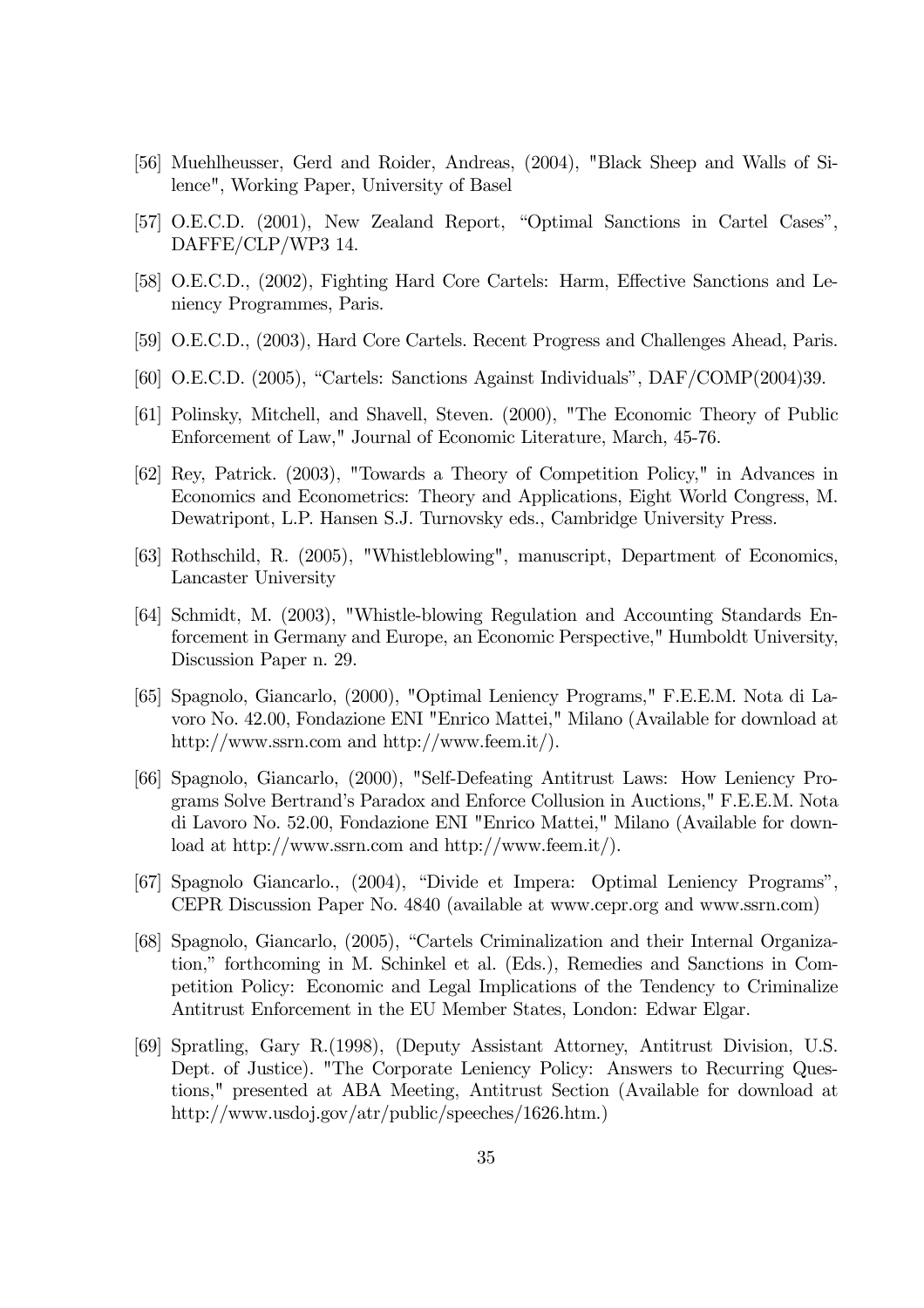[56] Muehlheusser, Gerd and Roider, Andreas, (2004), "Black Sheep and Walls of Silence", Working Paper, University of Basel

[57] O.E.C.D. (2001), New Zealand Report, "Optimal Sanctions in Cartel Cases", DAFFE/CLP/WP3 14.

[58] O.E.C.D., (2002), Fighting Hard Core Cartels: Harm, Effective Sanctions and Leniency Programmes, Paris.

[59] O.E.C.D., (2003), Hard Core Cartels. Recent Progress and Challenges Ahead, Paris.

[60] O.E.C.D. (2005), "Cartels: Sanctions Against Individuals", DAF/COMP(2004)39.

[61] Polinsky, Mitchell, and Shavell, Steven. (2000), "The Economic Theory of Public Enforcement of Law," Journal of Economic Literature, March, 45-76.

[62] Rey, Patrick. (2003), "Towards a Theory of Competition Policy," in Advances in Economics and Econometrics: Theory and Applications, Eight World Congress, M. Dewatripont, L.P. Hansen S.J. Turnovsky eds., Cambridge University Press.

[63] Rothschild, R. (2005), "Whistleblowing", manuscript, Department of Economics, Lancaster University

[64] Schmidt, M. (2003), "Whistle-blowing Regulation and Accounting Standards Enforcement in Germany and Europe, an Economic Perspective," Humboldt University, Discussion Paper n. 29.

[65] Spagnolo, Giancarlo, (2000), "Optimal Leniency Programs," F.E.E.M. Nota di Lavoro No. 42.00, Fondazione ENI "Enrico Mattei," Milano (Available for download at http://www.ssrn.com and http://www.feem.it/).

[66] Spagnolo, Giancarlo, (2000), "Self-Defeating Antitrust Laws: How Leniency Programs Solve Bertrand's Paradox and Enforce Collusion in Auctions," F.E.E.M. Nota di Lavoro No. 52.00, Fondazione ENI "Enrico Mattei," Milano (Available for download at http://www.ssrn.com and http://www.feem.it/).

[67] Spagnolo Giancarlo., (2004), "Divide et Impera: Optimal Leniency Programs", CEPR Discussion Paper No. 4840 (available at www.cepr.org and www.ssrn.com)

[68] Spagnolo, Giancarlo, (2005), "Cartels Criminalization and their Internal Organization," forthcoming in M. Schinkel et al. (Eds.), Remedies and Sanctions in Competition Policy: Economic and Legal Implications of the Tendency to Criminalize Antitrust Enforcement in the EU Member States, London: Edwar Elgar.

[69] Spratling, Gary R.(1998), (Deputy Assistant Attorney, Antitrust Division, U.S. Dept. of Justice). "The Corporate Leniency Policy: Answers to Recurring Questions," presented at ABA Meeting, Antitrust Section (Available for download at http://www.usdoj.gov/atr/public/speeches/1626.htm.)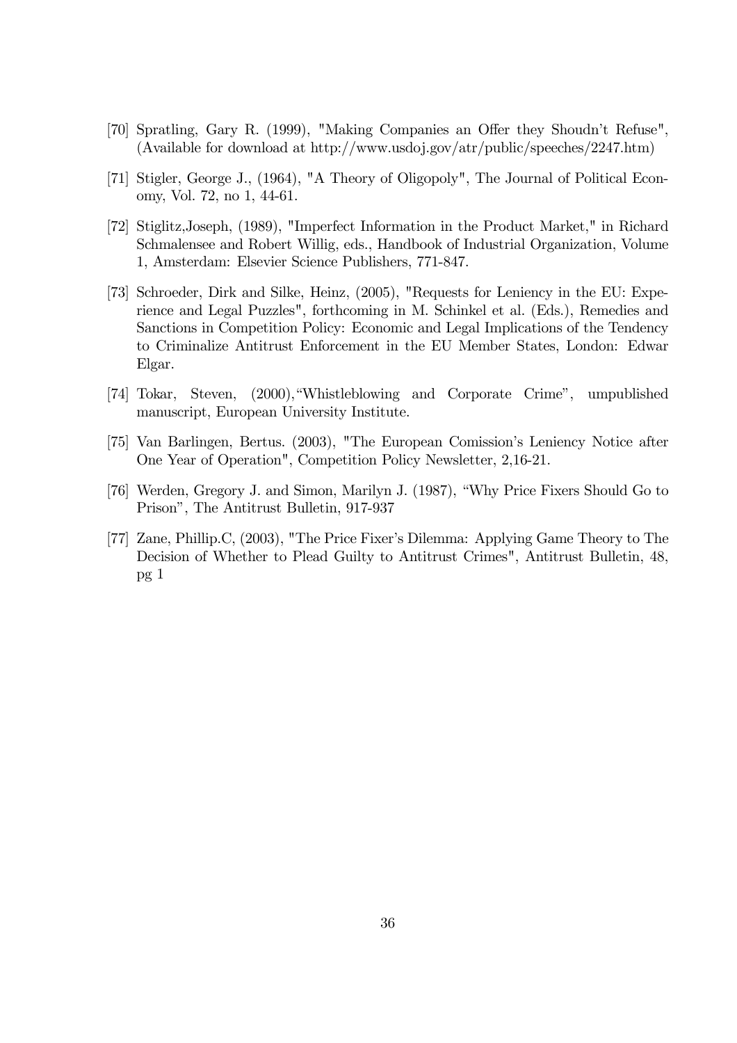[70] Spratling, Gary R. (1999), "Making Companies an Offer they Shoudn't Refuse", (Available for download at http://www.usdoj.gov/atr/public/speeches/2247.htm)

[71] Stigler, George J., (1964), "A Theory of Oligopoly", The Journal of Political Economy, Vol. 72, no 1, 44-61.

[72] Stiglitz,Joseph, (1989), "Imperfect Information in the Product Market," in Richard Schmalensee and Robert Willig, eds., Handbook of Industrial Organization, Volume 1, Amsterdam: Elsevier Science Publishers, 771-847.

[73] Schroeder, Dirk and Silke, Heinz, (2005), "Requests for Leniency in the EU: Experience and Legal Puzzles", forthcoming in M. Schinkel et al. (Eds.), Remedies and Sanctions in Competition Policy: Economic and Legal Implications of the Tendency to Criminalize Antitrust Enforcement in the EU Member States, London: Edwar Elgar.

[74] Tokar, Steven, (2000),"Whistleblowing and Corporate Crime", umpublished manuscript, European University Institute.

[75] Van Barlingen, Bertus. (2003), "The European Comission's Leniency Notice after One Year of Operation", Competition Policy Newsletter, 2,16-21.

[76] Werden, Gregory J. and Simon, Marilyn J. (1987), "Why Price Fixers Should Go to Prison", The Antitrust Bulletin, 917-937

[77] Zane, Phillip.C, (2003), "The Price Fixer's Dilemma: Applying Game Theory to The Decision of Whether to Plead Guilty to Antitrust Crimes", Antitrust Bulletin, 48, pg 1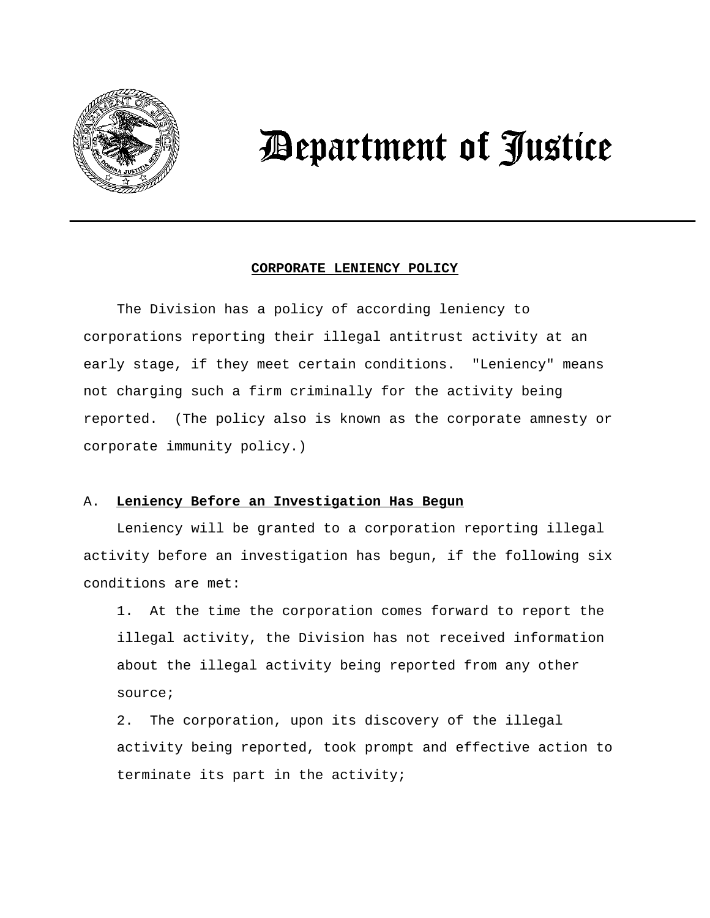# Department of Justice

## CORPORATE LENIENCY POLICY

The Division has a policy of according leniency to corporations reporting their illegal antitrust activity at an early stage, if they meet certain conditions. "Leniency" means not charging such a firm criminally for the activity being reported. (The policy also is known as the corporate amnesty or corporate immunity policy.)

### A. **Leniency Before an Investigation Has Begun**

Leniency will be granted to a corporation reporting illegal activity before an investigation has begun, if the following six conditions are met:

1. At the time the corporation comes forward to report the illegal activity, the Division has not received information about the illegal activity being reported from any other source;
2. The corporation, upon its discovery of the illegal activity being reported, took prompt and effective action to terminate its part in the activity;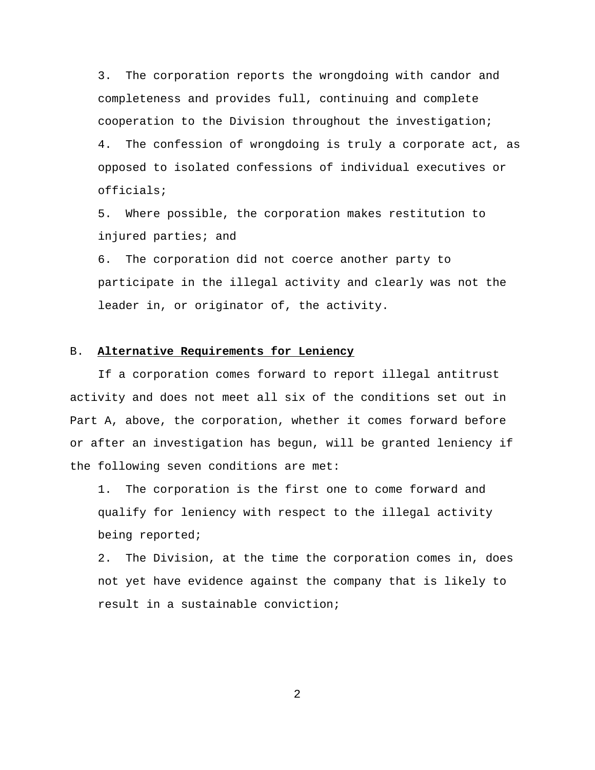3. The corporation reports the wrongdoing with candor and completeness and provides full, continuing and complete cooperation to the Division throughout the investigation;

4. The confession of wrongdoing is truly a corporate act, as opposed to isolated confessions of individual executives or officials;

5. Where possible, the corporation makes restitution to injured parties; and

6. The corporation did not coerce another party to participate in the illegal activity and clearly was not the leader in, or originator of, the activity.

### B. **Alternative Requirements for Leniency**

If a corporation comes forward to report illegal antitrust activity and does not meet all six of the conditions set out in Part A, above, the corporation, whether it comes forward before or after an investigation has begun, will be granted leniency if the following seven conditions are met:

1. The corporation is the first one to come forward and qualify for leniency with respect to the illegal activity being reported;

2. The Division, at the time the corporation comes in, does not yet have evidence against the company that is likely to result in a sustainable conviction;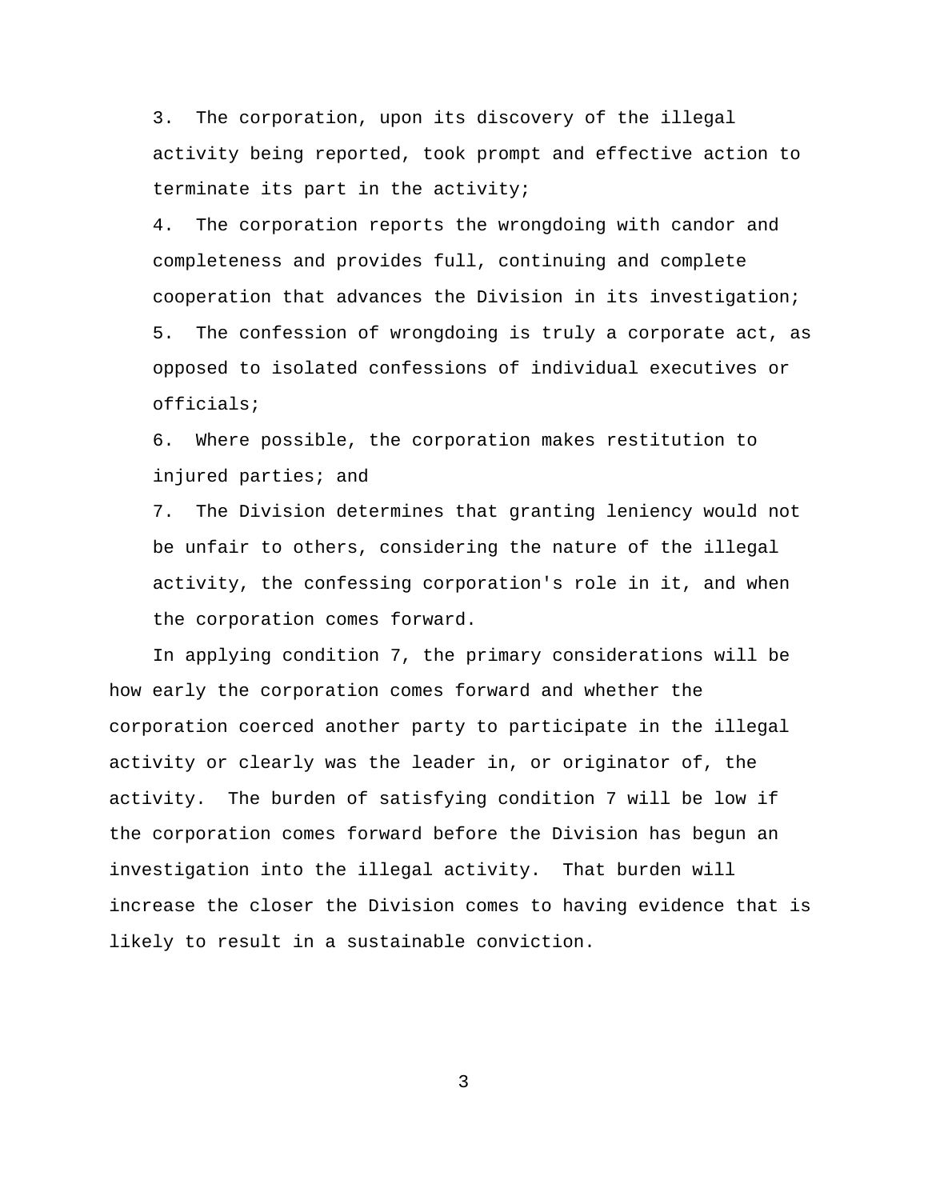3. The corporation, upon its discovery of the illegal activity being reported, took prompt and effective action to terminate its part in the activity;

4. The corporation reports the wrongdoing with candor and completeness and provides full, continuing and complete cooperation that advances the Division in its investigation;

5. The confession of wrongdoing is truly a corporate act, as opposed to isolated confessions of individual executives or officials;

6. Where possible, the corporation makes restitution to injured parties; and

7. The Division determines that granting leniency would not be unfair to others, considering the nature of the illegal activity, the confessing corporation's role in it, and when the corporation comes forward.

In applying condition 7, the primary considerations will be how early the corporation comes forward and whether the corporation coerced another party to participate in the illegal activity or clearly was the leader in, or originator of, the activity. The burden of satisfying condition 7 will be low if the corporation comes forward before the Division has begun an investigation into the illegal activity. That burden will increase the closer the Division comes to having evidence that is likely to result in a sustainable conviction.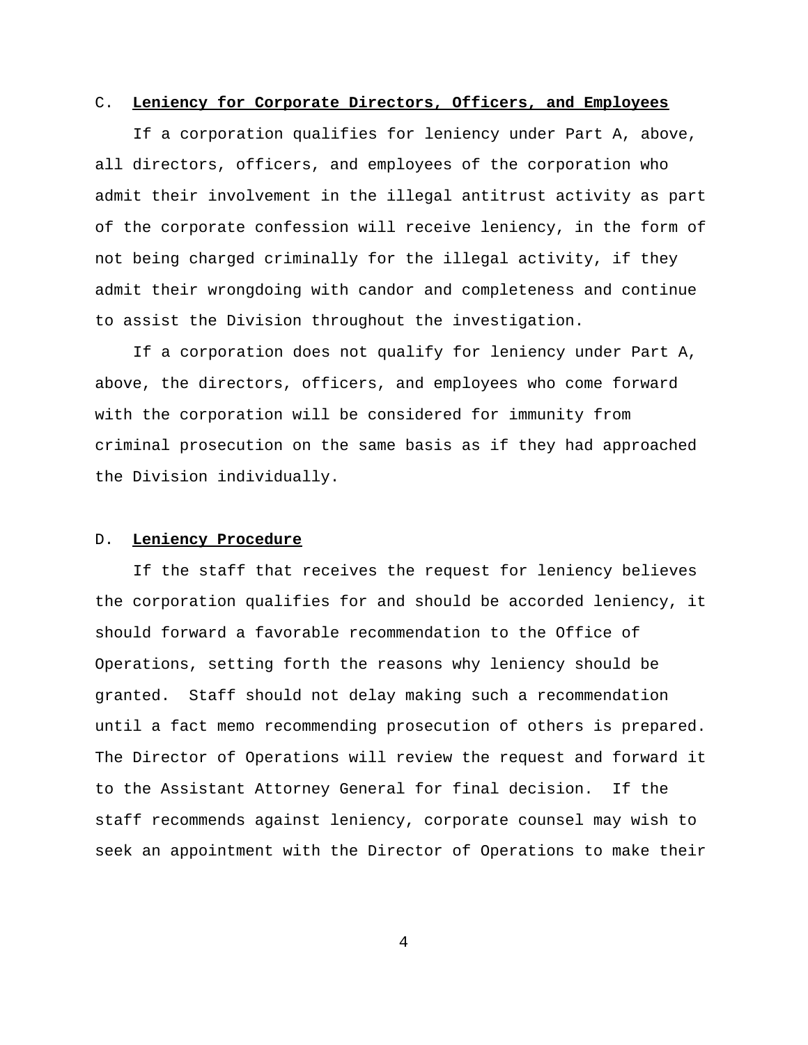### C. **Leniency for Corporate Directors, Officers, and Employees**

If a corporation qualifies for leniency under Part A, above, all directors, officers, and employees of the corporation who admit their involvement in the illegal antitrust activity as part of the corporate confession will receive leniency, in the form of not being charged criminally for the illegal activity, if they admit their wrongdoing with candor and completeness and continue to assist the Division throughout the investigation.

If a corporation does not qualify for leniency under Part A, above, the directors, officers, and employees who come forward with the corporation will be considered for immunity from criminal prosecution on the same basis as if they had approached the Division individually.

### D. **Leniency Procedure**

If the staff that receives the request for leniency believes the corporation qualifies for and should be accorded leniency, it should forward a favorable recommendation to the Office of Operations, setting forth the reasons why leniency should be granted. Staff should not delay making such a recommendation until a fact memo recommending prosecution of others is prepared. The Director of Operations will review the request and forward it to the Assistant Attorney General for final decision. If the staff recommends against leniency, corporate counsel may wish to seek an appointment with the Director of Operations to make their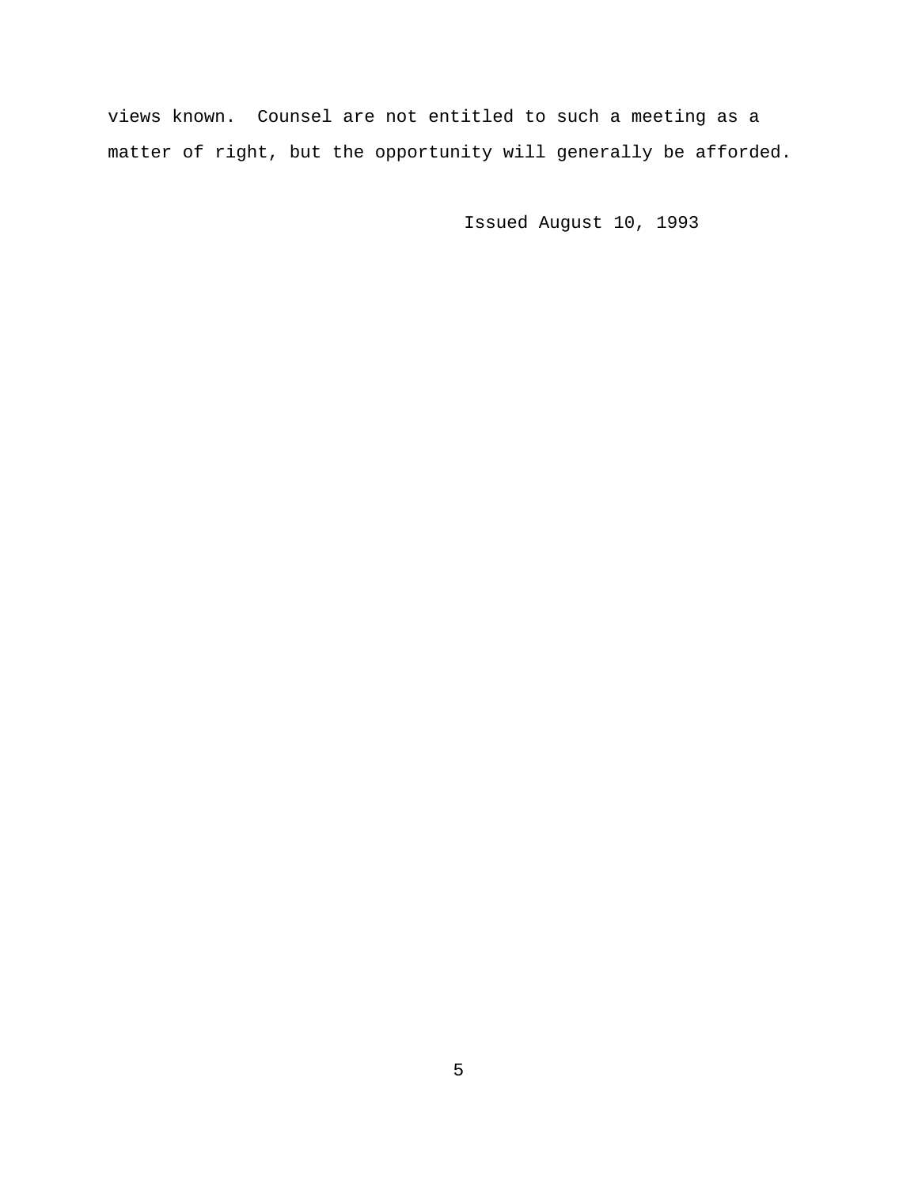views known. Counsel are not entitled to such a meeting as a matter of right, but the opportunity will generally be afforded.

Issued August 10, 1993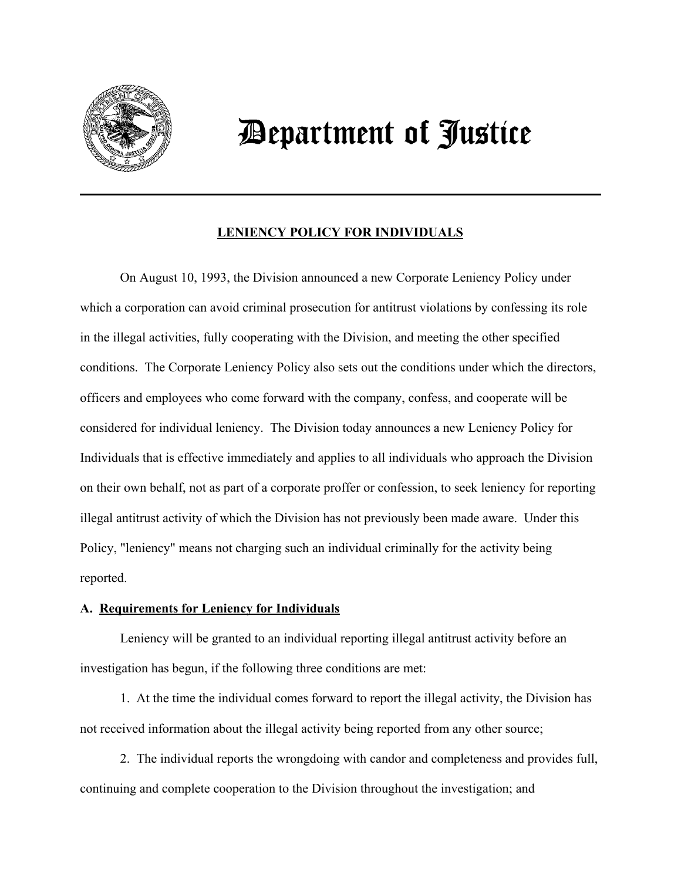# Department of Justice

## LENIENCY POLICY FOR INDIVIDUALS

On August 10, 1993, the Division announced a new Corporate Leniency Policy under which a corporation can avoid criminal prosecution for antitrust violations by confessing its role in the illegal activities, fully cooperating with the Division, and meeting the other specified conditions. The Corporate Leniency Policy also sets out the conditions under which the directors, officers and employees who come forward with the company, confess, and cooperate will be considered for individual leniency. The Division today announces a new Leniency Policy for Individuals that is effective immediately and applies to all individuals who approach the Division on their own behalf, not as part of a corporate proffer or confession, to seek leniency for reporting illegal antitrust activity of which the Division has not previously been made aware. Under this Policy, "leniency" means not charging such an individual criminally for the activity being reported.

### A. Requirements for Leniency for Individuals

Leniency will be granted to an individual reporting illegal antitrust activity before an investigation has begun, if the following three conditions are met:

1. At the time the individual comes forward to report the illegal activity, the Division has not received information about the illegal activity being reported from any other source;

2. The individual reports the wrongdoing with candor and completeness and provides full, continuing and complete cooperation to the Division throughout the investigation; and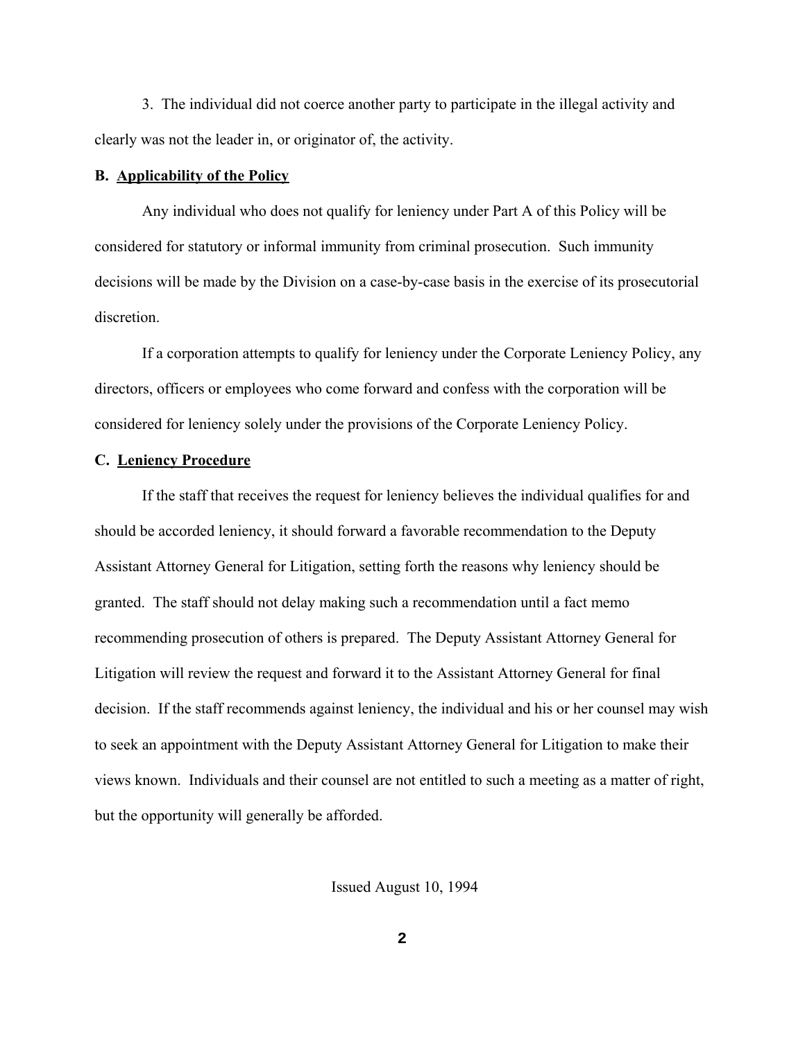3. The individual did not coerce another party to participate in the illegal activity and clearly was not the leader in, or originator of, the activity.

**B. Applicability of the Policy**

Any individual who does not qualify for leniency under Part A of this Policy will be considered for statutory or informal immunity from criminal prosecution. Such immunity decisions will be made by the Division on a case-by-case basis in the exercise of its prosecutorial discretion.

If a corporation attempts to qualify for leniency under the Corporate Leniency Policy, any directors, officers or employees who come forward and confess with the corporation will be considered for leniency solely under the provisions of the Corporate Leniency Policy.

**C. Leniency Procedure**

If the staff that receives the request for leniency believes the individual qualifies for and should be accorded leniency, it should forward a favorable recommendation to the Deputy Assistant Attorney General for Litigation, setting forth the reasons why leniency should be granted. The staff should not delay making such a recommendation until a fact memo recommending prosecution of others is prepared. The Deputy Assistant Attorney General for Litigation will review the request and forward it to the Assistant Attorney General for final decision. If the staff recommends against leniency, the individual and his or her counsel may wish to seek an appointment with the Deputy Assistant Attorney General for Litigation to make their views known. Individuals and their counsel are not entitled to such a meeting as a matter of right, but the opportunity will generally be afforded.

Issued August 10, 1994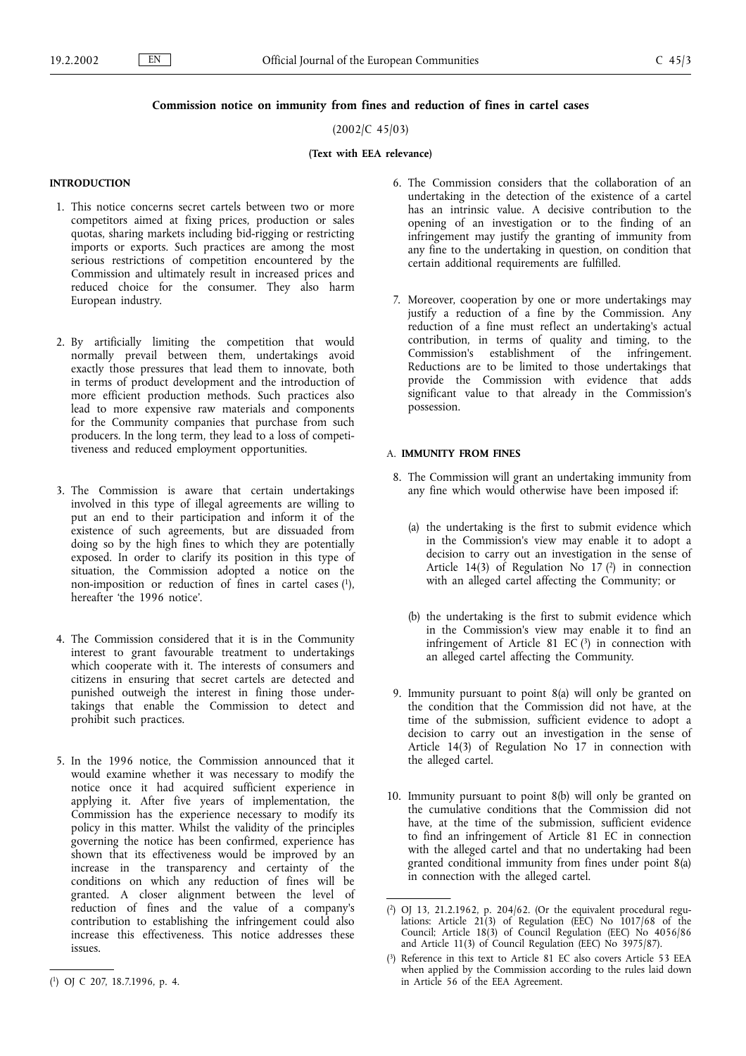# Commission notice on immunity from fines and reduction of fines in cartel cases

(2002/C 45/03)

**(Text with EEA relevance)**

## INTRODUCTION

1. This notice concerns secret cartels between two or more competitors aimed at fixing prices, production or sales quotas, sharing markets including bid-rigging or restricting imports or exports. Such practices are among the most serious restrictions of competition encountered by the Commission and ultimately result in increased prices and reduced choice for the consumer. They also harm European industry.

2. By artificially limiting the competition that would normally prevail between them, undertakings avoid exactly those pressures that lead them to innovate, both in terms of product development and the introduction of more efficient production methods. Such practices also lead to more expensive raw materials and components for the Community companies that purchase from such producers. In the long term, they lead to a loss of competitiveness and reduced employment opportunities.

3. The Commission is aware that certain undertakings involved in this type of illegal agreements are willing to put an end to their participation and inform it of the existence of such agreements, but are dissuaded from doing so by the high fines to which they are potentially exposed. In order to clarify its position in this type of situation, the Commission adopted a notice on the non-imposition or reduction of fines in cartel cases [1], hereafter 'the 1996 notice'.

4. The Commission considered that it is in the Community interest to grant favourable treatment to undertakings which cooperate with it. The interests of consumers and citizens in ensuring that secret cartels are detected and punished outweigh the interest in fining those undertakings that enable the Commission to detect and prohibit such practices.

5. In the 1996 notice, the Commission announced that it would examine whether it was necessary to modify the notice once it had acquired sufficient experience in applying it. After five years of implementation, the Commission has the experience necessary to modify its policy in this matter. Whilst the validity of the principles governing the notice has been confirmed, experience has shown that its effectiveness would be improved by an increase in the transparency and certainty of the conditions on which any reduction of fines will be granted. A closer alignment between the level of reduction of fines and the value of a company's contribution to establishing the infringement could also increase this effectiveness. This notice addresses these issues.

6. The Commission considers that the collaboration of an undertaking in the detection of the existence of a cartel has an intrinsic value. A decisive contribution to the opening of an investigation or to the finding of an infringement may justify the granting of immunity from any fine to the undertaking in question, on condition that certain additional requirements are fulfilled.

7. Moreover, cooperation by one or more undertakings may justify a reduction of a fine by the Commission. Any reduction of a fine must reflect an undertaking's actual contribution, in terms of quality and timing, to the Commission's establishment of the infringement. Reductions are to be limited to those undertakings that provide the Commission with evidence that adds significant value to that already in the Commission's possession.

## A. IMMUNITY FROM FINES

8. The Commission will grant an undertaking immunity from any fine which would otherwise have been imposed if:

   (a) the undertaking is the first to submit evidence which in the Commission's view may enable it to adopt a decision to carry out an investigation in the sense of Article 14(3) of Regulation No 17 [2] in connection with an alleged cartel affecting the Community; or

   (b) the undertaking is the first to submit evidence which in the Commission's view may enable it to find an infringement of Article 81 EC [3] in connection with an alleged cartel affecting the Community.

9. Immunity pursuant to point 8(a) will only be granted on the condition that the Commission did not have, at the time of the submission, sufficient evidence to adopt a decision to carry out an investigation in the sense of Article 14(3) of Regulation No 17 in connection with the alleged cartel.

10. Immunity pursuant to point 8(b) will only be granted on the cumulative conditions that the Commission did not have, at the time of the submission, sufficient evidence to find an infringement of Article 81 EC in connection with the alleged cartel and that no undertaking had been granted conditional immunity from fines under point 8(a) in connection with the alleged cartel.

---

[1] OJ C 207, 18.7.1996, p. 4.

[2] OJ 13, 21.2.1962, p. 204/62. (Or the equivalent procedural regulations: Article 21(3) of Regulation (EEC) No 1017/68 of the Council; Article 18(3) of Council Regulation (EEC) No 4056/86 and Article 11(3) of Council Regulation (EEC) No 3975/87).

[3] Reference in this text to Article 81 EC also covers Article 53 EEA when applied by the Commission according to the rules laid down in Article 56 of the EEA Agreement.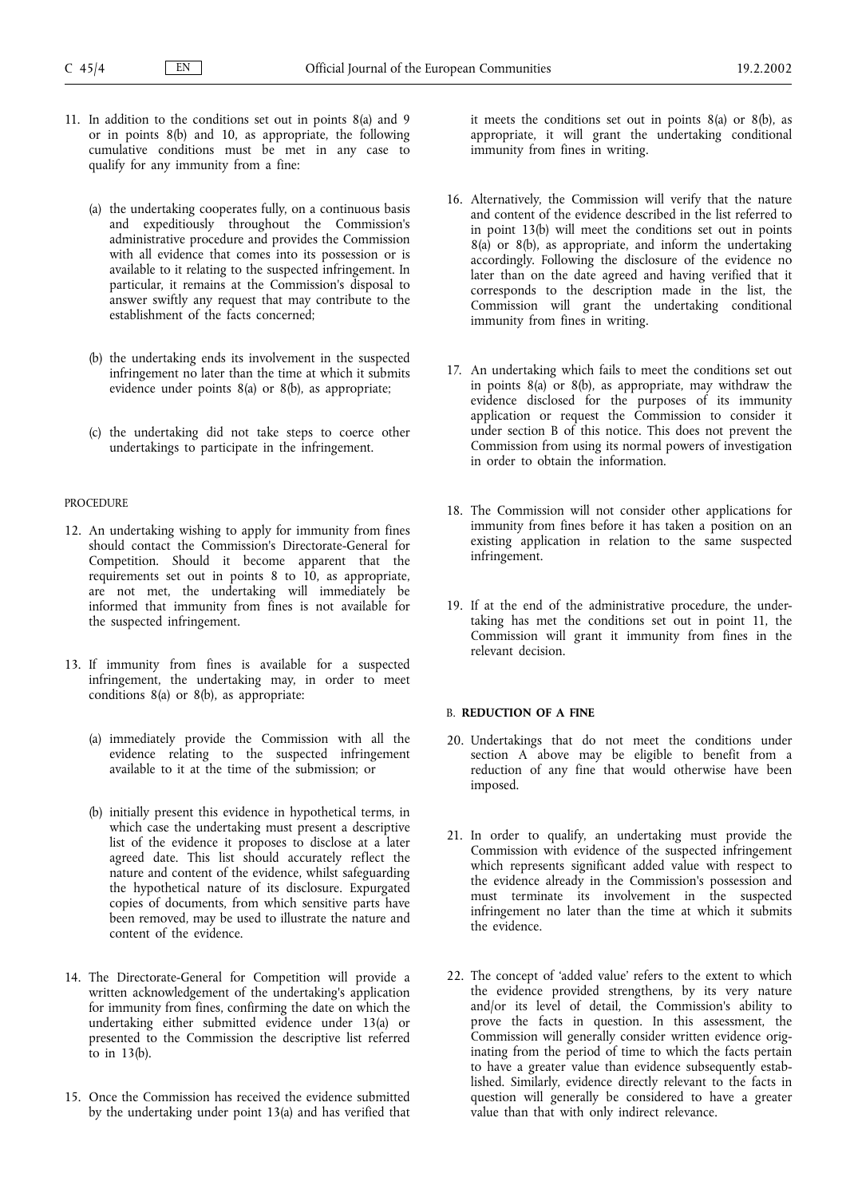11. In addition to the conditions set out in points 8(a) and 9 or in points 8(b) and 10, as appropriate, the following cumulative conditions must be met in any case to qualify for any immunity from a fine:

    (a) the undertaking cooperates fully, on a continuous basis and expeditiously throughout the Commission's administrative procedure and provides the Commission with all evidence that comes into its possession or is available to it relating to the suspected infringement. In particular, it remains at the Commission's disposal to answer swiftly any request that may contribute to the establishment of the facts concerned;

    (b) the undertaking ends its involvement in the suspected infringement no later than the time at which it submits evidence under points 8(a) or 8(b), as appropriate;

    (c) the undertaking did not take steps to coerce other undertakings to participate in the infringement.

PROCEDURE

12. An undertaking wishing to apply for immunity from fines should contact the Commission's Directorate-General for Competition. Should it become apparent that the requirements set out in points 8 to 10, as appropriate, are not met, the undertaking will immediately be informed that immunity from fines is not available for the suspected infringement.

13. If immunity from fines is available for a suspected infringement, the undertaking may, in order to meet conditions 8(a) or 8(b), as appropriate:

    (a) immediately provide the Commission with all the evidence relating to the suspected infringement available to it at the time of the submission; or

    (b) initially present this evidence in hypothetical terms, in which case the undertaking must present a descriptive list of the evidence it proposes to disclose at a later agreed date. This list should accurately reflect the nature and content of the evidence, whilst safeguarding the hypothetical nature of its disclosure. Expurgated copies of documents, from which sensitive parts have been removed, may be used to illustrate the nature and content of the evidence.

14. The Directorate-General for Competition will provide a written acknowledgement of the undertaking's application for immunity from fines, confirming the date on which the undertaking either submitted evidence under 13(a) or presented to the Commission the descriptive list referred to in 13(b).

15. Once the Commission has received the evidence submitted by the undertaking under point 13(a) and has verified that it meets the conditions set out in points 8(a) or 8(b), as appropriate, it will grant the undertaking conditional immunity from fines in writing.

16. Alternatively, the Commission will verify that the nature and content of the evidence described in the list referred to in point 13(b) will meet the conditions set out in points 8(a) or 8(b), as appropriate, and inform the undertaking accordingly. Following the disclosure of the evidence no later than on the date agreed and having verified that it corresponds to the description made in the list, the Commission will grant the undertaking conditional immunity from fines in writing.

17. An undertaking which fails to meet the conditions set out in points 8(a) or 8(b), as appropriate, may withdraw the evidence disclosed for the purposes of its immunity application or request the Commission to consider it under section B of this notice. This does not prevent the Commission from using its normal powers of investigation in order to obtain the information.

18. The Commission will not consider other applications for immunity from fines before it has taken a position on an existing application in relation to the same suspected infringement.

19. If at the end of the administrative procedure, the undertaking has met the conditions set out in point 11, the Commission will grant it immunity from fines in the relevant decision.

## B. REDUCTION OF A FINE

20. Undertakings that do not meet the conditions under section A above may be eligible to benefit from a reduction of any fine that would otherwise have been imposed.

21. In order to qualify, an undertaking must provide the Commission with evidence of the suspected infringement which represents significant added value with respect to the evidence already in the Commission's possession and must terminate its involvement in the suspected infringement no later than the time at which it submits the evidence.

22. The concept of 'added value' refers to the extent to which the evidence provided strengthens, by its very nature and/or its level of detail, the Commission's ability to prove the facts in question. In this assessment, the Commission will generally consider written evidence originating from the period of time to which the facts pertain to have a greater value than evidence subsequently established. Similarly, evidence directly relevant to the facts in question will generally be considered to have a greater value than that with only indirect relevance.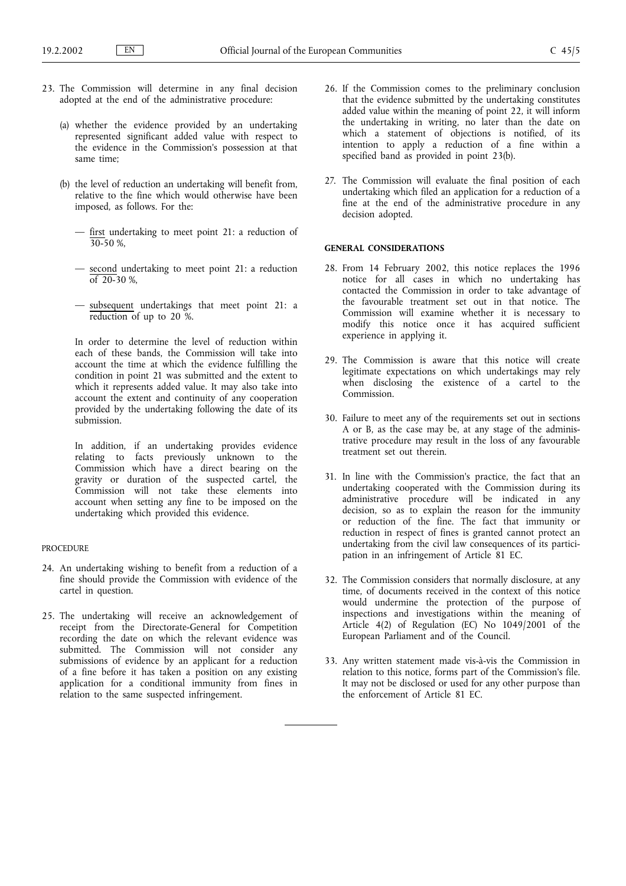23. The Commission will determine in any final decision adopted at the end of the administrative procedure:

    (a) whether the evidence provided by an undertaking represented significant added value with respect to the evidence in the Commission's possession at that same time;

    (b) the level of reduction an undertaking will benefit from, relative to the fine which would otherwise have been imposed, as follows. For the:

    — first undertaking to meet point 21: a reduction of 30-50 %,

    — second undertaking to meet point 21: a reduction of 20-30 %,

    — subsequent undertakings that meet point 21: a reduction of up to 20 %.

    In order to determine the level of reduction within each of these bands, the Commission will take into account the time at which the evidence fulfilling the condition in point 21 was submitted and the extent to which it represents added value. It may also take into account the extent and continuity of any cooperation provided by the undertaking following the date of its submission.

    In addition, if an undertaking provides evidence relating to facts previously unknown to the Commission which have a direct bearing on the gravity or duration of the suspected cartel, the Commission will not take these elements into account when setting any fine to be imposed on the undertaking which provided this evidence.

PROCEDURE

24. An undertaking wishing to benefit from a reduction of a fine should provide the Commission with evidence of the cartel in question.

25. The undertaking will receive an acknowledgement of receipt from the Directorate-General for Competition recording the date on which the relevant evidence was submitted. The Commission will not consider any submissions of evidence by an applicant for a reduction of a fine before it has taken a position on any existing application for a conditional immunity from fines in relation to the same suspected infringement.

26. If the Commission comes to the preliminary conclusion that the evidence submitted by the undertaking constitutes added value within the meaning of point 22, it will inform the undertaking in writing, no later than the date on which a statement of objections is notified, of its intention to apply a reduction of a fine within a specified band as provided in point 23(b).

27. The Commission will evaluate the final position of each undertaking which filed an application for a reduction of a fine at the end of the administrative procedure in any decision adopted.

**GENERAL CONSIDERATIONS**

28. From 14 February 2002, this notice replaces the 1996 notice for all cases in which no undertaking has contacted the Commission in order to take advantage of the favourable treatment set out in that notice. The Commission will examine whether it is necessary to modify this notice once it has acquired sufficient experience in applying it.

29. The Commission is aware that this notice will create legitimate expectations on which undertakings may rely when disclosing the existence of a cartel to the Commission.

30. Failure to meet any of the requirements set out in sections A or B, as the case may be, at any stage of the administrative procedure may result in the loss of any favourable treatment set out therein.

31. In line with the Commission's practice, the fact that an undertaking cooperated with the Commission during its administrative procedure will be indicated in any decision, so as to explain the reason for the immunity or reduction of the fine. The fact that immunity or reduction in respect of fines is granted cannot protect an undertaking from the civil law consequences of its participation in an infringement of Article 81 EC.

32. The Commission considers that normally disclosure, at any time, of documents received in the context of this notice would undermine the protection of the purpose of inspections and investigations within the meaning of Article 4(2) of Regulation (EC) No 1049/2001 of the European Parliament and of the Council.

33. Any written statement made vis-à-vis the Commission in relation to this notice, forms part of the Commission's file. It may not be disclosed or used for any other purpose than the enforcement of Article 81 EC.